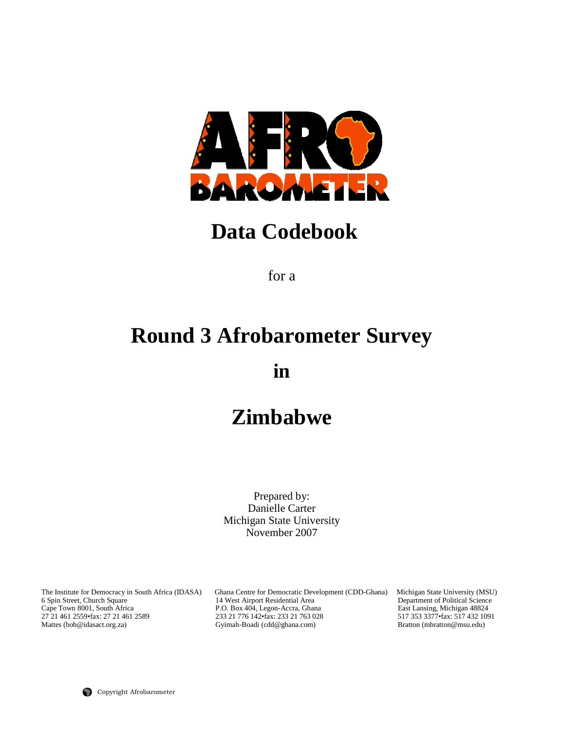# Data Codebook

for a

# Round 3 Afrobarometer Survey

# in

# Zimbabwe

Prepared by:
Danielle Carter
Michigan State University
November 2007

The Institute for Democracy in South Africa (IDASA)
6 Spin Street, Church Square
Cape Town 8001, South Africa
27 21 461 2559•fax: 27 21 461 2589
Mattes (bob@idasact.org.za)

Ghana Centre for Democratic Development (CDD-Ghana)
14 West Airport Residential Area
P.O. Box 404, Legon-Accra, Ghana
233 21 776 142•fax: 233 21 763 028
Gyimah-Boadi (cdd@ghana.com)

Michigan State University (MSU)
Department of Political Science
East Lansing, Michigan 48824
517 353 3377•fax: 517 432 1091
Bratton (mbratton@msu.edu)

Copyright Afrobarometer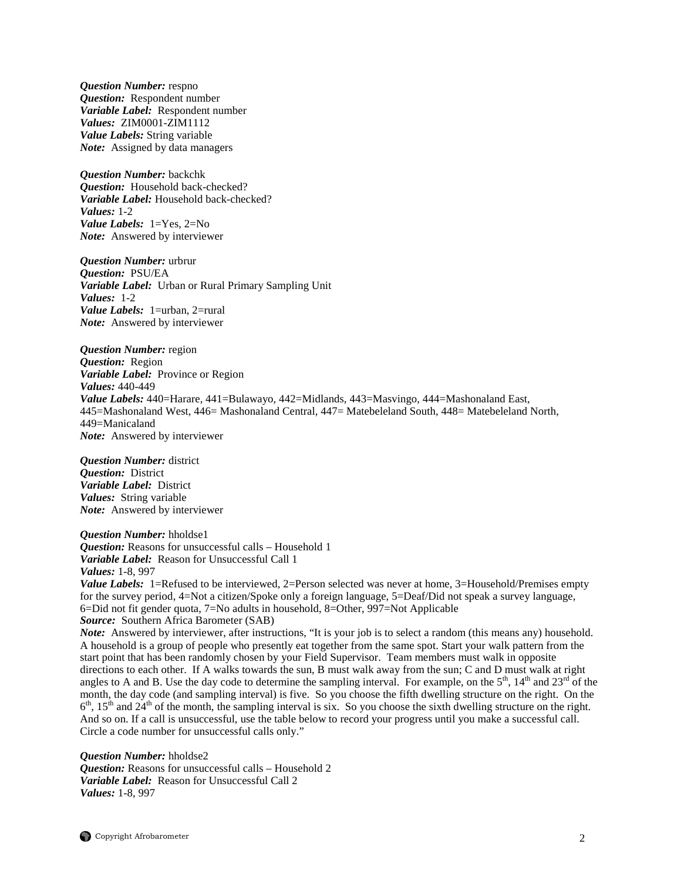***Question Number:*** respno
***Question:*** Respondent number
***Variable Label:*** Respondent number
***Values:*** ZIM0001-ZIM1112
***Value Labels:*** String variable
***Note:*** Assigned by data managers

***Question Number:*** backchk
***Question:*** Household back-checked?
***Variable Label:*** Household back-checked?
***Values:*** 1-2
***Value Labels:*** 1=Yes, 2=No
***Note:*** Answered by interviewer

***Question Number:*** urbrur
***Question:*** PSU/EA
***Variable Label:*** Urban or Rural Primary Sampling Unit
***Values:*** 1-2
***Value Labels:*** 1=urban, 2=rural
***Note:*** Answered by interviewer

***Question Number:*** region
***Question:*** Region
***Variable Label:*** Province or Region
***Values:*** 440-449
***Value Labels:*** 440=Harare, 441=Bulawayo, 442=Midlands, 443=Masvingo, 444=Mashonaland East, 445=Mashonaland West, 446= Mashonaland Central, 447= Matebeleland South, 448= Matebeleland North, 449=Manicaland
***Note:*** Answered by interviewer

***Question Number:*** district
***Question:*** District
***Variable Label:*** District
***Values:*** String variable
***Note:*** Answered by interviewer

***Question Number:*** hholdse1
***Question:*** Reasons for unsuccessful calls – Household 1
***Variable Label:*** Reason for Unsuccessful Call 1
***Values:*** 1-8, 997
***Value Labels:*** 1=Refused to be interviewed, 2=Person selected was never at home, 3=Household/Premises empty for the survey period, 4=Not a citizen/Spoke only a foreign language, 5=Deaf/Did not speak a survey language, 6=Did not fit gender quota, 7=No adults in household, 8=Other, 997=Not Applicable
***Source:*** Southern Africa Barometer (SAB)
***Note:*** Answered by interviewer, after instructions, "It is your job is to select a random (this means any) household. A household is a group of people who presently eat together from the same spot. Start your walk pattern from the start point that has been randomly chosen by your Field Supervisor. Team members must walk in opposite directions to each other. If A walks towards the sun, B must walk away from the sun; C and D must walk at right angles to A and B. Use the day code to determine the sampling interval. For example, on the 5th, 14th and 23rd of the month, the day code (and sampling interval) is five. So you choose the fifth dwelling structure on the right. On the 6th, 15th and 24th of the month, the sampling interval is six. So you choose the sixth dwelling structure on the right. And so on. If a call is unsuccessful, use the table below to record your progress until you make a successful call. Circle a code number for unsuccessful calls only."

***Question Number:*** hholdse2
***Question:*** Reasons for unsuccessful calls – Household 2
***Variable Label:*** Reason for Unsuccessful Call 2
***Values:*** 1-8, 997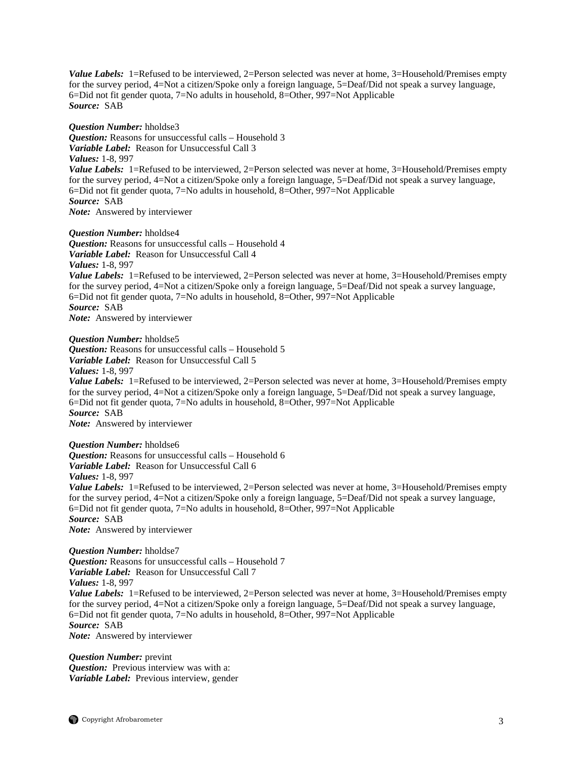***Value Labels:*** 1=Refused to be interviewed, 2=Person selected was never at home, 3=Household/Premises empty for the survey period, 4=Not a citizen/Spoke only a foreign language, 5=Deaf/Did not speak a survey language, 6=Did not fit gender quota, 7=No adults in household, 8=Other, 997=Not Applicable
***Source:*** SAB

***Question Number:*** hholdse3
***Question:*** Reasons for unsuccessful calls – Household 3
***Variable Label:*** Reason for Unsuccessful Call 3
***Values:*** 1-8, 997
***Value Labels:*** 1=Refused to be interviewed, 2=Person selected was never at home, 3=Household/Premises empty for the survey period, 4=Not a citizen/Spoke only a foreign language, 5=Deaf/Did not speak a survey language, 6=Did not fit gender quota, 7=No adults in household, 8=Other, 997=Not Applicable
***Source:*** SAB
***Note:*** Answered by interviewer

***Question Number:*** hholdse4
***Question:*** Reasons for unsuccessful calls – Household 4
***Variable Label:*** Reason for Unsuccessful Call 4
***Values:*** 1-8, 997
***Value Labels:*** 1=Refused to be interviewed, 2=Person selected was never at home, 3=Household/Premises empty for the survey period, 4=Not a citizen/Spoke only a foreign language, 5=Deaf/Did not speak a survey language, 6=Did not fit gender quota, 7=No adults in household, 8=Other, 997=Not Applicable
***Source:*** SAB
***Note:*** Answered by interviewer

***Question Number:*** hholdse5
***Question:*** Reasons for unsuccessful calls – Household 5
***Variable Label:*** Reason for Unsuccessful Call 5
***Values:*** 1-8, 997
***Value Labels:*** 1=Refused to be interviewed, 2=Person selected was never at home, 3=Household/Premises empty for the survey period, 4=Not a citizen/Spoke only a foreign language, 5=Deaf/Did not speak a survey language, 6=Did not fit gender quota, 7=No adults in household, 8=Other, 997=Not Applicable
***Source:*** SAB
***Note:*** Answered by interviewer

***Question Number:*** hholdse6
***Question:*** Reasons for unsuccessful calls – Household 6
***Variable Label:*** Reason for Unsuccessful Call 6
***Values:*** 1-8, 997
***Value Labels:*** 1=Refused to be interviewed, 2=Person selected was never at home, 3=Household/Premises empty for the survey period, 4=Not a citizen/Spoke only a foreign language, 5=Deaf/Did not speak a survey language, 6=Did not fit gender quota, 7=No adults in household, 8=Other, 997=Not Applicable
***Source:*** SAB
***Note:*** Answered by interviewer

***Question Number:*** hholdse7
***Question:*** Reasons for unsuccessful calls – Household 7
***Variable Label:*** Reason for Unsuccessful Call 7
***Values:*** 1-8, 997
***Value Labels:*** 1=Refused to be interviewed, 2=Person selected was never at home, 3=Household/Premises empty for the survey period, 4=Not a citizen/Spoke only a foreign language, 5=Deaf/Did not speak a survey language, 6=Did not fit gender quota, 7=No adults in household, 8=Other, 997=Not Applicable
***Source:*** SAB
***Note:*** Answered by interviewer

***Question Number:*** prevint
***Question:*** Previous interview was with a:
***Variable Label:*** Previous interview, gender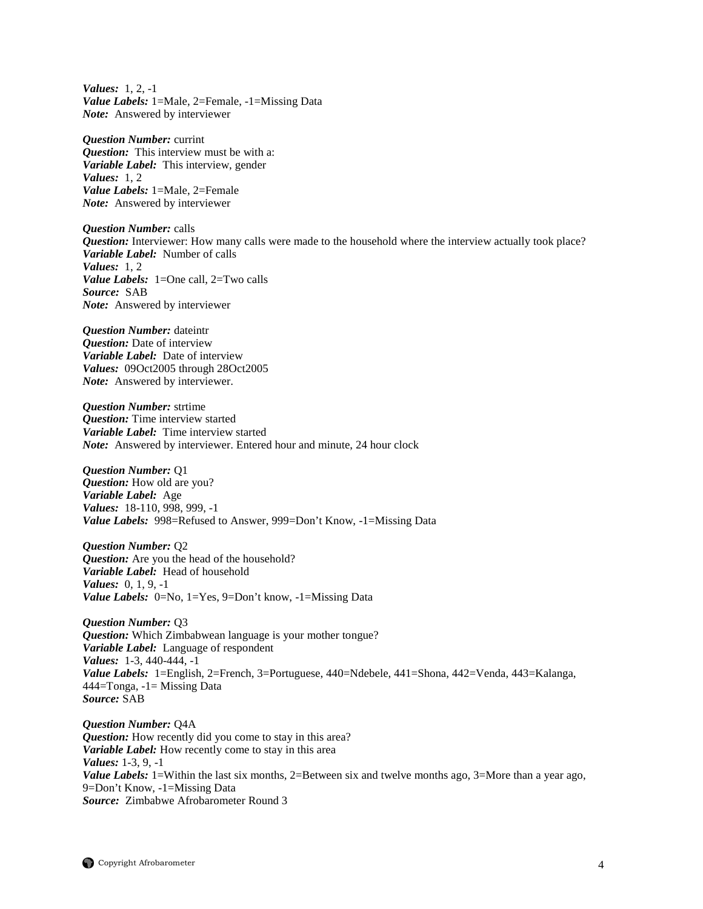***Values:*** 1, 2, -1
***Value Labels:*** 1=Male, 2=Female, -1=Missing Data
***Note:*** Answered by interviewer

***Question Number:*** currint
***Question:*** This interview must be with a:
***Variable Label:*** This interview, gender
***Values:*** 1, 2
***Value Labels:*** 1=Male, 2=Female
***Note:*** Answered by interviewer

***Question Number:*** calls
***Question:*** Interviewer: How many calls were made to the household where the interview actually took place?
***Variable Label:*** Number of calls
***Values:*** 1, 2
***Value Labels:*** 1=One call, 2=Two calls
***Source:*** SAB
***Note:*** Answered by interviewer

***Question Number:*** dateintr
***Question:*** Date of interview
***Variable Label:*** Date of interview
***Values:*** 09Oct2005 through 28Oct2005
***Note:*** Answered by interviewer.

***Question Number:*** strtime
***Question:*** Time interview started
***Variable Label:*** Time interview started
***Note:*** Answered by interviewer. Entered hour and minute, 24 hour clock

***Question Number:*** Q1
***Question:*** How old are you?
***Variable Label:*** Age
***Values:*** 18-110, 998, 999, -1
***Value Labels:*** 998=Refused to Answer, 999=Don't Know, -1=Missing Data

***Question Number:*** Q2
***Question:*** Are you the head of the household?
***Variable Label:*** Head of household
***Values:*** 0, 1, 9, -1
***Value Labels:*** 0=No, 1=Yes, 9=Don't know, -1=Missing Data

***Question Number:*** Q3
***Question:*** Which Zimbabwean language is your mother tongue?
***Variable Label:*** Language of respondent
***Values:*** 1-3, 440-444, -1
***Value Labels:*** 1=English, 2=French, 3=Portuguese, 440=Ndebele, 441=Shona, 442=Venda, 443=Kalanga, 444=Tonga, -1= Missing Data
***Source:*** SAB

***Question Number:*** Q4A
***Question:*** How recently did you come to stay in this area?
***Variable Label:*** How recently come to stay in this area
***Values:*** 1-3, 9, -1
***Value Labels:*** 1=Within the last six months, 2=Between six and twelve months ago, 3=More than a year ago, 9=Don't Know, -1=Missing Data
***Source:*** Zimbabwe Afrobarometer Round 3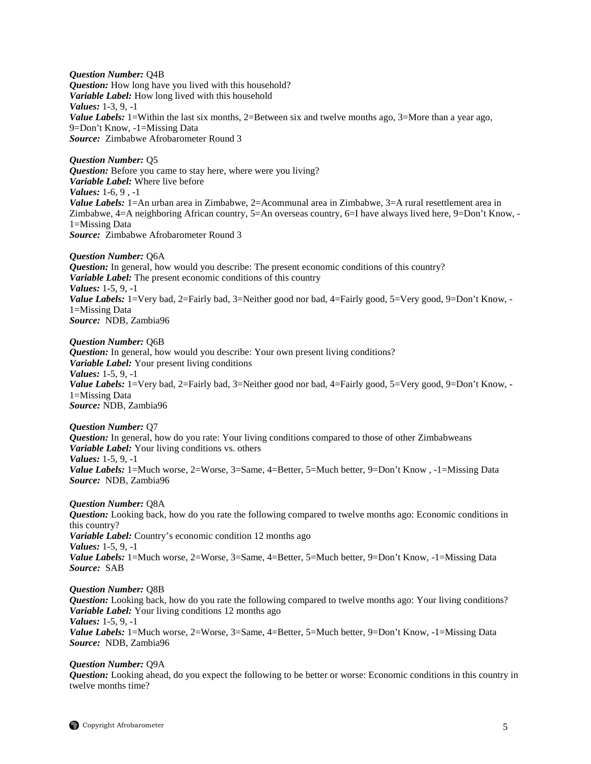***Question Number:*** Q4B
***Question:*** How long have you lived with this household?
***Variable Label:*** How long lived with this household
***Values:*** 1-3, 9, -1
***Value Labels:*** 1=Within the last six months, 2=Between six and twelve months ago, 3=More than a year ago, 9=Don't Know, -1=Missing Data
***Source:*** Zimbabwe Afrobarometer Round 3

***Question Number:*** Q5
***Question:*** Before you came to stay here, where were you living?
***Variable Label:*** Where live before
***Values:*** 1-6, 9 , -1
***Value Labels:*** 1=An urban area in Zimbabwe, 2=Acommunal area in Zimbabwe, 3=A rural resettlement area in Zimbabwe, 4=A neighboring African country, 5=An overseas country, 6=I have always lived here, 9=Don't Know, -1=Missing Data
***Source:*** Zimbabwe Afrobarometer Round 3

***Question Number:*** Q6A
***Question:*** In general, how would you describe: The present economic conditions of this country?
***Variable Label:*** The present economic conditions of this country
***Values:*** 1-5, 9, -1
***Value Labels:*** 1=Very bad, 2=Fairly bad, 3=Neither good nor bad, 4=Fairly good, 5=Very good, 9=Don't Know, -1=Missing Data
***Source:*** NDB, Zambia96

***Question Number:*** Q6B
***Question:*** In general, how would you describe: Your own present living conditions?
***Variable Label:*** Your present living conditions
***Values:*** 1-5, 9, -1
***Value Labels:*** 1=Very bad, 2=Fairly bad, 3=Neither good nor bad, 4=Fairly good, 5=Very good, 9=Don't Know, -1=Missing Data
***Source:*** NDB, Zambia96

***Question Number:*** Q7
***Question:*** In general, how do you rate: Your living conditions compared to those of other Zimbabweans
***Variable Label:*** Your living conditions vs. others
***Values:*** 1-5, 9, -1
***Value Labels:*** 1=Much worse, 2=Worse, 3=Same, 4=Better, 5=Much better, 9=Don't Know , -1=Missing Data
***Source:*** NDB, Zambia96

***Question Number:*** Q8A
***Question:*** Looking back, how do you rate the following compared to twelve months ago: Economic conditions in this country?
***Variable Label:*** Country's economic condition 12 months ago
***Values:*** 1-5, 9, -1
***Value Labels:*** 1=Much worse, 2=Worse, 3=Same, 4=Better, 5=Much better, 9=Don't Know, -1=Missing Data
***Source:*** SAB

***Question Number:*** Q8B
***Question:*** Looking back, how do you rate the following compared to twelve months ago: Your living conditions?
***Variable Label:*** Your living conditions 12 months ago
***Values:*** 1-5, 9, -1
***Value Labels:*** 1=Much worse, 2=Worse, 3=Same, 4=Better, 5=Much better, 9=Don't Know, -1=Missing Data
***Source:*** NDB, Zambia96

***Question Number:*** Q9A
***Question:*** Looking ahead, do you expect the following to be better or worse: Economic conditions in this country in twelve months time?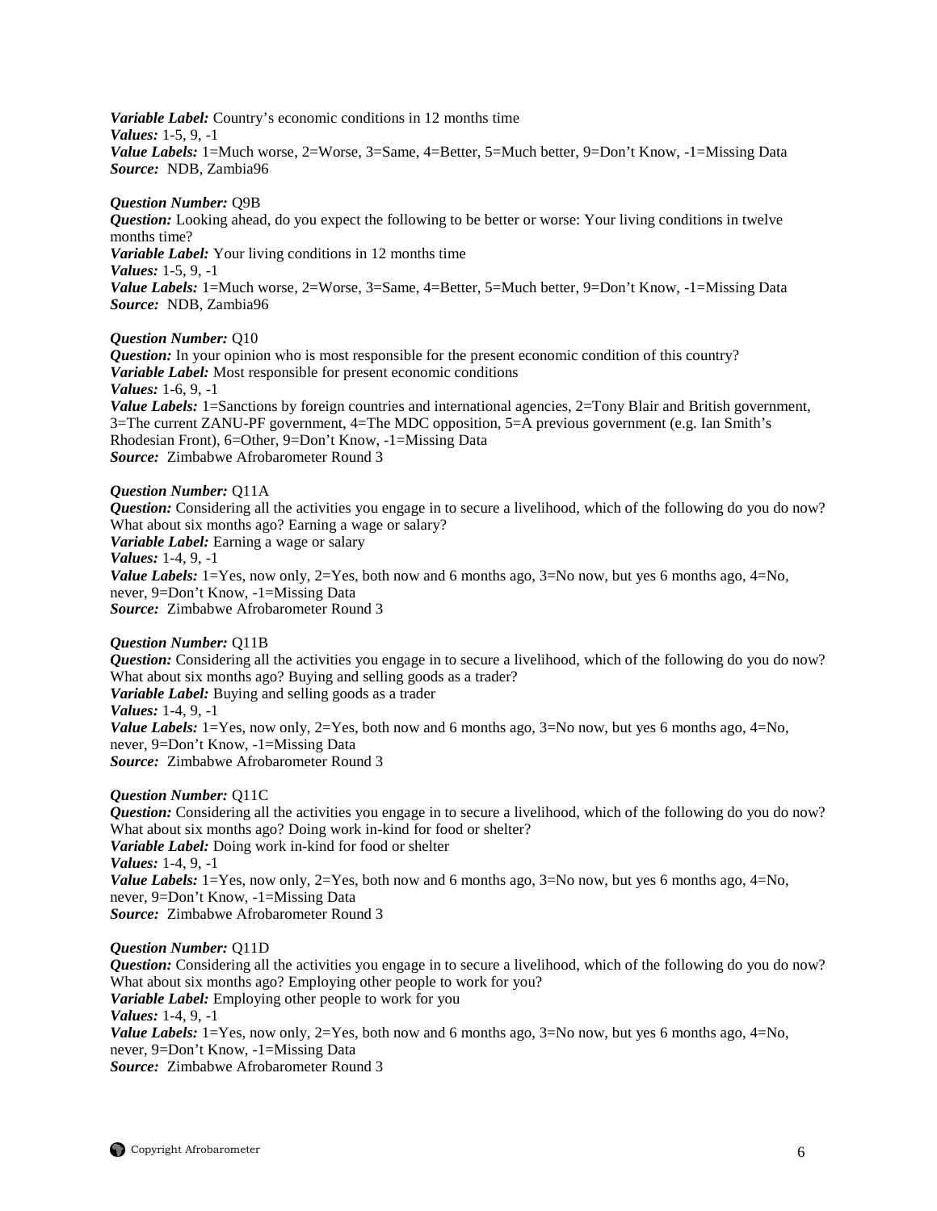***Variable Label:*** Country's economic conditions in 12 months time
***Values:*** 1-5, 9, -1
***Value Labels:*** 1=Much worse, 2=Worse, 3=Same, 4=Better, 5=Much better, 9=Don't Know, -1=Missing Data
***Source:*** NDB, Zambia96

***Question Number:*** Q9B
***Question:*** Looking ahead, do you expect the following to be better or worse: Your living conditions in twelve months time?
***Variable Label:*** Your living conditions in 12 months time
***Values:*** 1-5, 9, -1
***Value Labels:*** 1=Much worse, 2=Worse, 3=Same, 4=Better, 5=Much better, 9=Don't Know, -1=Missing Data
***Source:*** NDB, Zambia96

***Question Number:*** Q10
***Question:*** In your opinion who is most responsible for the present economic condition of this country?
***Variable Label:*** Most responsible for present economic conditions
***Values:*** 1-6, 9, -1
***Value Labels:*** 1=Sanctions by foreign countries and international agencies, 2=Tony Blair and British government, 3=The current ZANU-PF government, 4=The MDC opposition, 5=A previous government (e.g. Ian Smith's Rhodesian Front), 6=Other, 9=Don't Know, -1=Missing Data
***Source:*** Zimbabwe Afrobarometer Round 3

***Question Number:*** Q11A
***Question:*** Considering all the activities you engage in to secure a livelihood, which of the following do you do now? What about six months ago? Earning a wage or salary?
***Variable Label:*** Earning a wage or salary
***Values:*** 1-4, 9, -1
***Value Labels:*** 1=Yes, now only, 2=Yes, both now and 6 months ago, 3=No now, but yes 6 months ago, 4=No, never, 9=Don't Know, -1=Missing Data
***Source:*** Zimbabwe Afrobarometer Round 3

***Question Number:*** Q11B
***Question:*** Considering all the activities you engage in to secure a livelihood, which of the following do you do now? What about six months ago? Buying and selling goods as a trader?
***Variable Label:*** Buying and selling goods as a trader
***Values:*** 1-4, 9, -1
***Value Labels:*** 1=Yes, now only, 2=Yes, both now and 6 months ago, 3=No now, but yes 6 months ago, 4=No, never, 9=Don't Know, -1=Missing Data
***Source:*** Zimbabwe Afrobarometer Round 3

***Question Number:*** Q11C
***Question:*** Considering all the activities you engage in to secure a livelihood, which of the following do you do now? What about six months ago? Doing work in-kind for food or shelter?
***Variable Label:*** Doing work in-kind for food or shelter
***Values:*** 1-4, 9, -1
***Value Labels:*** 1=Yes, now only, 2=Yes, both now and 6 months ago, 3=No now, but yes 6 months ago, 4=No, never, 9=Don't Know, -1=Missing Data
***Source:*** Zimbabwe Afrobarometer Round 3

***Question Number:*** Q11D
***Question:*** Considering all the activities you engage in to secure a livelihood, which of the following do you do now? What about six months ago? Employing other people to work for you?
***Variable Label:*** Employing other people to work for you
***Values:*** 1-4, 9, -1
***Value Labels:*** 1=Yes, now only, 2=Yes, both now and 6 months ago, 3=No now, but yes 6 months ago, 4=No, never, 9=Don't Know, -1=Missing Data
***Source:*** Zimbabwe Afrobarometer Round 3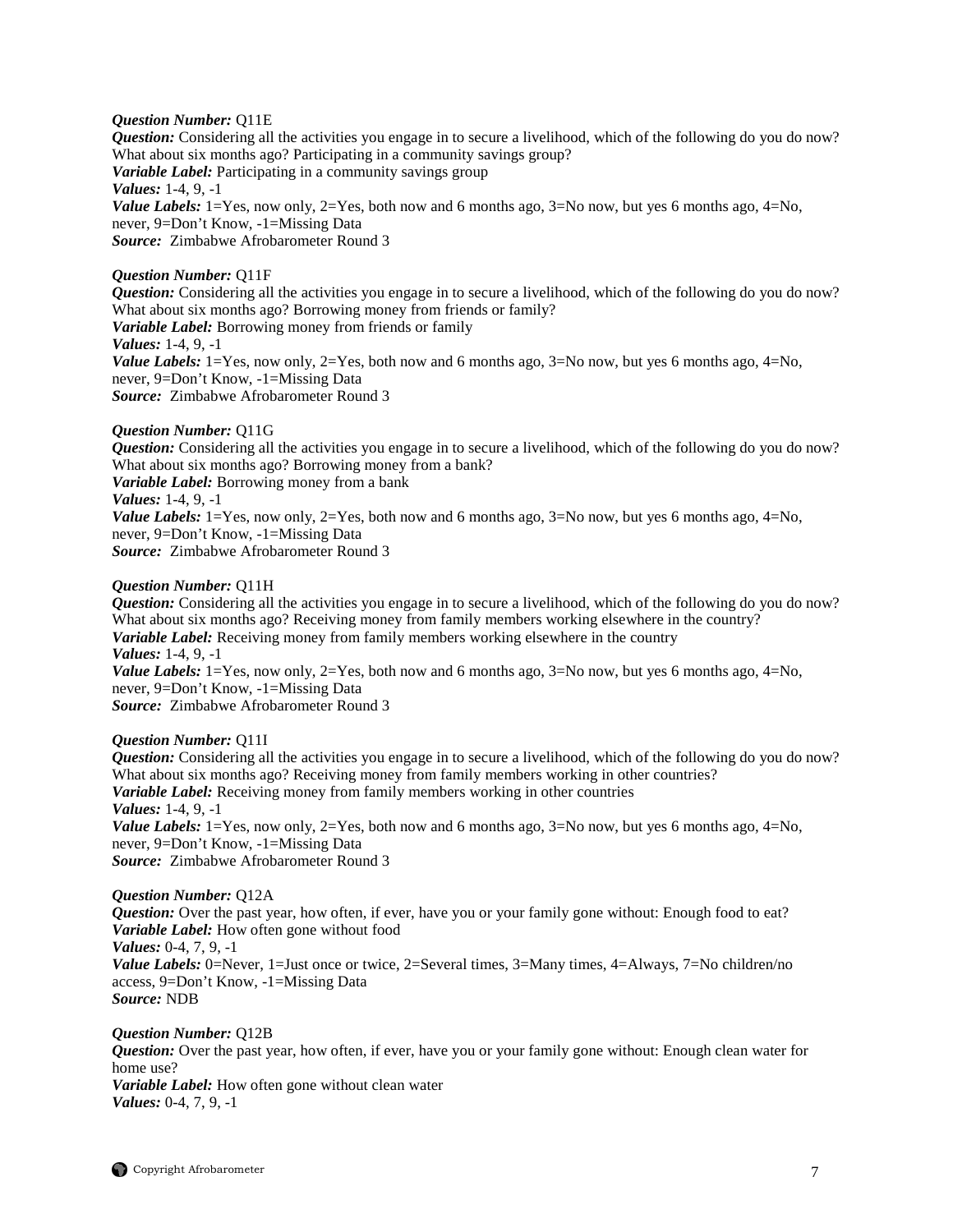***Question Number:*** Q11E
***Question:*** Considering all the activities you engage in to secure a livelihood, which of the following do you do now? What about six months ago? Participating in a community savings group?
***Variable Label:*** Participating in a community savings group
***Values:*** 1-4, 9, -1
***Value Labels:*** 1=Yes, now only, 2=Yes, both now and 6 months ago, 3=No now, but yes 6 months ago, 4=No, never, 9=Don't Know, -1=Missing Data
***Source:*** Zimbabwe Afrobarometer Round 3

***Question Number:*** Q11F
***Question:*** Considering all the activities you engage in to secure a livelihood, which of the following do you do now? What about six months ago? Borrowing money from friends or family?
***Variable Label:*** Borrowing money from friends or family
***Values:*** 1-4, 9, -1
***Value Labels:*** 1=Yes, now only, 2=Yes, both now and 6 months ago, 3=No now, but yes 6 months ago, 4=No, never, 9=Don't Know, -1=Missing Data
***Source:*** Zimbabwe Afrobarometer Round 3

***Question Number:*** Q11G
***Question:*** Considering all the activities you engage in to secure a livelihood, which of the following do you do now? What about six months ago? Borrowing money from a bank?
***Variable Label:*** Borrowing money from a bank
***Values:*** 1-4, 9, -1
***Value Labels:*** 1=Yes, now only, 2=Yes, both now and 6 months ago, 3=No now, but yes 6 months ago, 4=No, never, 9=Don't Know, -1=Missing Data
***Source:*** Zimbabwe Afrobarometer Round 3

***Question Number:*** Q11H
***Question:*** Considering all the activities you engage in to secure a livelihood, which of the following do you do now? What about six months ago? Receiving money from family members working elsewhere in the country?
***Variable Label:*** Receiving money from family members working elsewhere in the country
***Values:*** 1-4, 9, -1
***Value Labels:*** 1=Yes, now only, 2=Yes, both now and 6 months ago, 3=No now, but yes 6 months ago, 4=No, never, 9=Don't Know, -1=Missing Data
***Source:*** Zimbabwe Afrobarometer Round 3

***Question Number:*** Q11I
***Question:*** Considering all the activities you engage in to secure a livelihood, which of the following do you do now? What about six months ago? Receiving money from family members working in other countries?
***Variable Label:*** Receiving money from family members working in other countries
***Values:*** 1-4, 9, -1
***Value Labels:*** 1=Yes, now only, 2=Yes, both now and 6 months ago, 3=No now, but yes 6 months ago, 4=No, never, 9=Don't Know, -1=Missing Data
***Source:*** Zimbabwe Afrobarometer Round 3

***Question Number:*** Q12A
***Question:*** Over the past year, how often, if ever, have you or your family gone without: Enough food to eat?
***Variable Label:*** How often gone without food
***Values:*** 0-4, 7, 9, -1
***Value Labels:*** 0=Never, 1=Just once or twice, 2=Several times, 3=Many times, 4=Always, 7=No children/no access, 9=Don't Know, -1=Missing Data
***Source:*** NDB

***Question Number:*** Q12B
***Question:*** Over the past year, how often, if ever, have you or your family gone without: Enough clean water for home use?
***Variable Label:*** How often gone without clean water
***Values:*** 0-4, 7, 9, -1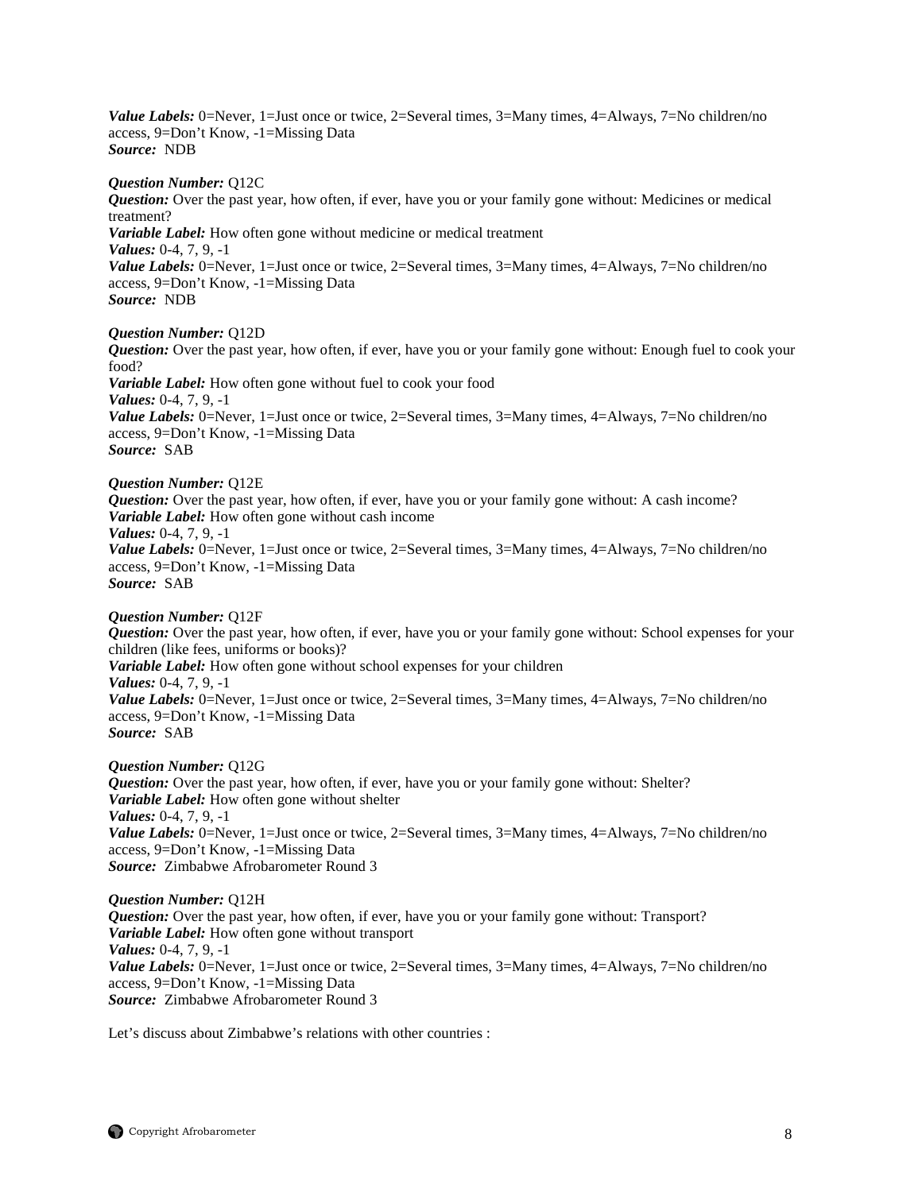***Value Labels:*** 0=Never, 1=Just once or twice, 2=Several times, 3=Many times, 4=Always, 7=No children/no access, 9=Don't Know, -1=Missing Data
***Source:*** NDB

***Question Number:*** Q12C
***Question:*** Over the past year, how often, if ever, have you or your family gone without: Medicines or medical treatment?
***Variable Label:*** How often gone without medicine or medical treatment
***Values:*** 0-4, 7, 9, -1
***Value Labels:*** 0=Never, 1=Just once or twice, 2=Several times, 3=Many times, 4=Always, 7=No children/no access, 9=Don't Know, -1=Missing Data
***Source:*** NDB

***Question Number:*** Q12D
***Question:*** Over the past year, how often, if ever, have you or your family gone without: Enough fuel to cook your food?
***Variable Label:*** How often gone without fuel to cook your food
***Values:*** 0-4, 7, 9, -1
***Value Labels:*** 0=Never, 1=Just once or twice, 2=Several times, 3=Many times, 4=Always, 7=No children/no access, 9=Don't Know, -1=Missing Data
***Source:*** SAB

***Question Number:*** Q12E
***Question:*** Over the past year, how often, if ever, have you or your family gone without: A cash income?
***Variable Label:*** How often gone without cash income
***Values:*** 0-4, 7, 9, -1
***Value Labels:*** 0=Never, 1=Just once or twice, 2=Several times, 3=Many times, 4=Always, 7=No children/no access, 9=Don't Know, -1=Missing Data
***Source:*** SAB

***Question Number:*** Q12F
***Question:*** Over the past year, how often, if ever, have you or your family gone without: School expenses for your children (like fees, uniforms or books)?
***Variable Label:*** How often gone without school expenses for your children
***Values:*** 0-4, 7, 9, -1
***Value Labels:*** 0=Never, 1=Just once or twice, 2=Several times, 3=Many times, 4=Always, 7=No children/no access, 9=Don't Know, -1=Missing Data
***Source:*** SAB

***Question Number:*** Q12G
***Question:*** Over the past year, how often, if ever, have you or your family gone without: Shelter?
***Variable Label:*** How often gone without shelter
***Values:*** 0-4, 7, 9, -1
***Value Labels:*** 0=Never, 1=Just once or twice, 2=Several times, 3=Many times, 4=Always, 7=No children/no access, 9=Don't Know, -1=Missing Data
***Source:*** Zimbabwe Afrobarometer Round 3

***Question Number:*** Q12H
***Question:*** Over the past year, how often, if ever, have you or your family gone without: Transport?
***Variable Label:*** How often gone without transport
***Values:*** 0-4, 7, 9, -1
***Value Labels:*** 0=Never, 1=Just once or twice, 2=Several times, 3=Many times, 4=Always, 7=No children/no access, 9=Don't Know, -1=Missing Data
***Source:*** Zimbabwe Afrobarometer Round 3

Let's discuss about Zimbabwe's relations with other countries :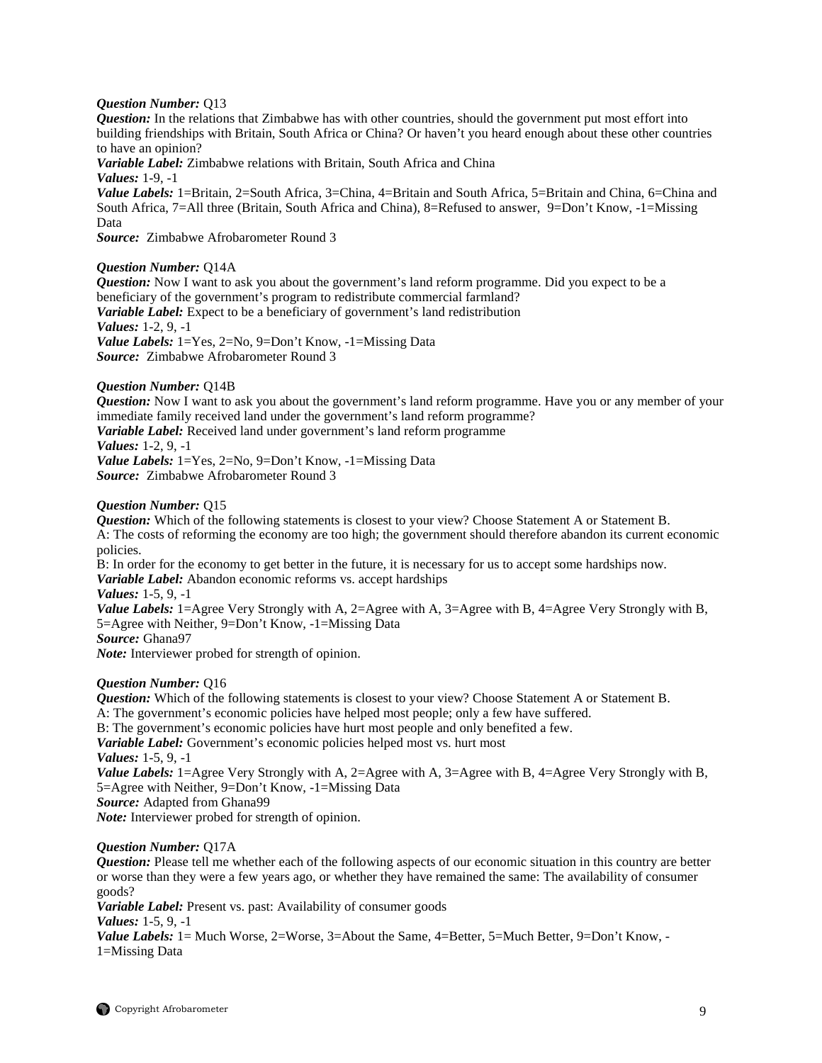***Question Number:*** Q13
***Question:*** In the relations that Zimbabwe has with other countries, should the government put most effort into building friendships with Britain, South Africa or China? Or haven't you heard enough about these other countries to have an opinion?
***Variable Label:*** Zimbabwe relations with Britain, South Africa and China
***Values:*** 1-9, -1
***Value Labels:*** 1=Britain, 2=South Africa, 3=China, 4=Britain and South Africa, 5=Britain and China, 6=China and South Africa, 7=All three (Britain, South Africa and China), 8=Refused to answer, 9=Don't Know, -1=Missing Data
***Source:*** Zimbabwe Afrobarometer Round 3

***Question Number:*** Q14A
***Question:*** Now I want to ask you about the government's land reform programme. Did you expect to be a beneficiary of the government's program to redistribute commercial farmland?
***Variable Label:*** Expect to be a beneficiary of government's land redistribution
***Values:*** 1-2, 9, -1
***Value Labels:*** 1=Yes, 2=No, 9=Don't Know, -1=Missing Data
***Source:*** Zimbabwe Afrobarometer Round 3

***Question Number:*** Q14B
***Question:*** Now I want to ask you about the government's land reform programme. Have you or any member of your immediate family received land under the government's land reform programme?
***Variable Label:*** Received land under government's land reform programme
***Values:*** 1-2, 9, -1
***Value Labels:*** 1=Yes, 2=No, 9=Don't Know, -1=Missing Data
***Source:*** Zimbabwe Afrobarometer Round 3

***Question Number:*** Q15
***Question:*** Which of the following statements is closest to your view? Choose Statement A or Statement B.
A: The costs of reforming the economy are too high; the government should therefore abandon its current economic policies.
B: In order for the economy to get better in the future, it is necessary for us to accept some hardships now.
***Variable Label:*** Abandon economic reforms vs. accept hardships
***Values:*** 1-5, 9, -1
***Value Labels:*** 1=Agree Very Strongly with A, 2=Agree with A, 3=Agree with B, 4=Agree Very Strongly with B, 5=Agree with Neither, 9=Don't Know, -1=Missing Data
***Source:*** Ghana97
***Note:*** Interviewer probed for strength of opinion.

***Question Number:*** Q16
***Question:*** Which of the following statements is closest to your view? Choose Statement A or Statement B.
A: The government's economic policies have helped most people; only a few have suffered.
B: The government's economic policies have hurt most people and only benefited a few.
***Variable Label:*** Government's economic policies helped most vs. hurt most
***Values:*** 1-5, 9, -1
***Value Labels:*** 1=Agree Very Strongly with A, 2=Agree with A, 3=Agree with B, 4=Agree Very Strongly with B, 5=Agree with Neither, 9=Don't Know, -1=Missing Data
***Source:*** Adapted from Ghana99
***Note:*** Interviewer probed for strength of opinion.

***Question Number:*** Q17A
***Question:*** Please tell me whether each of the following aspects of our economic situation in this country are better or worse than they were a few years ago, or whether they have remained the same: The availability of consumer goods?
***Variable Label:*** Present vs. past: Availability of consumer goods
***Values:*** 1-5, 9, -1
***Value Labels:*** 1= Much Worse, 2=Worse, 3=About the Same, 4=Better, 5=Much Better, 9=Don't Know, -1=Missing Data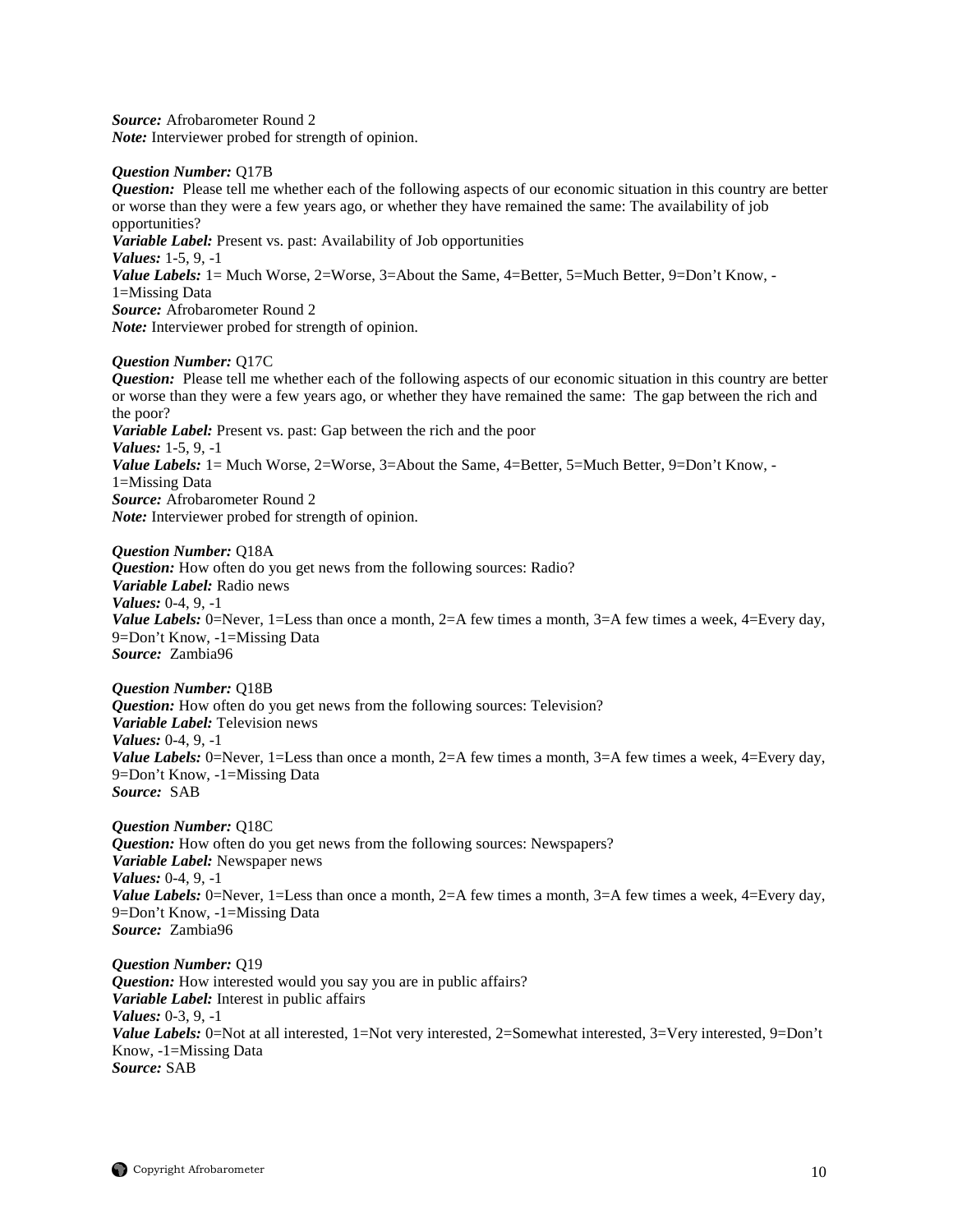***Source:*** Afrobarometer Round 2
***Note:*** Interviewer probed for strength of opinion.

***Question Number:*** Q17B
***Question:*** Please tell me whether each of the following aspects of our economic situation in this country are better or worse than they were a few years ago, or whether they have remained the same: The availability of job opportunities?
***Variable Label:*** Present vs. past: Availability of Job opportunities
***Values:*** 1-5, 9, -1
***Value Labels:*** 1= Much Worse, 2=Worse, 3=About the Same, 4=Better, 5=Much Better, 9=Don't Know, -1=Missing Data
***Source:*** Afrobarometer Round 2
***Note:*** Interviewer probed for strength of opinion.

***Question Number:*** Q17C
***Question:*** Please tell me whether each of the following aspects of our economic situation in this country are better or worse than they were a few years ago, or whether they have remained the same: The gap between the rich and the poor?
***Variable Label:*** Present vs. past: Gap between the rich and the poor
***Values:*** 1-5, 9, -1
***Value Labels:*** 1= Much Worse, 2=Worse, 3=About the Same, 4=Better, 5=Much Better, 9=Don't Know, -1=Missing Data
***Source:*** Afrobarometer Round 2
***Note:*** Interviewer probed for strength of opinion.

***Question Number:*** Q18A
***Question:*** How often do you get news from the following sources: Radio?
***Variable Label:*** Radio news
***Values:*** 0-4, 9, -1
***Value Labels:*** 0=Never, 1=Less than once a month, 2=A few times a month, 3=A few times a week, 4=Every day, 9=Don't Know, -1=Missing Data
***Source:*** Zambia96

***Question Number:*** Q18B
***Question:*** How often do you get news from the following sources: Television?
***Variable Label:*** Television news
***Values:*** 0-4, 9, -1
***Value Labels:*** 0=Never, 1=Less than once a month, 2=A few times a month, 3=A few times a week, 4=Every day, 9=Don't Know, -1=Missing Data
***Source:*** SAB

***Question Number:*** Q18C
***Question:*** How often do you get news from the following sources: Newspapers?
***Variable Label:*** Newspaper news
***Values:*** 0-4, 9, -1
***Value Labels:*** 0=Never, 1=Less than once a month, 2=A few times a month, 3=A few times a week, 4=Every day, 9=Don't Know, -1=Missing Data
***Source:*** Zambia96

***Question Number:*** Q19
***Question:*** How interested would you say you are in public affairs?
***Variable Label:*** Interest in public affairs
***Values:*** 0-3, 9, -1
***Value Labels:*** 0=Not at all interested, 1=Not very interested, 2=Somewhat interested, 3=Very interested, 9=Don't Know, -1=Missing Data
***Source:*** SAB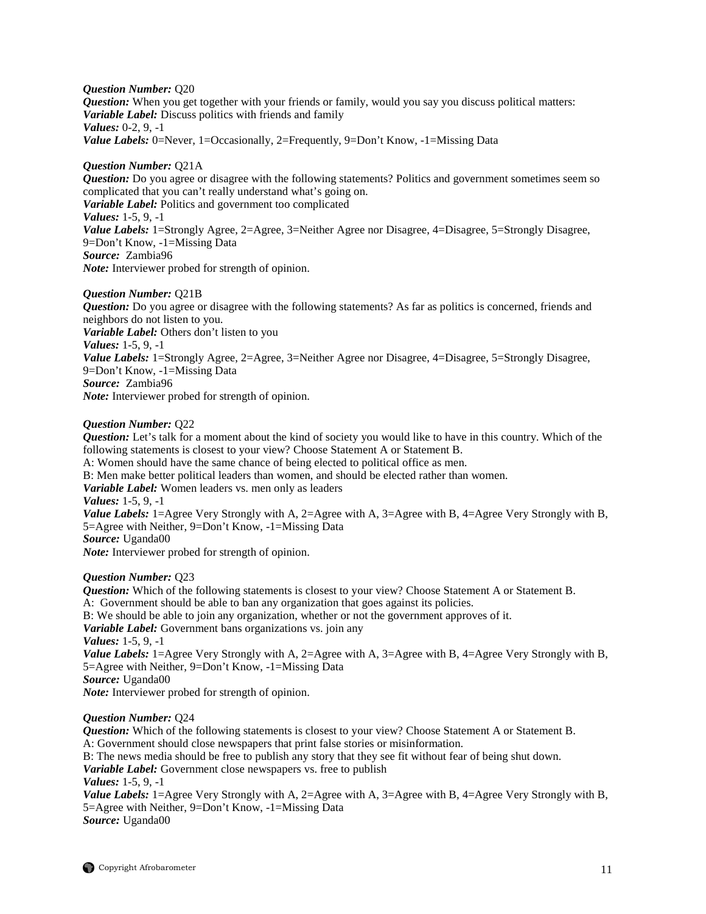***Question Number:*** Q20
***Question:*** When you get together with your friends or family, would you say you discuss political matters:
***Variable Label:*** Discuss politics with friends and family
***Values:*** 0-2, 9, -1
***Value Labels:*** 0=Never, 1=Occasionally, 2=Frequently, 9=Don't Know, -1=Missing Data

***Question Number:*** Q21A
***Question:*** Do you agree or disagree with the following statements? Politics and government sometimes seem so complicated that you can't really understand what's going on.
***Variable Label:*** Politics and government too complicated
***Values:*** 1-5, 9, -1
***Value Labels:*** 1=Strongly Agree, 2=Agree, 3=Neither Agree nor Disagree, 4=Disagree, 5=Strongly Disagree, 9=Don't Know, -1=Missing Data
***Source:*** Zambia96
***Note:*** Interviewer probed for strength of opinion.

***Question Number:*** Q21B
***Question:*** Do you agree or disagree with the following statements? As far as politics is concerned, friends and neighbors do not listen to you.
***Variable Label:*** Others don't listen to you
***Values:*** 1-5, 9, -1
***Value Labels:*** 1=Strongly Agree, 2=Agree, 3=Neither Agree nor Disagree, 4=Disagree, 5=Strongly Disagree, 9=Don't Know, -1=Missing Data
***Source:*** Zambia96
***Note:*** Interviewer probed for strength of opinion.

***Question Number:*** Q22
***Question:*** Let's talk for a moment about the kind of society you would like to have in this country. Which of the following statements is closest to your view? Choose Statement A or Statement B.
A: Women should have the same chance of being elected to political office as men.
B: Men make better political leaders than women, and should be elected rather than women.
***Variable Label:*** Women leaders vs. men only as leaders
***Values:*** 1-5, 9, -1
***Value Labels:*** 1=Agree Very Strongly with A, 2=Agree with A, 3=Agree with B, 4=Agree Very Strongly with B, 5=Agree with Neither, 9=Don't Know, -1=Missing Data
***Source:*** Uganda00
***Note:*** Interviewer probed for strength of opinion.

***Question Number:*** Q23
***Question:*** Which of the following statements is closest to your view? Choose Statement A or Statement B.
A: Government should be able to ban any organization that goes against its policies.
B: We should be able to join any organization, whether or not the government approves of it.
***Variable Label:*** Government bans organizations vs. join any
***Values:*** 1-5, 9, -1
***Value Labels:*** 1=Agree Very Strongly with A, 2=Agree with A, 3=Agree with B, 4=Agree Very Strongly with B, 5=Agree with Neither, 9=Don't Know, -1=Missing Data
***Source:*** Uganda00
***Note:*** Interviewer probed for strength of opinion.

***Question Number:*** Q24
***Question:*** Which of the following statements is closest to your view? Choose Statement A or Statement B.
A: Government should close newspapers that print false stories or misinformation.
B: The news media should be free to publish any story that they see fit without fear of being shut down.
***Variable Label:*** Government close newspapers vs. free to publish
***Values:*** 1-5, 9, -1
***Value Labels:*** 1=Agree Very Strongly with A, 2=Agree with A, 3=Agree with B, 4=Agree Very Strongly with B, 5=Agree with Neither, 9=Don't Know, -1=Missing Data
***Source:*** Uganda00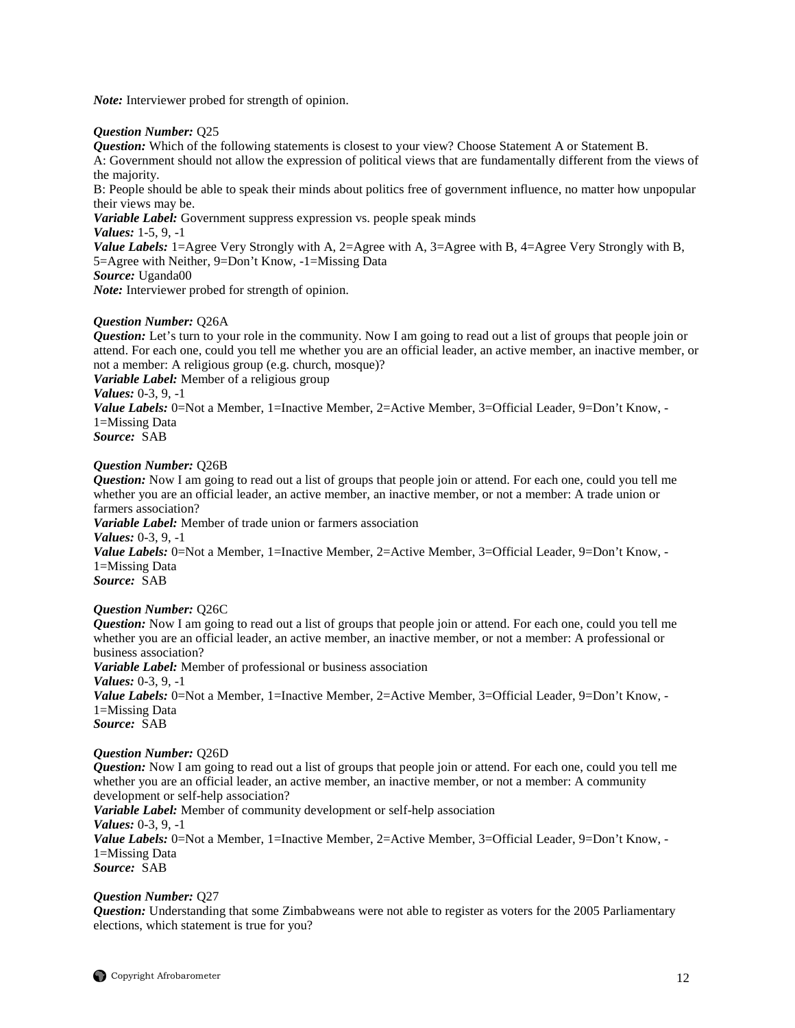***Note:*** Interviewer probed for strength of opinion.

***Question Number:*** Q25
***Question:*** Which of the following statements is closest to your view? Choose Statement A or Statement B.
A: Government should not allow the expression of political views that are fundamentally different from the views of the majority.
B: People should be able to speak their minds about politics free of government influence, no matter how unpopular their views may be.
***Variable Label:*** Government suppress expression vs. people speak minds
***Values:*** 1-5, 9, -1
***Value Labels:*** 1=Agree Very Strongly with A, 2=Agree with A, 3=Agree with B, 4=Agree Very Strongly with B, 5=Agree with Neither, 9=Don't Know, -1=Missing Data
***Source:*** Uganda00
***Note:*** Interviewer probed for strength of opinion.

***Question Number:*** Q26A
***Question:*** Let's turn to your role in the community. Now I am going to read out a list of groups that people join or attend. For each one, could you tell me whether you are an official leader, an active member, an inactive member, or not a member: A religious group (e.g. church, mosque)?
***Variable Label:*** Member of a religious group
***Values:*** 0-3, 9, -1
***Value Labels:*** 0=Not a Member, 1=Inactive Member, 2=Active Member, 3=Official Leader, 9=Don't Know, -1=Missing Data
***Source:*** SAB

***Question Number:*** Q26B
***Question:*** Now I am going to read out a list of groups that people join or attend. For each one, could you tell me whether you are an official leader, an active member, an inactive member, or not a member: A trade union or farmers association?
***Variable Label:*** Member of trade union or farmers association
***Values:*** 0-3, 9, -1
***Value Labels:*** 0=Not a Member, 1=Inactive Member, 2=Active Member, 3=Official Leader, 9=Don't Know, -1=Missing Data
***Source:*** SAB

***Question Number:*** Q26C
***Question:*** Now I am going to read out a list of groups that people join or attend. For each one, could you tell me whether you are an official leader, an active member, an inactive member, or not a member: A professional or business association?
***Variable Label:*** Member of professional or business association
***Values:*** 0-3, 9, -1
***Value Labels:*** 0=Not a Member, 1=Inactive Member, 2=Active Member, 3=Official Leader, 9=Don't Know, -1=Missing Data
***Source:*** SAB

***Question Number:*** Q26D
***Question:*** Now I am going to read out a list of groups that people join or attend. For each one, could you tell me whether you are an official leader, an active member, an inactive member, or not a member: A community development or self-help association?
***Variable Label:*** Member of community development or self-help association
***Values:*** 0-3, 9, -1
***Value Labels:*** 0=Not a Member, 1=Inactive Member, 2=Active Member, 3=Official Leader, 9=Don't Know, -1=Missing Data
***Source:*** SAB

***Question Number:*** Q27
***Question:*** Understanding that some Zimbabweans were not able to register as voters for the 2005 Parliamentary elections, which statement is true for you?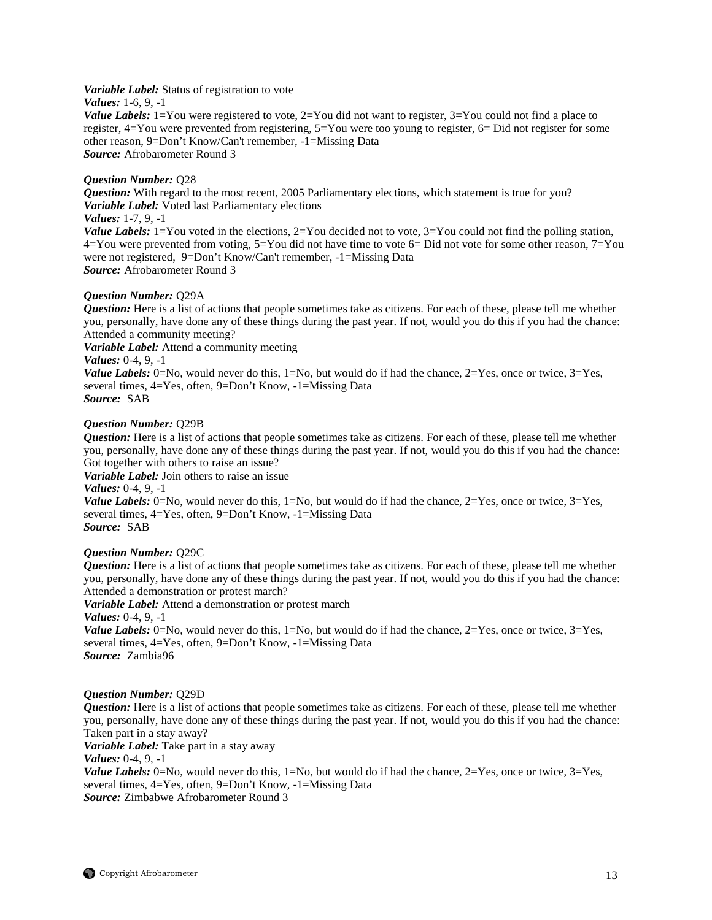***Variable Label:*** Status of registration to vote
***Values:*** 1-6, 9, -1
***Value Labels:*** 1=You were registered to vote, 2=You did not want to register, 3=You could not find a place to register, 4=You were prevented from registering, 5=You were too young to register, 6= Did not register for some other reason, 9=Don't Know/Can't remember, -1=Missing Data
***Source:*** Afrobarometer Round 3

***Question Number:*** Q28
***Question:*** With regard to the most recent, 2005 Parliamentary elections, which statement is true for you?
***Variable Label:*** Voted last Parliamentary elections
***Values:*** 1-7, 9, -1
***Value Labels:*** 1=You voted in the elections, 2=You decided not to vote, 3=You could not find the polling station, 4=You were prevented from voting, 5=You did not have time to vote 6= Did not vote for some other reason, 7=You were not registered, 9=Don't Know/Can't remember, -1=Missing Data
***Source:*** Afrobarometer Round 3

***Question Number:*** Q29A
***Question:*** Here is a list of actions that people sometimes take as citizens. For each of these, please tell me whether you, personally, have done any of these things during the past year. If not, would you do this if you had the chance: Attended a community meeting?
***Variable Label:*** Attend a community meeting
***Values:*** 0-4, 9, -1
***Value Labels:*** 0=No, would never do this, 1=No, but would do if had the chance, 2=Yes, once or twice, 3=Yes, several times, 4=Yes, often, 9=Don't Know, -1=Missing Data
***Source:*** SAB

***Question Number:*** Q29B
***Question:*** Here is a list of actions that people sometimes take as citizens. For each of these, please tell me whether you, personally, have done any of these things during the past year. If not, would you do this if you had the chance: Got together with others to raise an issue?
***Variable Label:*** Join others to raise an issue
***Values:*** 0-4, 9, -1
***Value Labels:*** 0=No, would never do this, 1=No, but would do if had the chance, 2=Yes, once or twice, 3=Yes, several times, 4=Yes, often, 9=Don't Know, -1=Missing Data
***Source:*** SAB

***Question Number:*** Q29C
***Question:*** Here is a list of actions that people sometimes take as citizens. For each of these, please tell me whether you, personally, have done any of these things during the past year. If not, would you do this if you had the chance: Attended a demonstration or protest march?
***Variable Label:*** Attend a demonstration or protest march
***Values:*** 0-4, 9, -1
***Value Labels:*** 0=No, would never do this, 1=No, but would do if had the chance, 2=Yes, once or twice, 3=Yes, several times, 4=Yes, often, 9=Don't Know, -1=Missing Data
***Source:*** Zambia96

***Question Number:*** Q29D
***Question:*** Here is a list of actions that people sometimes take as citizens. For each of these, please tell me whether you, personally, have done any of these things during the past year. If not, would you do this if you had the chance: Taken part in a stay away?
***Variable Label:*** Take part in a stay away
***Values:*** 0-4, 9, -1
***Value Labels:*** 0=No, would never do this, 1=No, but would do if had the chance, 2=Yes, once or twice, 3=Yes, several times, 4=Yes, often, 9=Don't Know, -1=Missing Data
***Source:*** Zimbabwe Afrobarometer Round 3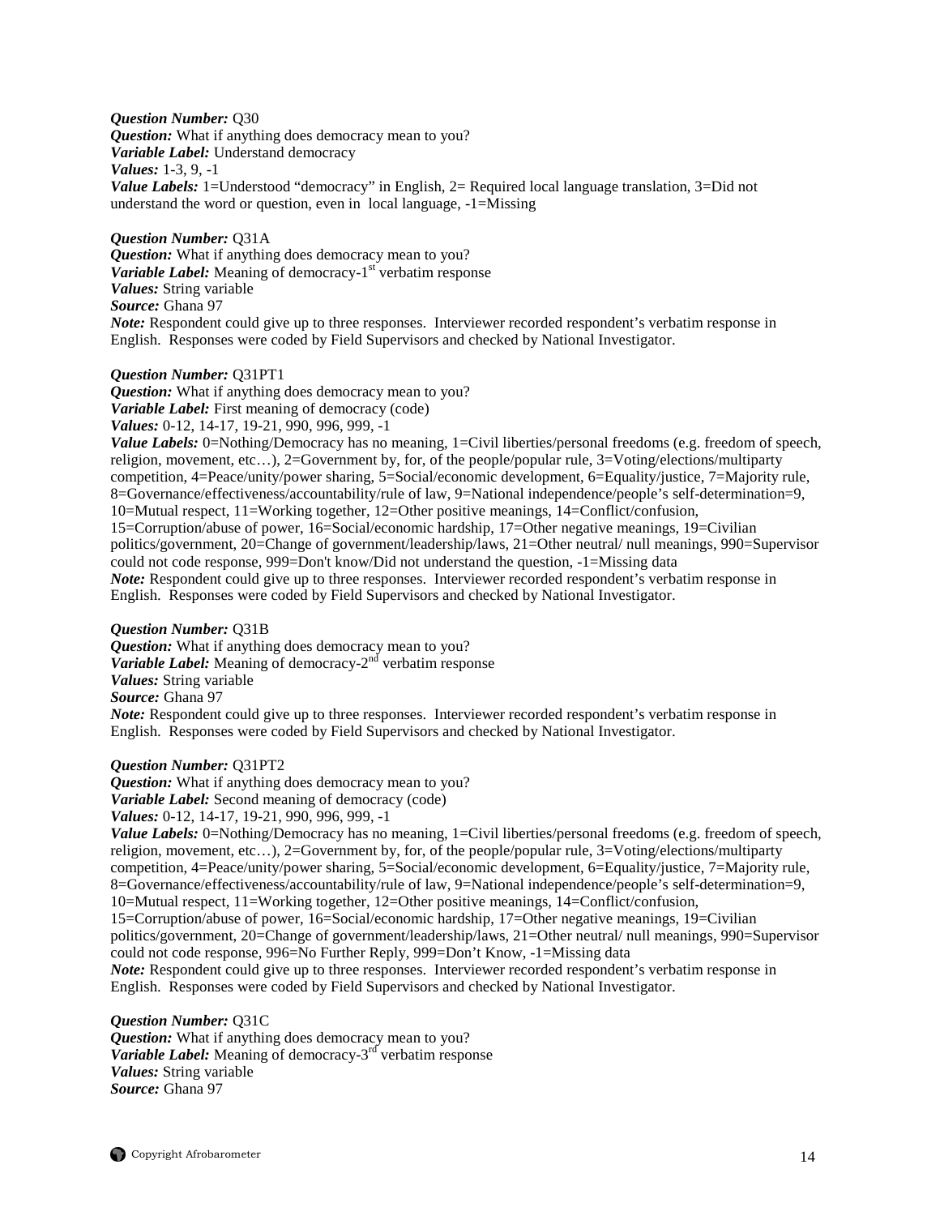***Question Number:*** Q30
***Question:*** What if anything does democracy mean to you?
***Variable Label:*** Understand democracy
***Values:*** 1-3, 9, -1
***Value Labels:*** 1=Understood "democracy" in English, 2= Required local language translation, 3=Did not understand the word or question, even in local language, -1=Missing

***Question Number:*** Q31A
***Question:*** What if anything does democracy mean to you?
***Variable Label:*** Meaning of democracy-1st verbatim response
***Values:*** String variable
***Source:*** Ghana 97
***Note:*** Respondent could give up to three responses. Interviewer recorded respondent's verbatim response in English. Responses were coded by Field Supervisors and checked by National Investigator.

***Question Number:*** Q31PT1
***Question:*** What if anything does democracy mean to you?
***Variable Label:*** First meaning of democracy (code)
***Values:*** 0-12, 14-17, 19-21, 990, 996, 999, -1
***Value Labels:*** 0=Nothing/Democracy has no meaning, 1=Civil liberties/personal freedoms (e.g. freedom of speech, religion, movement, etc…), 2=Government by, for, of the people/popular rule, 3=Voting/elections/multiparty competition, 4=Peace/unity/power sharing, 5=Social/economic development, 6=Equality/justice, 7=Majority rule, 8=Governance/effectiveness/accountability/rule of law, 9=National independence/people's self-determination=9, 10=Mutual respect, 11=Working together, 12=Other positive meanings, 14=Conflict/confusion, 15=Corruption/abuse of power, 16=Social/economic hardship, 17=Other negative meanings, 19=Civilian politics/government, 20=Change of government/leadership/laws, 21=Other neutral/ null meanings, 990=Supervisor could not code response, 999=Don't know/Did not understand the question, -1=Missing data
***Note:*** Respondent could give up to three responses. Interviewer recorded respondent's verbatim response in English. Responses were coded by Field Supervisors and checked by National Investigator.

***Question Number:*** Q31B
***Question:*** What if anything does democracy mean to you?
***Variable Label:*** Meaning of democracy-2nd verbatim response
***Values:*** String variable
***Source:*** Ghana 97
***Note:*** Respondent could give up to three responses. Interviewer recorded respondent's verbatim response in English. Responses were coded by Field Supervisors and checked by National Investigator.

***Question Number:*** Q31PT2
***Question:*** What if anything does democracy mean to you?
***Variable Label:*** Second meaning of democracy (code)
***Values:*** 0-12, 14-17, 19-21, 990, 996, 999, -1
***Value Labels:*** 0=Nothing/Democracy has no meaning, 1=Civil liberties/personal freedoms (e.g. freedom of speech, religion, movement, etc…), 2=Government by, for, of the people/popular rule, 3=Voting/elections/multiparty competition, 4=Peace/unity/power sharing, 5=Social/economic development, 6=Equality/justice, 7=Majority rule, 8=Governance/effectiveness/accountability/rule of law, 9=National independence/people's self-determination=9, 10=Mutual respect, 11=Working together, 12=Other positive meanings, 14=Conflict/confusion, 15=Corruption/abuse of power, 16=Social/economic hardship, 17=Other negative meanings, 19=Civilian politics/government, 20=Change of government/leadership/laws, 21=Other neutral/ null meanings, 990=Supervisor could not code response, 996=No Further Reply, 999=Don't Know, -1=Missing data
***Note:*** Respondent could give up to three responses. Interviewer recorded respondent's verbatim response in English. Responses were coded by Field Supervisors and checked by National Investigator.

***Question Number:*** Q31C
***Question:*** What if anything does democracy mean to you?
***Variable Label:*** Meaning of democracy-3rd verbatim response
***Values:*** String variable
***Source:*** Ghana 97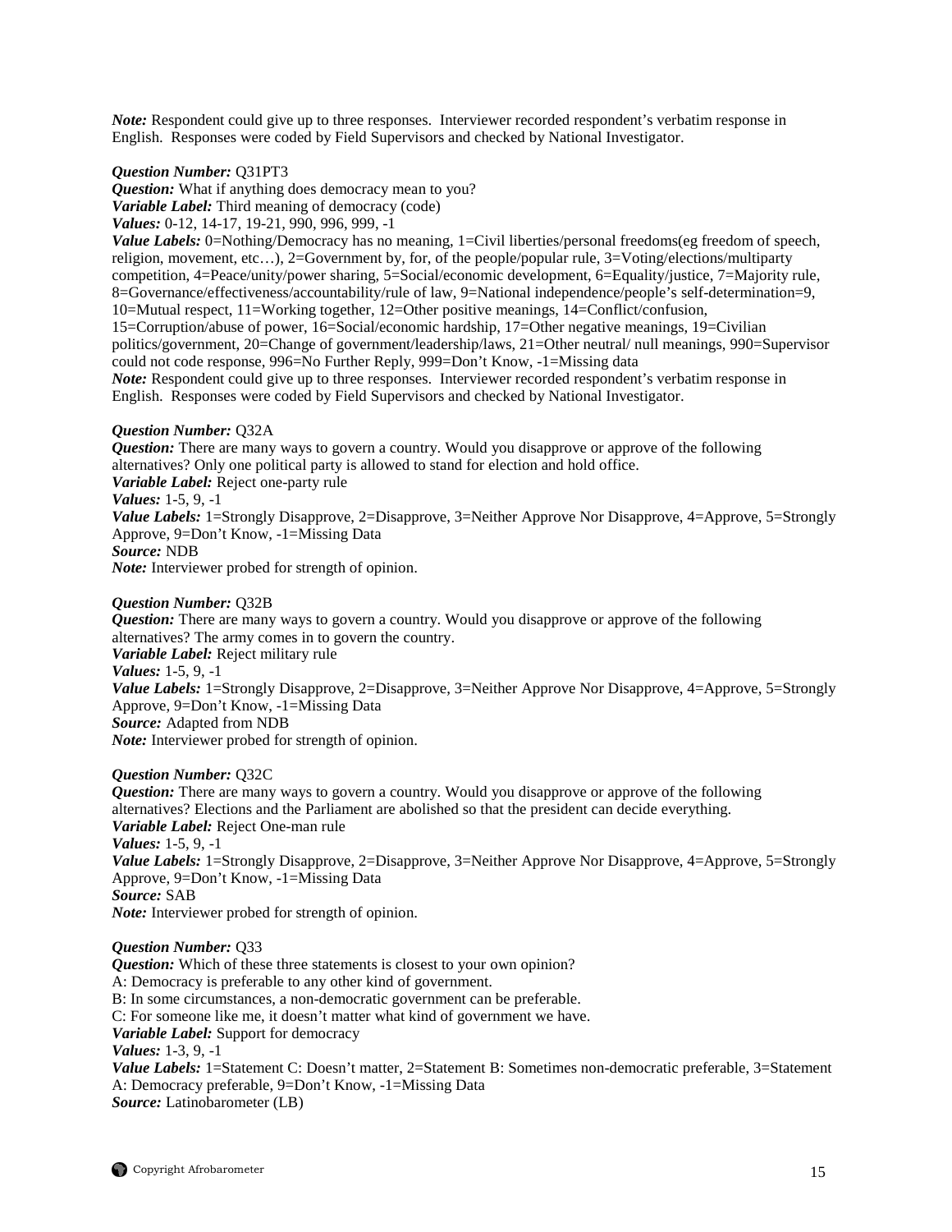*Note:* Respondent could give up to three responses. Interviewer recorded respondent's verbatim response in English. Responses were coded by Field Supervisors and checked by National Investigator.

***Question Number:*** Q31PT3
***Question:*** What if anything does democracy mean to you?
***Variable Label:*** Third meaning of democracy (code)
***Values:*** 0-12, 14-17, 19-21, 990, 996, 999, -1
***Value Labels:*** 0=Nothing/Democracy has no meaning, 1=Civil liberties/personal freedoms(eg freedom of speech, religion, movement, etc…), 2=Government by, for, of the people/popular rule, 3=Voting/elections/multiparty competition, 4=Peace/unity/power sharing, 5=Social/economic development, 6=Equality/justice, 7=Majority rule, 8=Governance/effectiveness/accountability/rule of law, 9=National independence/people's self-determination=9, 10=Mutual respect, 11=Working together, 12=Other positive meanings, 14=Conflict/confusion, 15=Corruption/abuse of power, 16=Social/economic hardship, 17=Other negative meanings, 19=Civilian politics/government, 20=Change of government/leadership/laws, 21=Other neutral/ null meanings, 990=Supervisor could not code response, 996=No Further Reply, 999=Don't Know, -1=Missing data
***Note:*** Respondent could give up to three responses. Interviewer recorded respondent's verbatim response in English. Responses were coded by Field Supervisors and checked by National Investigator.

***Question Number:*** Q32A
***Question:*** There are many ways to govern a country. Would you disapprove or approve of the following alternatives? Only one political party is allowed to stand for election and hold office.
***Variable Label:*** Reject one-party rule
***Values:*** 1-5, 9, -1
***Value Labels:*** 1=Strongly Disapprove, 2=Disapprove, 3=Neither Approve Nor Disapprove, 4=Approve, 5=Strongly Approve, 9=Don't Know, -1=Missing Data
***Source:*** NDB
***Note:*** Interviewer probed for strength of opinion.

***Question Number:*** Q32B
***Question:*** There are many ways to govern a country. Would you disapprove or approve of the following alternatives? The army comes in to govern the country.
***Variable Label:*** Reject military rule
***Values:*** 1-5, 9, -1
***Value Labels:*** 1=Strongly Disapprove, 2=Disapprove, 3=Neither Approve Nor Disapprove, 4=Approve, 5=Strongly Approve, 9=Don't Know, -1=Missing Data
***Source:*** Adapted from NDB
***Note:*** Interviewer probed for strength of opinion.

***Question Number:*** Q32C
***Question:*** There are many ways to govern a country. Would you disapprove or approve of the following alternatives? Elections and the Parliament are abolished so that the president can decide everything.
***Variable Label:*** Reject One-man rule
***Values:*** 1-5, 9, -1
***Value Labels:*** 1=Strongly Disapprove, 2=Disapprove, 3=Neither Approve Nor Disapprove, 4=Approve, 5=Strongly Approve, 9=Don't Know, -1=Missing Data
***Source:*** SAB
***Note:*** Interviewer probed for strength of opinion.

***Question Number:*** Q33
***Question:*** Which of these three statements is closest to your own opinion?
A: Democracy is preferable to any other kind of government.
B: In some circumstances, a non-democratic government can be preferable.
C: For someone like me, it doesn't matter what kind of government we have.
***Variable Label:*** Support for democracy
***Values:*** 1-3, 9, -1
***Value Labels:*** 1=Statement C: Doesn't matter, 2=Statement B: Sometimes non-democratic preferable, 3=Statement A: Democracy preferable, 9=Don't Know, -1=Missing Data
***Source:*** Latinobarometer (LB)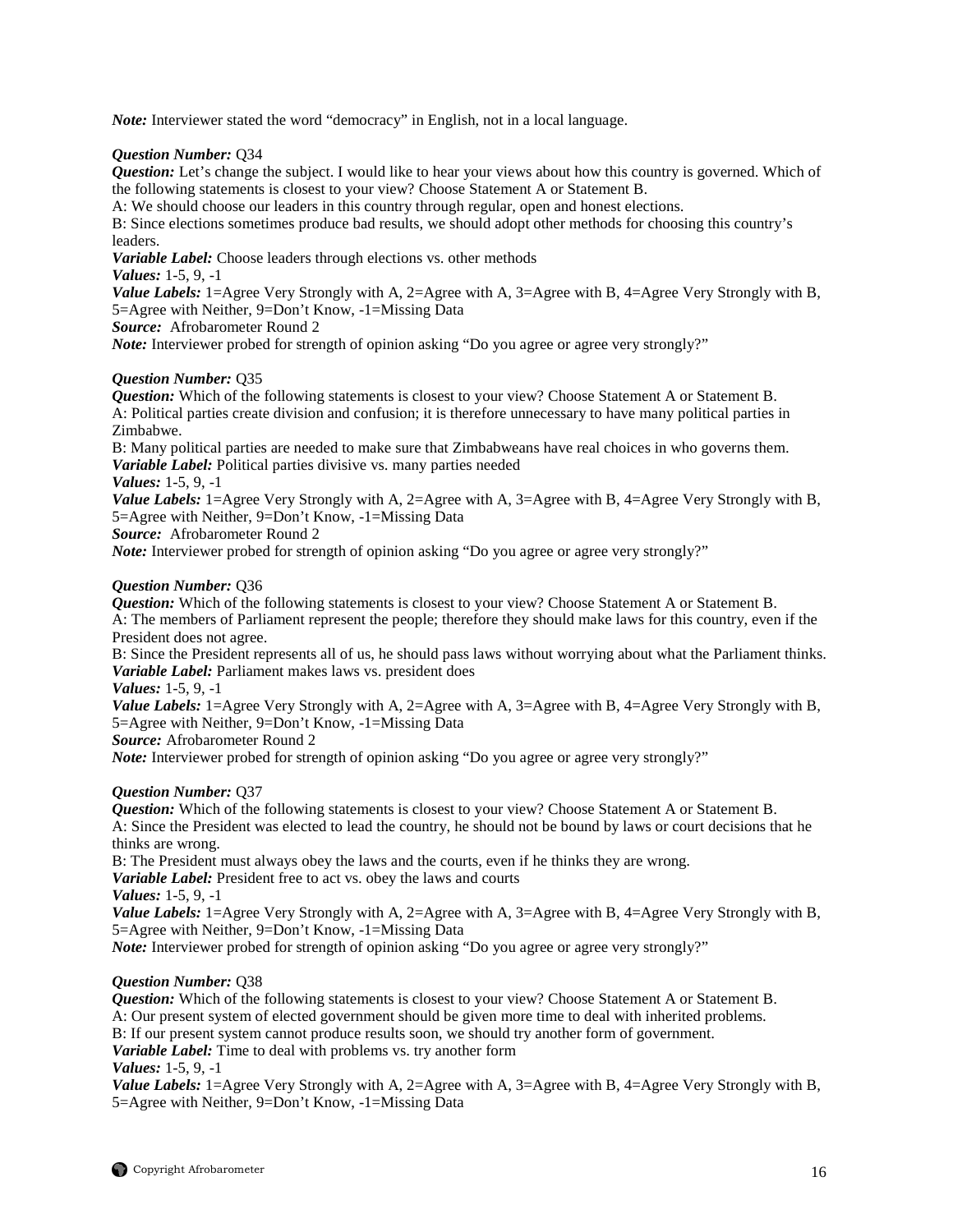***Note:*** Interviewer stated the word "democracy" in English, not in a local language.

***Question Number:*** Q34
***Question:*** Let's change the subject. I would like to hear your views about how this country is governed. Which of the following statements is closest to your view? Choose Statement A or Statement B.
A: We should choose our leaders in this country through regular, open and honest elections.
B: Since elections sometimes produce bad results, we should adopt other methods for choosing this country's leaders.
***Variable Label:*** Choose leaders through elections vs. other methods
***Values:*** 1-5, 9, -1
***Value Labels:*** 1=Agree Very Strongly with A, 2=Agree with A, 3=Agree with B, 4=Agree Very Strongly with B, 5=Agree with Neither, 9=Don't Know, -1=Missing Data
***Source:*** Afrobarometer Round 2
***Note:*** Interviewer probed for strength of opinion asking "Do you agree or agree very strongly?"

***Question Number:*** Q35
***Question:*** Which of the following statements is closest to your view? Choose Statement A or Statement B.
A: Political parties create division and confusion; it is therefore unnecessary to have many political parties in Zimbabwe.
B: Many political parties are needed to make sure that Zimbabweans have real choices in who governs them.
***Variable Label:*** Political parties divisive vs. many parties needed
***Values:*** 1-5, 9, -1
***Value Labels:*** 1=Agree Very Strongly with A, 2=Agree with A, 3=Agree with B, 4=Agree Very Strongly with B, 5=Agree with Neither, 9=Don't Know, -1=Missing Data
***Source:*** Afrobarometer Round 2
***Note:*** Interviewer probed for strength of opinion asking "Do you agree or agree very strongly?"

***Question Number:*** Q36
***Question:*** Which of the following statements is closest to your view? Choose Statement A or Statement B.
A: The members of Parliament represent the people; therefore they should make laws for this country, even if the President does not agree.
B: Since the President represents all of us, he should pass laws without worrying about what the Parliament thinks.
***Variable Label:*** Parliament makes laws vs. president does
***Values:*** 1-5, 9, -1
***Value Labels:*** 1=Agree Very Strongly with A, 2=Agree with A, 3=Agree with B, 4=Agree Very Strongly with B, 5=Agree with Neither, 9=Don't Know, -1=Missing Data
***Source:*** Afrobarometer Round 2
***Note:*** Interviewer probed for strength of opinion asking "Do you agree or agree very strongly?"

***Question Number:*** Q37
***Question:*** Which of the following statements is closest to your view? Choose Statement A or Statement B.
A: Since the President was elected to lead the country, he should not be bound by laws or court decisions that he thinks are wrong.
B: The President must always obey the laws and the courts, even if he thinks they are wrong.
***Variable Label:*** President free to act vs. obey the laws and courts
***Values:*** 1-5, 9, -1
***Value Labels:*** 1=Agree Very Strongly with A, 2=Agree with A, 3=Agree with B, 4=Agree Very Strongly with B, 5=Agree with Neither, 9=Don't Know, -1=Missing Data
***Note:*** Interviewer probed for strength of opinion asking "Do you agree or agree very strongly?"

***Question Number:*** Q38
***Question:*** Which of the following statements is closest to your view? Choose Statement A or Statement B.
A: Our present system of elected government should be given more time to deal with inherited problems.
B: If our present system cannot produce results soon, we should try another form of government.
***Variable Label:*** Time to deal with problems vs. try another form
***Values:*** 1-5, 9, -1
***Value Labels:*** 1=Agree Very Strongly with A, 2=Agree with A, 3=Agree with B, 4=Agree Very Strongly with B, 5=Agree with Neither, 9=Don't Know, -1=Missing Data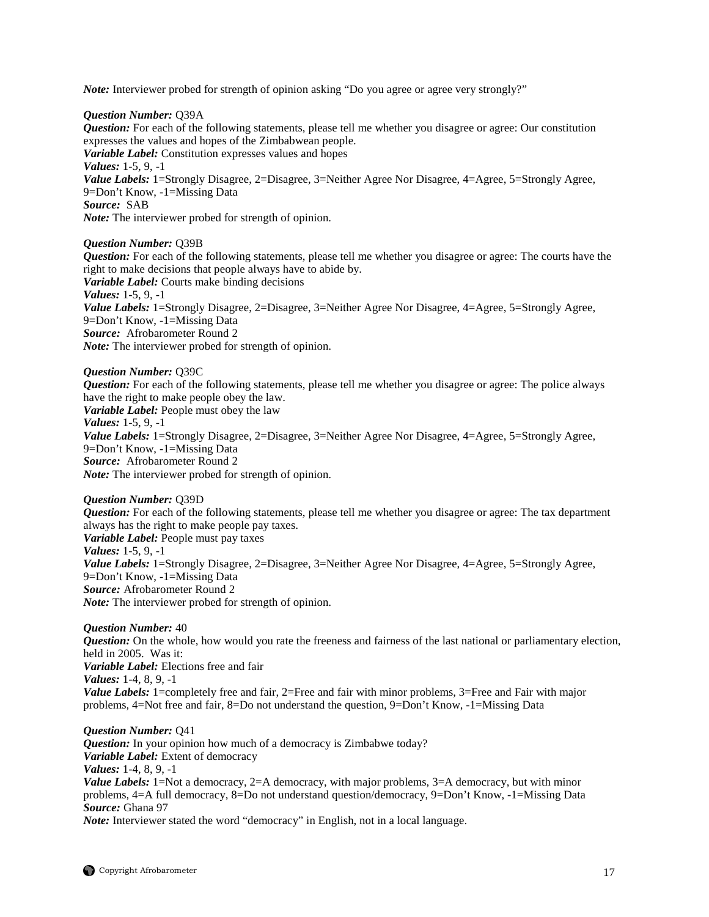*Note:* Interviewer probed for strength of opinion asking "Do you agree or agree very strongly?"

***Question Number:*** Q39A
***Question:*** For each of the following statements, please tell me whether you disagree or agree: Our constitution expresses the values and hopes of the Zimbabwean people.
***Variable Label:*** Constitution expresses values and hopes
***Values:*** 1-5, 9, -1
***Value Labels:*** 1=Strongly Disagree, 2=Disagree, 3=Neither Agree Nor Disagree, 4=Agree, 5=Strongly Agree, 9=Don't Know, -1=Missing Data
***Source:*** SAB
***Note:*** The interviewer probed for strength of opinion.

***Question Number:*** Q39B
***Question:*** For each of the following statements, please tell me whether you disagree or agree: The courts have the right to make decisions that people always have to abide by.
***Variable Label:*** Courts make binding decisions
***Values:*** 1-5, 9, -1
***Value Labels:*** 1=Strongly Disagree, 2=Disagree, 3=Neither Agree Nor Disagree, 4=Agree, 5=Strongly Agree, 9=Don't Know, -1=Missing Data
***Source:*** Afrobarometer Round 2
***Note:*** The interviewer probed for strength of opinion.

***Question Number:*** Q39C
***Question:*** For each of the following statements, please tell me whether you disagree or agree: The police always have the right to make people obey the law.
***Variable Label:*** People must obey the law
***Values:*** 1-5, 9, -1
***Value Labels:*** 1=Strongly Disagree, 2=Disagree, 3=Neither Agree Nor Disagree, 4=Agree, 5=Strongly Agree, 9=Don't Know, -1=Missing Data
***Source:*** Afrobarometer Round 2
***Note:*** The interviewer probed for strength of opinion.

***Question Number:*** Q39D
***Question:*** For each of the following statements, please tell me whether you disagree or agree: The tax department always has the right to make people pay taxes.
***Variable Label:*** People must pay taxes
***Values:*** 1-5, 9, -1
***Value Labels:*** 1=Strongly Disagree, 2=Disagree, 3=Neither Agree Nor Disagree, 4=Agree, 5=Strongly Agree, 9=Don't Know, -1=Missing Data
***Source:*** Afrobarometer Round 2
***Note:*** The interviewer probed for strength of opinion.

***Question Number:*** 40
***Question:*** On the whole, how would you rate the freeness and fairness of the last national or parliamentary election, held in 2005. Was it:
***Variable Label:*** Elections free and fair
***Values:*** 1-4, 8, 9, -1
***Value Labels:*** 1=completely free and fair, 2=Free and fair with minor problems, 3=Free and Fair with major problems, 4=Not free and fair, 8=Do not understand the question, 9=Don't Know, -1=Missing Data

***Question Number:*** Q41
***Question:*** In your opinion how much of a democracy is Zimbabwe today?
***Variable Label:*** Extent of democracy
***Values:*** 1-4, 8, 9, -1
***Value Labels:*** 1=Not a democracy, 2=A democracy, with major problems, 3=A democracy, but with minor problems, 4=A full democracy, 8=Do not understand question/democracy, 9=Don't Know, -1=Missing Data
***Source:*** Ghana 97
***Note:*** Interviewer stated the word "democracy" in English, not in a local language.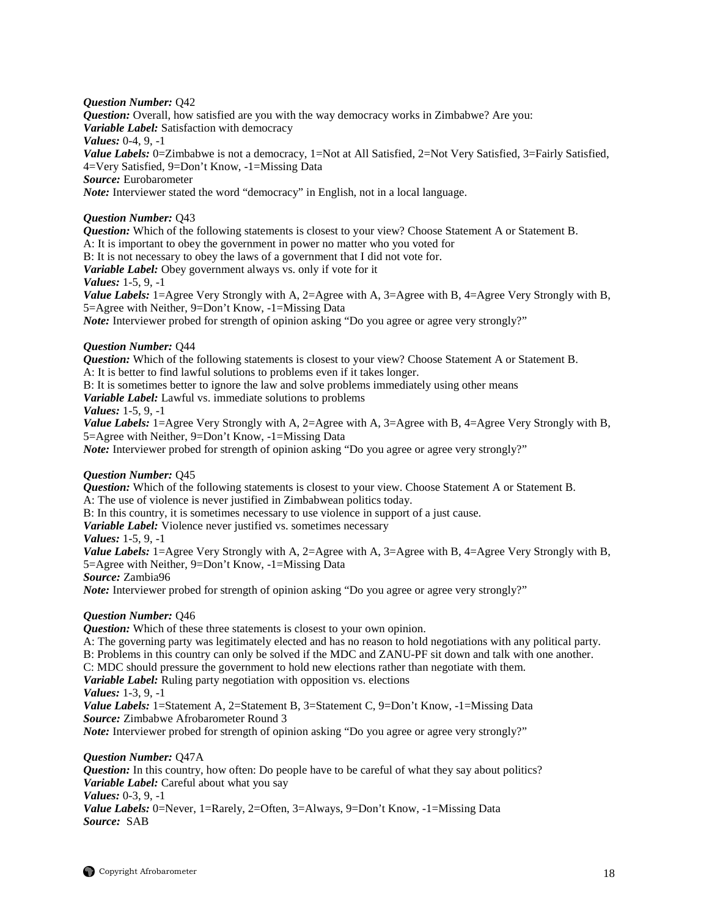***Question Number:*** Q42
***Question:*** Overall, how satisfied are you with the way democracy works in Zimbabwe? Are you:
***Variable Label:*** Satisfaction with democracy
***Values:*** 0-4, 9, -1
***Value Labels:*** 0=Zimbabwe is not a democracy, 1=Not at All Satisfied, 2=Not Very Satisfied, 3=Fairly Satisfied, 4=Very Satisfied, 9=Don't Know, -1=Missing Data
***Source:*** Eurobarometer
***Note:*** Interviewer stated the word "democracy" in English, not in a local language.

***Question Number:*** Q43
***Question:*** Which of the following statements is closest to your view? Choose Statement A or Statement B.
A: It is important to obey the government in power no matter who you voted for
B: It is not necessary to obey the laws of a government that I did not vote for.
***Variable Label:*** Obey government always vs. only if vote for it
***Values:*** 1-5, 9, -1
***Value Labels:*** 1=Agree Very Strongly with A, 2=Agree with A, 3=Agree with B, 4=Agree Very Strongly with B, 5=Agree with Neither, 9=Don't Know, -1=Missing Data
***Note:*** Interviewer probed for strength of opinion asking "Do you agree or agree very strongly?"

***Question Number:*** Q44
***Question:*** Which of the following statements is closest to your view? Choose Statement A or Statement B.
A: It is better to find lawful solutions to problems even if it takes longer.
B: It is sometimes better to ignore the law and solve problems immediately using other means
***Variable Label:*** Lawful vs. immediate solutions to problems
***Values:*** 1-5, 9, -1
***Value Labels:*** 1=Agree Very Strongly with A, 2=Agree with A, 3=Agree with B, 4=Agree Very Strongly with B, 5=Agree with Neither, 9=Don't Know, -1=Missing Data
***Note:*** Interviewer probed for strength of opinion asking "Do you agree or agree very strongly?"

***Question Number:*** Q45
***Question:*** Which of the following statements is closest to your view. Choose Statement A or Statement B.
A: The use of violence is never justified in Zimbabwean politics today.
B: In this country, it is sometimes necessary to use violence in support of a just cause.
***Variable Label:*** Violence never justified vs. sometimes necessary
***Values:*** 1-5, 9, -1
***Value Labels:*** 1=Agree Very Strongly with A, 2=Agree with A, 3=Agree with B, 4=Agree Very Strongly with B, 5=Agree with Neither, 9=Don't Know, -1=Missing Data
***Source:*** Zambia96
***Note:*** Interviewer probed for strength of opinion asking "Do you agree or agree very strongly?"

***Question Number:*** Q46
***Question:*** Which of these three statements is closest to your own opinion.
A: The governing party was legitimately elected and has no reason to hold negotiations with any political party.
B: Problems in this country can only be solved if the MDC and ZANU-PF sit down and talk with one another.
C: MDC should pressure the government to hold new elections rather than negotiate with them.
***Variable Label:*** Ruling party negotiation with opposition vs. elections
***Values:*** 1-3, 9, -1
***Value Labels:*** 1=Statement A, 2=Statement B, 3=Statement C, 9=Don't Know, -1=Missing Data
***Source:*** Zimbabwe Afrobarometer Round 3
***Note:*** Interviewer probed for strength of opinion asking "Do you agree or agree very strongly?"

***Question Number:*** Q47A
***Question:*** In this country, how often: Do people have to be careful of what they say about politics?
***Variable Label:*** Careful about what you say
***Values:*** 0-3, 9, -1
***Value Labels:*** 0=Never, 1=Rarely, 2=Often, 3=Always, 9=Don't Know, -1=Missing Data
***Source:*** SAB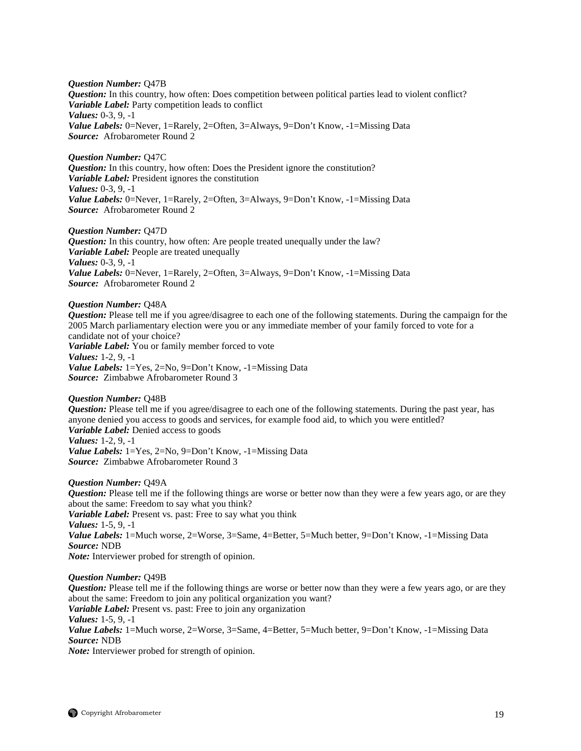***Question Number:*** Q47B
***Question:*** In this country, how often: Does competition between political parties lead to violent conflict?
***Variable Label:*** Party competition leads to conflict
***Values:*** 0-3, 9, -1
***Value Labels:*** 0=Never, 1=Rarely, 2=Often, 3=Always, 9=Don't Know, -1=Missing Data
***Source:*** Afrobarometer Round 2

***Question Number:*** Q47C
***Question:*** In this country, how often: Does the President ignore the constitution?
***Variable Label:*** President ignores the constitution
***Values:*** 0-3, 9, -1
***Value Labels:*** 0=Never, 1=Rarely, 2=Often, 3=Always, 9=Don't Know, -1=Missing Data
***Source:*** Afrobarometer Round 2

***Question Number:*** Q47D
***Question:*** In this country, how often: Are people treated unequally under the law?
***Variable Label:*** People are treated unequally
***Values:*** 0-3, 9, -1
***Value Labels:*** 0=Never, 1=Rarely, 2=Often, 3=Always, 9=Don't Know, -1=Missing Data
***Source:*** Afrobarometer Round 2

***Question Number:*** Q48A
***Question:*** Please tell me if you agree/disagree to each one of the following statements. During the campaign for the 2005 March parliamentary election were you or any immediate member of your family forced to vote for a candidate not of your choice?
***Variable Label:*** You or family member forced to vote
***Values:*** 1-2, 9, -1
***Value Labels:*** 1=Yes, 2=No, 9=Don't Know, -1=Missing Data
***Source:*** Zimbabwe Afrobarometer Round 3

***Question Number:*** Q48B
***Question:*** Please tell me if you agree/disagree to each one of the following statements. During the past year, has anyone denied you access to goods and services, for example food aid, to which you were entitled?
***Variable Label:*** Denied access to goods
***Values:*** 1-2, 9, -1
***Value Labels:*** 1=Yes, 2=No, 9=Don't Know, -1=Missing Data
***Source:*** Zimbabwe Afrobarometer Round 3

***Question Number:*** Q49A
***Question:*** Please tell me if the following things are worse or better now than they were a few years ago, or are they about the same: Freedom to say what you think?
***Variable Label:*** Present vs. past: Free to say what you think
***Values:*** 1-5, 9, -1
***Value Labels:*** 1=Much worse, 2=Worse, 3=Same, 4=Better, 5=Much better, 9=Don't Know, -1=Missing Data
***Source:*** NDB
***Note:*** Interviewer probed for strength of opinion.

***Question Number:*** Q49B
***Question:*** Please tell me if the following things are worse or better now than they were a few years ago, or are they about the same: Freedom to join any political organization you want?
***Variable Label:*** Present vs. past: Free to join any organization
***Values:*** 1-5, 9, -1
***Value Labels:*** 1=Much worse, 2=Worse, 3=Same, 4=Better, 5=Much better, 9=Don't Know, -1=Missing Data
***Source:*** NDB
***Note:*** Interviewer probed for strength of opinion.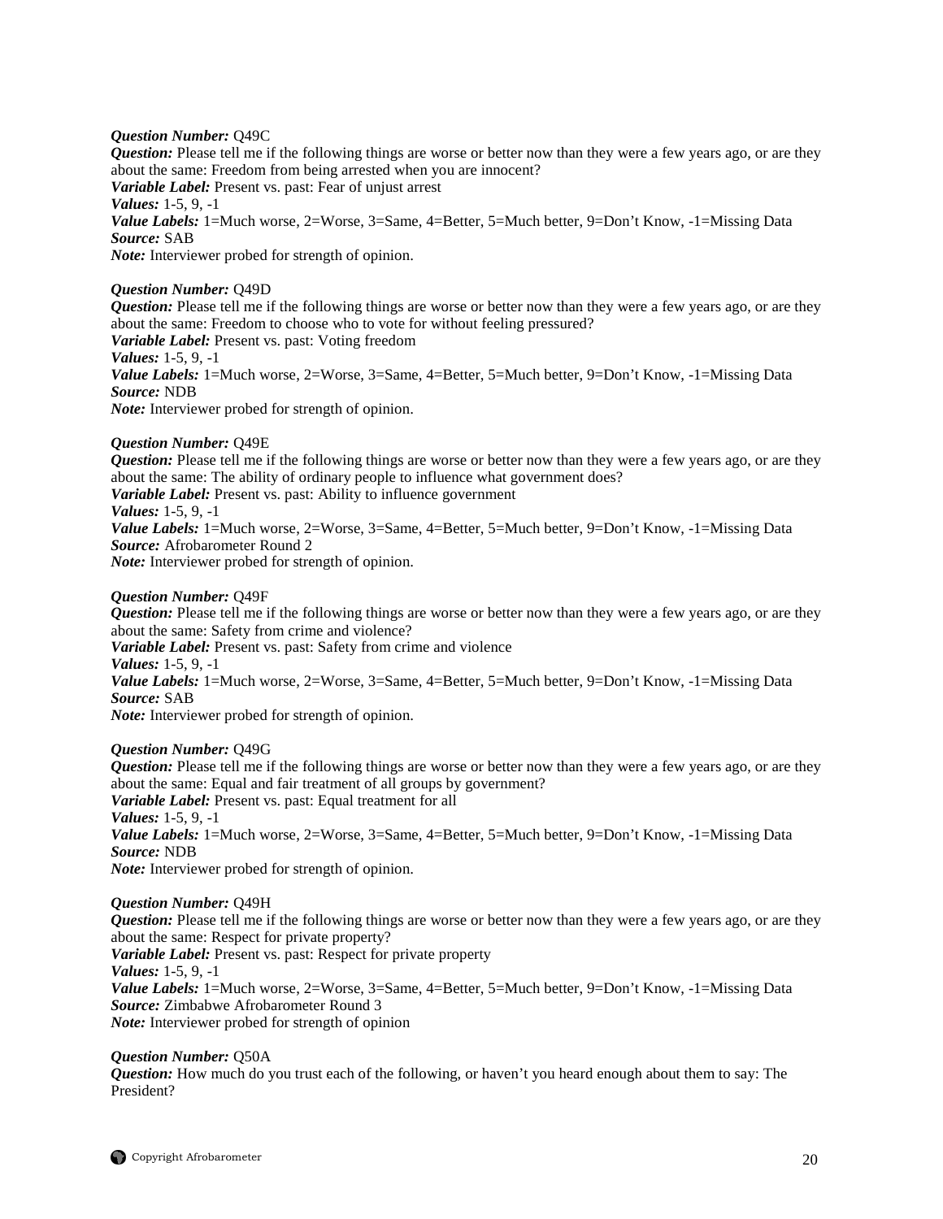***Question Number:*** Q49C
***Question:*** Please tell me if the following things are worse or better now than they were a few years ago, or are they about the same: Freedom from being arrested when you are innocent?
***Variable Label:*** Present vs. past: Fear of unjust arrest
***Values:*** 1-5, 9, -1
***Value Labels:*** 1=Much worse, 2=Worse, 3=Same, 4=Better, 5=Much better, 9=Don't Know, -1=Missing Data
***Source:*** SAB
***Note:*** Interviewer probed for strength of opinion.

***Question Number:*** Q49D
***Question:*** Please tell me if the following things are worse or better now than they were a few years ago, or are they about the same: Freedom to choose who to vote for without feeling pressured?
***Variable Label:*** Present vs. past: Voting freedom
***Values:*** 1-5, 9, -1
***Value Labels:*** 1=Much worse, 2=Worse, 3=Same, 4=Better, 5=Much better, 9=Don't Know, -1=Missing Data
***Source:*** NDB
***Note:*** Interviewer probed for strength of opinion.

***Question Number:*** Q49E
***Question:*** Please tell me if the following things are worse or better now than they were a few years ago, or are they about the same: The ability of ordinary people to influence what government does?
***Variable Label:*** Present vs. past: Ability to influence government
***Values:*** 1-5, 9, -1
***Value Labels:*** 1=Much worse, 2=Worse, 3=Same, 4=Better, 5=Much better, 9=Don't Know, -1=Missing Data
***Source:*** Afrobarometer Round 2
***Note:*** Interviewer probed for strength of opinion.

***Question Number:*** Q49F
***Question:*** Please tell me if the following things are worse or better now than they were a few years ago, or are they about the same: Safety from crime and violence?
***Variable Label:*** Present vs. past: Safety from crime and violence
***Values:*** 1-5, 9, -1
***Value Labels:*** 1=Much worse, 2=Worse, 3=Same, 4=Better, 5=Much better, 9=Don't Know, -1=Missing Data
***Source:*** SAB
***Note:*** Interviewer probed for strength of opinion.

***Question Number:*** Q49G
***Question:*** Please tell me if the following things are worse or better now than they were a few years ago, or are they about the same: Equal and fair treatment of all groups by government?
***Variable Label:*** Present vs. past: Equal treatment for all
***Values:*** 1-5, 9, -1
***Value Labels:*** 1=Much worse, 2=Worse, 3=Same, 4=Better, 5=Much better, 9=Don't Know, -1=Missing Data
***Source:*** NDB
***Note:*** Interviewer probed for strength of opinion.

***Question Number:*** Q49H
***Question:*** Please tell me if the following things are worse or better now than they were a few years ago, or are they about the same: Respect for private property?
***Variable Label:*** Present vs. past: Respect for private property
***Values:*** 1-5, 9, -1
***Value Labels:*** 1=Much worse, 2=Worse, 3=Same, 4=Better, 5=Much better, 9=Don't Know, -1=Missing Data
***Source:*** Zimbabwe Afrobarometer Round 3
***Note:*** Interviewer probed for strength of opinion

***Question Number:*** Q50A
***Question:*** How much do you trust each of the following, or haven't you heard enough about them to say: The President?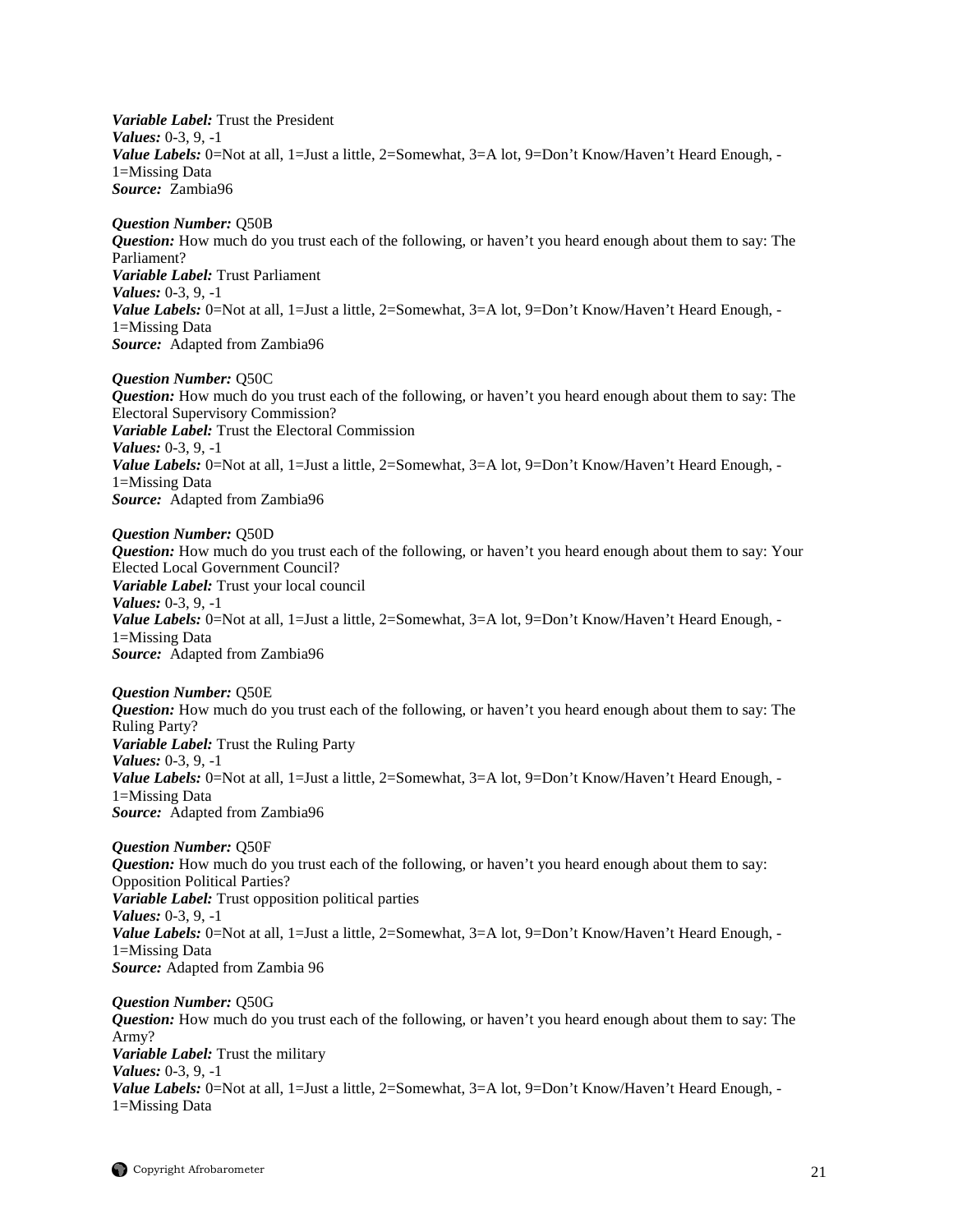***Variable Label:*** Trust the President
***Values:*** 0-3, 9, -1
***Value Labels:*** 0=Not at all, 1=Just a little, 2=Somewhat, 3=A lot, 9=Don't Know/Haven't Heard Enough, -1=Missing Data
***Source:*** Zambia96

***Question Number:*** Q50B
***Question:*** How much do you trust each of the following, or haven't you heard enough about them to say: The Parliament?
***Variable Label:*** Trust Parliament
***Values:*** 0-3, 9, -1
***Value Labels:*** 0=Not at all, 1=Just a little, 2=Somewhat, 3=A lot, 9=Don't Know/Haven't Heard Enough, -1=Missing Data
***Source:*** Adapted from Zambia96

***Question Number:*** Q50C
***Question:*** How much do you trust each of the following, or haven't you heard enough about them to say: The Electoral Supervisory Commission?
***Variable Label:*** Trust the Electoral Commission
***Values:*** 0-3, 9, -1
***Value Labels:*** 0=Not at all, 1=Just a little, 2=Somewhat, 3=A lot, 9=Don't Know/Haven't Heard Enough, -1=Missing Data
***Source:*** Adapted from Zambia96

***Question Number:*** Q50D
***Question:*** How much do you trust each of the following, or haven't you heard enough about them to say: Your Elected Local Government Council?
***Variable Label:*** Trust your local council
***Values:*** 0-3, 9, -1
***Value Labels:*** 0=Not at all, 1=Just a little, 2=Somewhat, 3=A lot, 9=Don't Know/Haven't Heard Enough, -1=Missing Data
***Source:*** Adapted from Zambia96

***Question Number:*** Q50E
***Question:*** How much do you trust each of the following, or haven't you heard enough about them to say: The Ruling Party?
***Variable Label:*** Trust the Ruling Party
***Values:*** 0-3, 9, -1
***Value Labels:*** 0=Not at all, 1=Just a little, 2=Somewhat, 3=A lot, 9=Don't Know/Haven't Heard Enough, -1=Missing Data
***Source:*** Adapted from Zambia96

***Question Number:*** Q50F
***Question:*** How much do you trust each of the following, or haven't you heard enough about them to say: Opposition Political Parties?
***Variable Label:*** Trust opposition political parties
***Values:*** 0-3, 9, -1
***Value Labels:*** 0=Not at all, 1=Just a little, 2=Somewhat, 3=A lot, 9=Don't Know/Haven't Heard Enough, -1=Missing Data
***Source:*** Adapted from Zambia 96

***Question Number:*** Q50G
***Question:*** How much do you trust each of the following, or haven't you heard enough about them to say: The Army?
***Variable Label:*** Trust the military
***Values:*** 0-3, 9, -1
***Value Labels:*** 0=Not at all, 1=Just a little, 2=Somewhat, 3=A lot, 9=Don't Know/Haven't Heard Enough, -1=Missing Data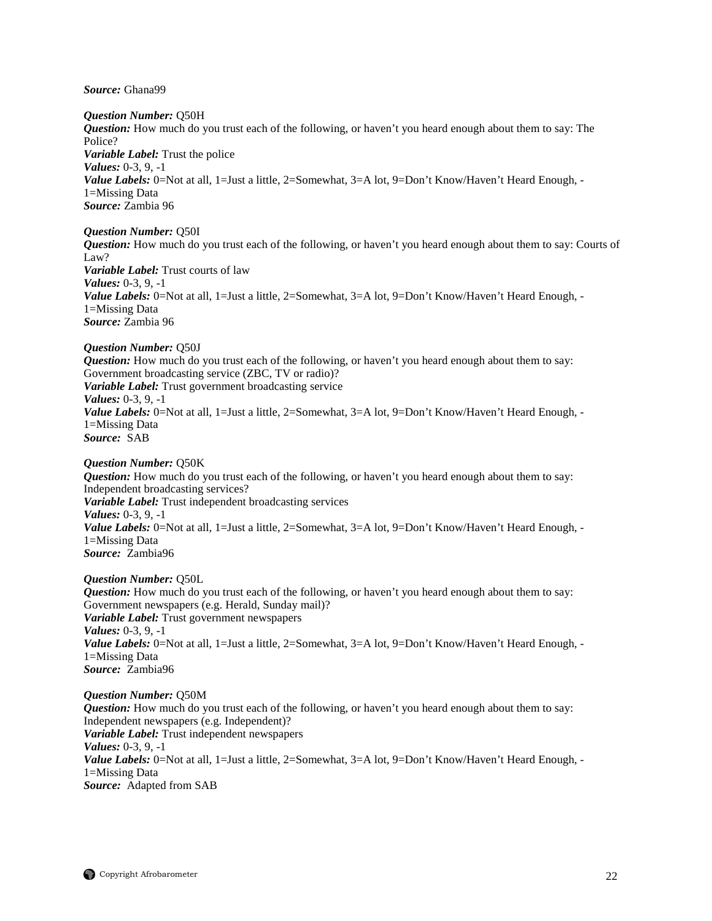***Source:*** Ghana99

***Question Number:*** Q50H
***Question:*** How much do you trust each of the following, or haven't you heard enough about them to say: The Police?
***Variable Label:*** Trust the police
***Values:*** 0-3, 9, -1
***Value Labels:*** 0=Not at all, 1=Just a little, 2=Somewhat, 3=A lot, 9=Don't Know/Haven't Heard Enough, -1=Missing Data
***Source:*** Zambia 96

***Question Number:*** Q50I
***Question:*** How much do you trust each of the following, or haven't you heard enough about them to say: Courts of Law?
***Variable Label:*** Trust courts of law
***Values:*** 0-3, 9, -1
***Value Labels:*** 0=Not at all, 1=Just a little, 2=Somewhat, 3=A lot, 9=Don't Know/Haven't Heard Enough, -1=Missing Data
***Source:*** Zambia 96

***Question Number:*** Q50J
***Question:*** How much do you trust each of the following, or haven't you heard enough about them to say: Government broadcasting service (ZBC, TV or radio)?
***Variable Label:*** Trust government broadcasting service
***Values:*** 0-3, 9, -1
***Value Labels:*** 0=Not at all, 1=Just a little, 2=Somewhat, 3=A lot, 9=Don't Know/Haven't Heard Enough, -1=Missing Data
***Source:*** SAB

***Question Number:*** Q50K
***Question:*** How much do you trust each of the following, or haven't you heard enough about them to say: Independent broadcasting services?
***Variable Label:*** Trust independent broadcasting services
***Values:*** 0-3, 9, -1
***Value Labels:*** 0=Not at all, 1=Just a little, 2=Somewhat, 3=A lot, 9=Don't Know/Haven't Heard Enough, -1=Missing Data
***Source:*** Zambia96

***Question Number:*** Q50L
***Question:*** How much do you trust each of the following, or haven't you heard enough about them to say: Government newspapers (e.g. Herald, Sunday mail)?
***Variable Label:*** Trust government newspapers
***Values:*** 0-3, 9, -1
***Value Labels:*** 0=Not at all, 1=Just a little, 2=Somewhat, 3=A lot, 9=Don't Know/Haven't Heard Enough, -1=Missing Data
***Source:*** Zambia96

***Question Number:*** Q50M
***Question:*** How much do you trust each of the following, or haven't you heard enough about them to say: Independent newspapers (e.g. Independent)?
***Variable Label:*** Trust independent newspapers
***Values:*** 0-3, 9, -1
***Value Labels:*** 0=Not at all, 1=Just a little, 2=Somewhat, 3=A lot, 9=Don't Know/Haven't Heard Enough, -1=Missing Data
***Source:*** Adapted from SAB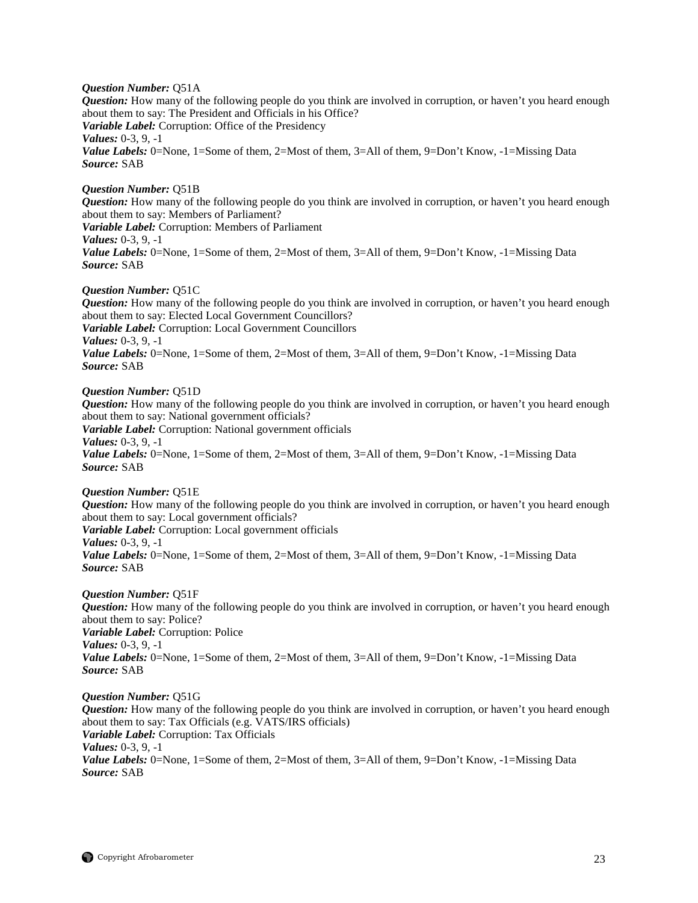***Question Number:*** Q51A
***Question:*** How many of the following people do you think are involved in corruption, or haven't you heard enough about them to say: The President and Officials in his Office?
***Variable Label:*** Corruption: Office of the Presidency
***Values:*** 0-3, 9, -1
***Value Labels:*** 0=None, 1=Some of them, 2=Most of them, 3=All of them, 9=Don't Know, -1=Missing Data
***Source:*** SAB

***Question Number:*** Q51B
***Question:*** How many of the following people do you think are involved in corruption, or haven't you heard enough about them to say: Members of Parliament?
***Variable Label:*** Corruption: Members of Parliament
***Values:*** 0-3, 9, -1
***Value Labels:*** 0=None, 1=Some of them, 2=Most of them, 3=All of them, 9=Don't Know, -1=Missing Data
***Source:*** SAB

***Question Number:*** Q51C
***Question:*** How many of the following people do you think are involved in corruption, or haven't you heard enough about them to say: Elected Local Government Councillors?
***Variable Label:*** Corruption: Local Government Councillors
***Values:*** 0-3, 9, -1
***Value Labels:*** 0=None, 1=Some of them, 2=Most of them, 3=All of them, 9=Don't Know, -1=Missing Data
***Source:*** SAB

***Question Number:*** Q51D
***Question:*** How many of the following people do you think are involved in corruption, or haven't you heard enough about them to say: National government officials?
***Variable Label:*** Corruption: National government officials
***Values:*** 0-3, 9, -1
***Value Labels:*** 0=None, 1=Some of them, 2=Most of them, 3=All of them, 9=Don't Know, -1=Missing Data
***Source:*** SAB

***Question Number:*** Q51E
***Question:*** How many of the following people do you think are involved in corruption, or haven't you heard enough about them to say: Local government officials?
***Variable Label:*** Corruption: Local government officials
***Values:*** 0-3, 9, -1
***Value Labels:*** 0=None, 1=Some of them, 2=Most of them, 3=All of them, 9=Don't Know, -1=Missing Data
***Source:*** SAB

***Question Number:*** Q51F
***Question:*** How many of the following people do you think are involved in corruption, or haven't you heard enough about them to say: Police?
***Variable Label:*** Corruption: Police
***Values:*** 0-3, 9, -1
***Value Labels:*** 0=None, 1=Some of them, 2=Most of them, 3=All of them, 9=Don't Know, -1=Missing Data
***Source:*** SAB

***Question Number:*** Q51G
***Question:*** How many of the following people do you think are involved in corruption, or haven't you heard enough about them to say: Tax Officials (e.g. VATS/IRS officials)
***Variable Label:*** Corruption: Tax Officials
***Values:*** 0-3, 9, -1
***Value Labels:*** 0=None, 1=Some of them, 2=Most of them, 3=All of them, 9=Don't Know, -1=Missing Data
***Source:*** SAB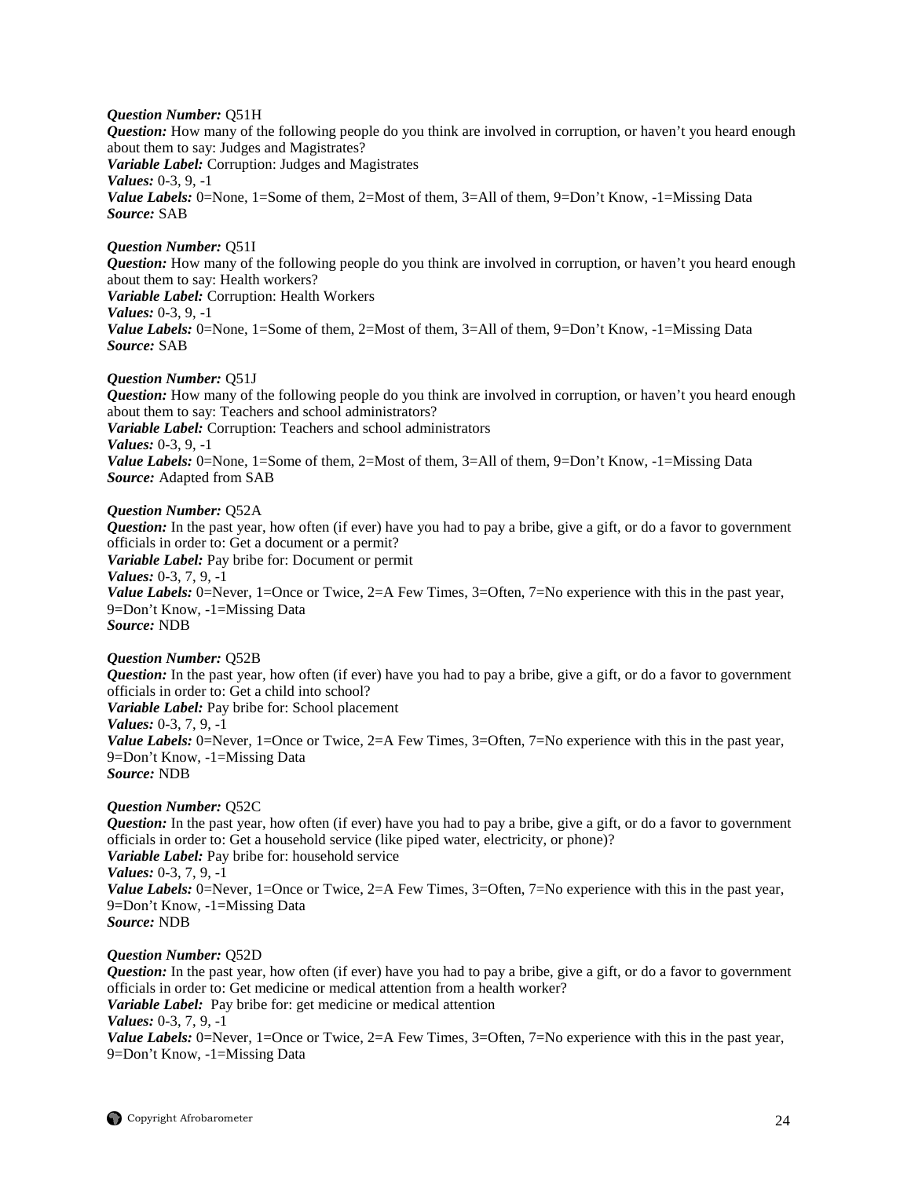***Question Number:*** Q51H
***Question:*** How many of the following people do you think are involved in corruption, or haven't you heard enough about them to say: Judges and Magistrates?
***Variable Label:*** Corruption: Judges and Magistrates
***Values:*** 0-3, 9, -1
***Value Labels:*** 0=None, 1=Some of them, 2=Most of them, 3=All of them, 9=Don't Know, -1=Missing Data
***Source:*** SAB

***Question Number:*** Q51I
***Question:*** How many of the following people do you think are involved in corruption, or haven't you heard enough about them to say: Health workers?
***Variable Label:*** Corruption: Health Workers
***Values:*** 0-3, 9, -1
***Value Labels:*** 0=None, 1=Some of them, 2=Most of them, 3=All of them, 9=Don't Know, -1=Missing Data
***Source:*** SAB

***Question Number:*** Q51J
***Question:*** How many of the following people do you think are involved in corruption, or haven't you heard enough about them to say: Teachers and school administrators?
***Variable Label:*** Corruption: Teachers and school administrators
***Values:*** 0-3, 9, -1
***Value Labels:*** 0=None, 1=Some of them, 2=Most of them, 3=All of them, 9=Don't Know, -1=Missing Data
***Source:*** Adapted from SAB

***Question Number:*** Q52A
***Question:*** In the past year, how often (if ever) have you had to pay a bribe, give a gift, or do a favor to government officials in order to: Get a document or a permit?
***Variable Label:*** Pay bribe for: Document or permit
***Values:*** 0-3, 7, 9, -1
***Value Labels:*** 0=Never, 1=Once or Twice, 2=A Few Times, 3=Often, 7=No experience with this in the past year, 9=Don't Know, -1=Missing Data
***Source:*** NDB

***Question Number:*** Q52B
***Question:*** In the past year, how often (if ever) have you had to pay a bribe, give a gift, or do a favor to government officials in order to: Get a child into school?
***Variable Label:*** Pay bribe for: School placement
***Values:*** 0-3, 7, 9, -1
***Value Labels:*** 0=Never, 1=Once or Twice, 2=A Few Times, 3=Often, 7=No experience with this in the past year, 9=Don't Know, -1=Missing Data
***Source:*** NDB

***Question Number:*** Q52C
***Question:*** In the past year, how often (if ever) have you had to pay a bribe, give a gift, or do a favor to government officials in order to: Get a household service (like piped water, electricity, or phone)?
***Variable Label:*** Pay bribe for: household service
***Values:*** 0-3, 7, 9, -1
***Value Labels:*** 0=Never, 1=Once or Twice, 2=A Few Times, 3=Often, 7=No experience with this in the past year, 9=Don't Know, -1=Missing Data
***Source:*** NDB

***Question Number:*** Q52D
***Question:*** In the past year, how often (if ever) have you had to pay a bribe, give a gift, or do a favor to government officials in order to: Get medicine or medical attention from a health worker?
***Variable Label:*** Pay bribe for: get medicine or medical attention
***Values:*** 0-3, 7, 9, -1
***Value Labels:*** 0=Never, 1=Once or Twice, 2=A Few Times, 3=Often, 7=No experience with this in the past year, 9=Don't Know, -1=Missing Data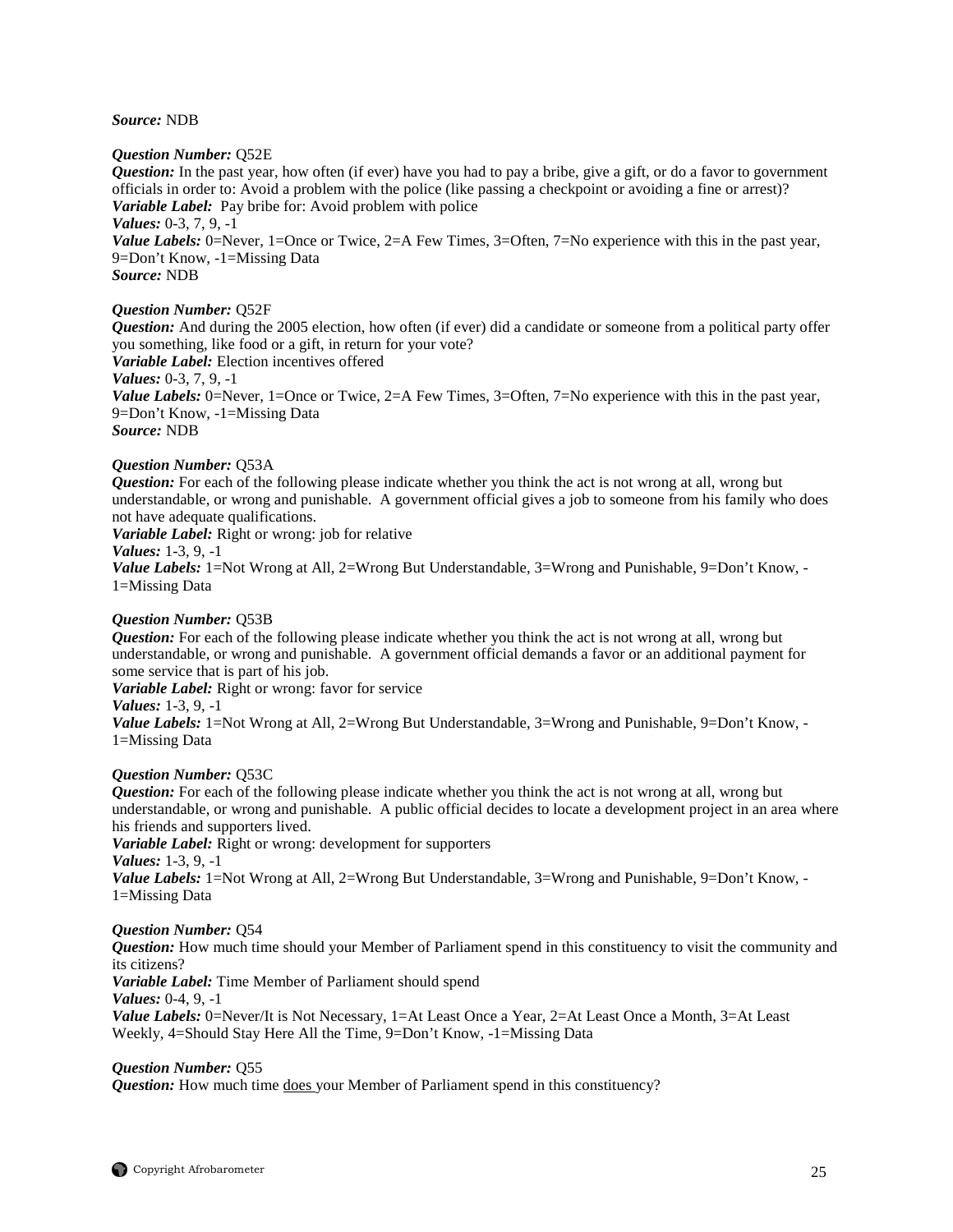***Source:*** NDB

***Question Number:*** Q52E
***Question:*** In the past year, how often (if ever) have you had to pay a bribe, give a gift, or do a favor to government officials in order to: Avoid a problem with the police (like passing a checkpoint or avoiding a fine or arrest)?
***Variable Label:*** Pay bribe for: Avoid problem with police
***Values:*** 0-3, 7, 9, -1
***Value Labels:*** 0=Never, 1=Once or Twice, 2=A Few Times, 3=Often, 7=No experience with this in the past year, 9=Don't Know, -1=Missing Data
***Source:*** NDB

***Question Number:*** Q52F
***Question:*** And during the 2005 election, how often (if ever) did a candidate or someone from a political party offer you something, like food or a gift, in return for your vote?
***Variable Label:*** Election incentives offered
***Values:*** 0-3, 7, 9, -1
***Value Labels:*** 0=Never, 1=Once or Twice, 2=A Few Times, 3=Often, 7=No experience with this in the past year, 9=Don't Know, -1=Missing Data
***Source:*** NDB

***Question Number:*** Q53A
***Question:*** For each of the following please indicate whether you think the act is not wrong at all, wrong but understandable, or wrong and punishable. A government official gives a job to someone from his family who does not have adequate qualifications.
***Variable Label:*** Right or wrong: job for relative
***Values:*** 1-3, 9, -1
***Value Labels:*** 1=Not Wrong at All, 2=Wrong But Understandable, 3=Wrong and Punishable, 9=Don't Know, -1=Missing Data

***Question Number:*** Q53B
***Question:*** For each of the following please indicate whether you think the act is not wrong at all, wrong but understandable, or wrong and punishable. A government official demands a favor or an additional payment for some service that is part of his job.
***Variable Label:*** Right or wrong: favor for service
***Values:*** 1-3, 9, -1
***Value Labels:*** 1=Not Wrong at All, 2=Wrong But Understandable, 3=Wrong and Punishable, 9=Don't Know, -1=Missing Data

***Question Number:*** Q53C
***Question:*** For each of the following please indicate whether you think the act is not wrong at all, wrong but understandable, or wrong and punishable. A public official decides to locate a development project in an area where his friends and supporters lived.
***Variable Label:*** Right or wrong: development for supporters
***Values:*** 1-3, 9, -1
***Value Labels:*** 1=Not Wrong at All, 2=Wrong But Understandable, 3=Wrong and Punishable, 9=Don't Know, -1=Missing Data

***Question Number:*** Q54
***Question:*** How much time should your Member of Parliament spend in this constituency to visit the community and its citizens?
***Variable Label:*** Time Member of Parliament should spend
***Values:*** 0-4, 9, -1
***Value Labels:*** 0=Never/It is Not Necessary, 1=At Least Once a Year, 2=At Least Once a Month, 3=At Least Weekly, 4=Should Stay Here All the Time, 9=Don't Know, -1=Missing Data

***Question Number:*** Q55
***Question:*** How much time <u>does</u> your Member of Parliament spend in this constituency?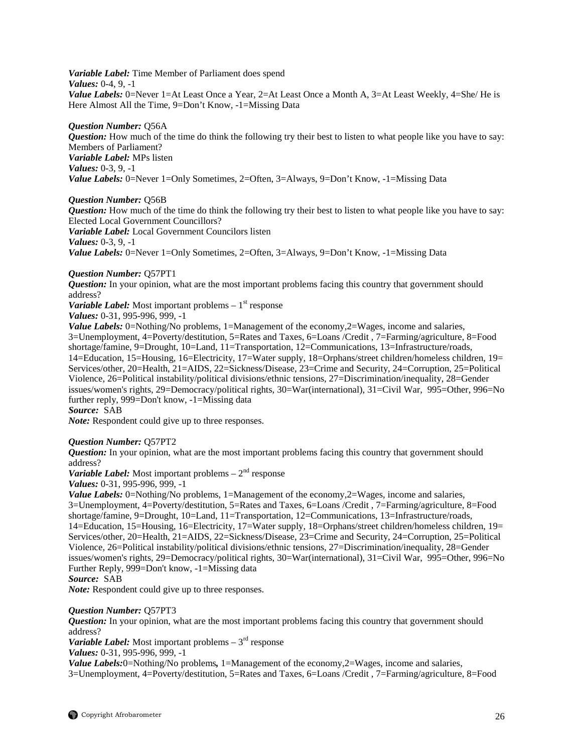*Variable Label:* Time Member of Parliament does spend
*Values:* 0-4, 9, -1
*Value Labels:* 0=Never 1=At Least Once a Year, 2=At Least Once a Month A, 3=At Least Weekly, 4=She/ He is Here Almost All the Time, 9=Don't Know, -1=Missing Data

*Question Number:* Q56A
*Question:* How much of the time do think the following try their best to listen to what people like you have to say: Members of Parliament?
*Variable Label:* MPs listen
*Values:* 0-3, 9, -1
*Value Labels:* 0=Never 1=Only Sometimes, 2=Often, 3=Always, 9=Don't Know, -1=Missing Data

*Question Number:* Q56B
*Question:* How much of the time do think the following try their best to listen to what people like you have to say: Elected Local Government Councillors?
*Variable Label:* Local Government Councilors listen
*Values:* 0-3, 9, -1
*Value Labels:* 0=Never 1=Only Sometimes, 2=Often, 3=Always, 9=Don't Know, -1=Missing Data

*Question Number:* Q57PT1
*Question:* In your opinion, what are the most important problems facing this country that government should address?
*Variable Label:* Most important problems – 1st response
*Values:* 0-31, 995-996, 999, -1
*Value Labels:* 0=Nothing/No problems, 1=Management of the economy,2=Wages, income and salaries, 3=Unemployment, 4=Poverty/destitution, 5=Rates and Taxes, 6=Loans /Credit , 7=Farming/agriculture, 8=Food shortage/famine, 9=Drought, 10=Land, 11=Transportation, 12=Communications, 13=Infrastructure/roads, 14=Education, 15=Housing, 16=Electricity, 17=Water supply, 18=Orphans/street children/homeless children, 19= Services/other, 20=Health, 21=AIDS, 22=Sickness/Disease, 23=Crime and Security, 24=Corruption, 25=Political Violence, 26=Political instability/political divisions/ethnic tensions, 27=Discrimination/inequality, 28=Gender issues/women's rights, 29=Democracy/political rights, 30=War(international), 31=Civil War, 995=Other, 996=No further reply, 999=Don't know, -1=Missing data
*Source:* SAB
*Note:* Respondent could give up to three responses.

*Question Number:* Q57PT2
*Question:* In your opinion, what are the most important problems facing this country that government should address?
*Variable Label:* Most important problems – 2nd response
*Values:* 0-31, 995-996, 999, -1
*Value Labels:* 0=Nothing/No problems, 1=Management of the economy,2=Wages, income and salaries, 3=Unemployment, 4=Poverty/destitution, 5=Rates and Taxes, 6=Loans /Credit , 7=Farming/agriculture, 8=Food shortage/famine, 9=Drought, 10=Land, 11=Transportation, 12=Communications, 13=Infrastructure/roads, 14=Education, 15=Housing, 16=Electricity, 17=Water supply, 18=Orphans/street children/homeless children, 19= Services/other, 20=Health, 21=AIDS, 22=Sickness/Disease, 23=Crime and Security, 24=Corruption, 25=Political Violence, 26=Political instability/political divisions/ethnic tensions, 27=Discrimination/inequality, 28=Gender issues/women's rights, 29=Democracy/political rights, 30=War(international), 31=Civil War, 995=Other, 996=No Further Reply, 999=Don't know, -1=Missing data
*Source:* SAB
*Note:* Respondent could give up to three responses.

*Question Number:* Q57PT3
*Question:* In your opinion, what are the most important problems facing this country that government should address?
*Variable Label:* Most important problems – 3rd response
*Values:* 0-31, 995-996, 999, -1
*Value Labels:* 0=Nothing/No problems, 1=Management of the economy,2=Wages, income and salaries, 3=Unemployment, 4=Poverty/destitution, 5=Rates and Taxes, 6=Loans /Credit , 7=Farming/agriculture, 8=Food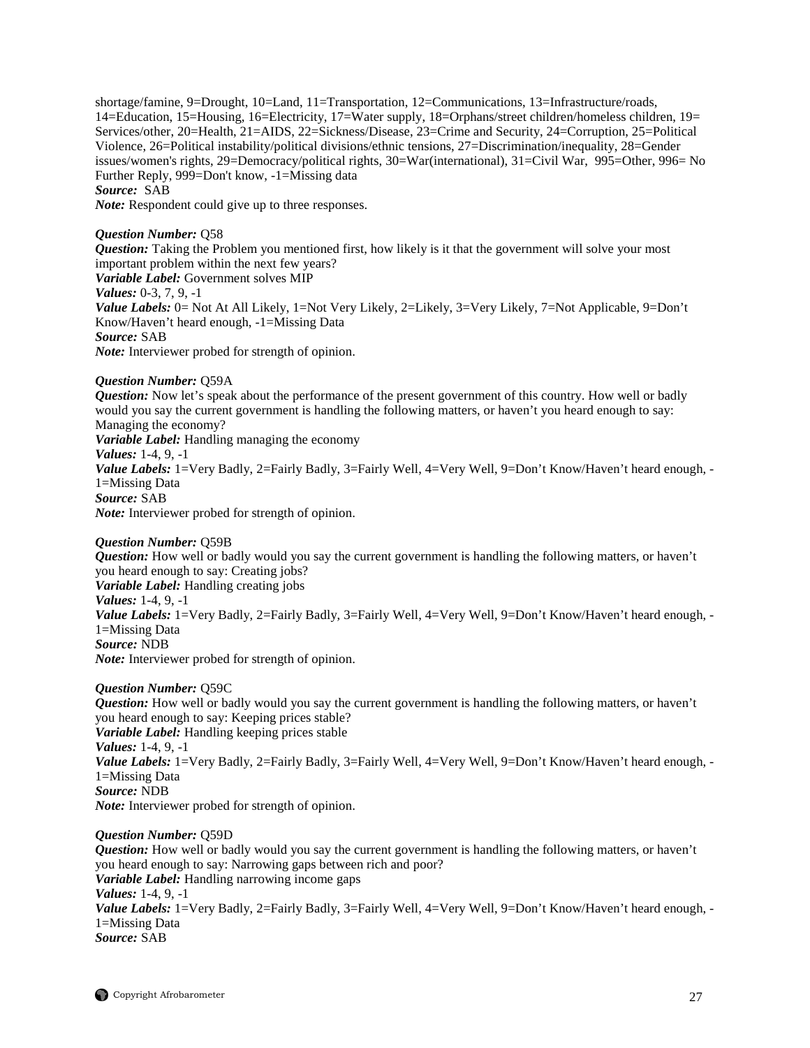shortage/famine, 9=Drought, 10=Land, 11=Transportation, 12=Communications, 13=Infrastructure/roads, 14=Education, 15=Housing, 16=Electricity, 17=Water supply, 18=Orphans/street children/homeless children, 19= Services/other, 20=Health, 21=AIDS, 22=Sickness/Disease, 23=Crime and Security, 24=Corruption, 25=Political Violence, 26=Political instability/political divisions/ethnic tensions, 27=Discrimination/inequality, 28=Gender issues/women's rights, 29=Democracy/political rights, 30=War(international), 31=Civil War, 995=Other, 996= No Further Reply, 999=Don't know, -1=Missing data
***Source:*** SAB
***Note:*** Respondent could give up to three responses.

***Question Number:*** Q58
***Question:*** Taking the Problem you mentioned first, how likely is it that the government will solve your most important problem within the next few years?
***Variable Label:*** Government solves MIP
***Values:*** 0-3, 7, 9, -1
***Value Labels:*** 0= Not At All Likely, 1=Not Very Likely, 2=Likely, 3=Very Likely, 7=Not Applicable, 9=Don't Know/Haven't heard enough, -1=Missing Data
***Source:*** SAB
***Note:*** Interviewer probed for strength of opinion.

***Question Number:*** Q59A
***Question:*** Now let's speak about the performance of the present government of this country. How well or badly would you say the current government is handling the following matters, or haven't you heard enough to say: Managing the economy?
***Variable Label:*** Handling managing the economy
***Values:*** 1-4, 9, -1
***Value Labels:*** 1=Very Badly, 2=Fairly Badly, 3=Fairly Well, 4=Very Well, 9=Don't Know/Haven't heard enough, -1=Missing Data
***Source:*** SAB
***Note:*** Interviewer probed for strength of opinion.

***Question Number:*** Q59B
***Question:*** How well or badly would you say the current government is handling the following matters, or haven't you heard enough to say: Creating jobs?
***Variable Label:*** Handling creating jobs
***Values:*** 1-4, 9, -1
***Value Labels:*** 1=Very Badly, 2=Fairly Badly, 3=Fairly Well, 4=Very Well, 9=Don't Know/Haven't heard enough, -1=Missing Data
***Source:*** NDB
***Note:*** Interviewer probed for strength of opinion.

***Question Number:*** Q59C
***Question:*** How well or badly would you say the current government is handling the following matters, or haven't you heard enough to say: Keeping prices stable?
***Variable Label:*** Handling keeping prices stable
***Values:*** 1-4, 9, -1
***Value Labels:*** 1=Very Badly, 2=Fairly Badly, 3=Fairly Well, 4=Very Well, 9=Don't Know/Haven't heard enough, -1=Missing Data
***Source:*** NDB
***Note:*** Interviewer probed for strength of opinion.

***Question Number:*** Q59D
***Question:*** How well or badly would you say the current government is handling the following matters, or haven't you heard enough to say: Narrowing gaps between rich and poor?
***Variable Label:*** Handling narrowing income gaps
***Values:*** 1-4, 9, -1
***Value Labels:*** 1=Very Badly, 2=Fairly Badly, 3=Fairly Well, 4=Very Well, 9=Don't Know/Haven't heard enough, -1=Missing Data
***Source:*** SAB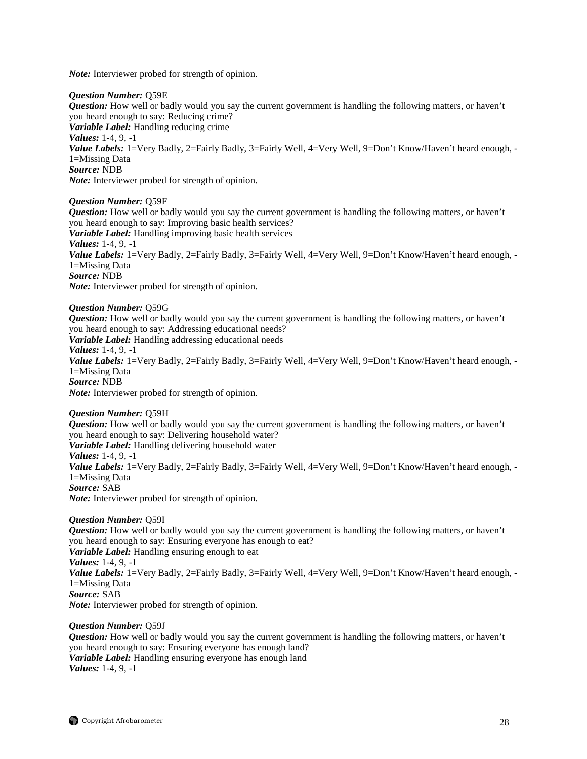*Note:* Interviewer probed for strength of opinion.

*Question Number:* Q59E
*Question:* How well or badly would you say the current government is handling the following matters, or haven't you heard enough to say: Reducing crime?
*Variable Label:* Handling reducing crime
*Values:* 1-4, 9, -1
*Value Labels:* 1=Very Badly, 2=Fairly Badly, 3=Fairly Well, 4=Very Well, 9=Don't Know/Haven't heard enough, -1=Missing Data
*Source:* NDB
*Note:* Interviewer probed for strength of opinion.

*Question Number:* Q59F
*Question:* How well or badly would you say the current government is handling the following matters, or haven't you heard enough to say: Improving basic health services?
*Variable Label:* Handling improving basic health services
*Values:* 1-4, 9, -1
*Value Labels:* 1=Very Badly, 2=Fairly Badly, 3=Fairly Well, 4=Very Well, 9=Don't Know/Haven't heard enough, -1=Missing Data
*Source:* NDB
*Note:* Interviewer probed for strength of opinion.

*Question Number:* Q59G
*Question:* How well or badly would you say the current government is handling the following matters, or haven't you heard enough to say: Addressing educational needs?
*Variable Label:* Handling addressing educational needs
*Values:* 1-4, 9, -1
*Value Labels:* 1=Very Badly, 2=Fairly Badly, 3=Fairly Well, 4=Very Well, 9=Don't Know/Haven't heard enough, -1=Missing Data
*Source:* NDB
*Note:* Interviewer probed for strength of opinion.

*Question Number:* Q59H
*Question:* How well or badly would you say the current government is handling the following matters, or haven't you heard enough to say: Delivering household water?
*Variable Label:* Handling delivering household water
*Values:* 1-4, 9, -1
*Value Labels:* 1=Very Badly, 2=Fairly Badly, 3=Fairly Well, 4=Very Well, 9=Don't Know/Haven't heard enough, -1=Missing Data
*Source:* SAB
*Note:* Interviewer probed for strength of opinion.

*Question Number:* Q59I
*Question:* How well or badly would you say the current government is handling the following matters, or haven't you heard enough to say: Ensuring everyone has enough to eat?
*Variable Label:* Handling ensuring enough to eat
*Values:* 1-4, 9, -1
*Value Labels:* 1=Very Badly, 2=Fairly Badly, 3=Fairly Well, 4=Very Well, 9=Don't Know/Haven't heard enough, -1=Missing Data
*Source:* SAB
*Note:* Interviewer probed for strength of opinion.

*Question Number:* Q59J
*Question:* How well or badly would you say the current government is handling the following matters, or haven't you heard enough to say: Ensuring everyone has enough land?
*Variable Label:* Handling ensuring everyone has enough land
*Values:* 1-4, 9, -1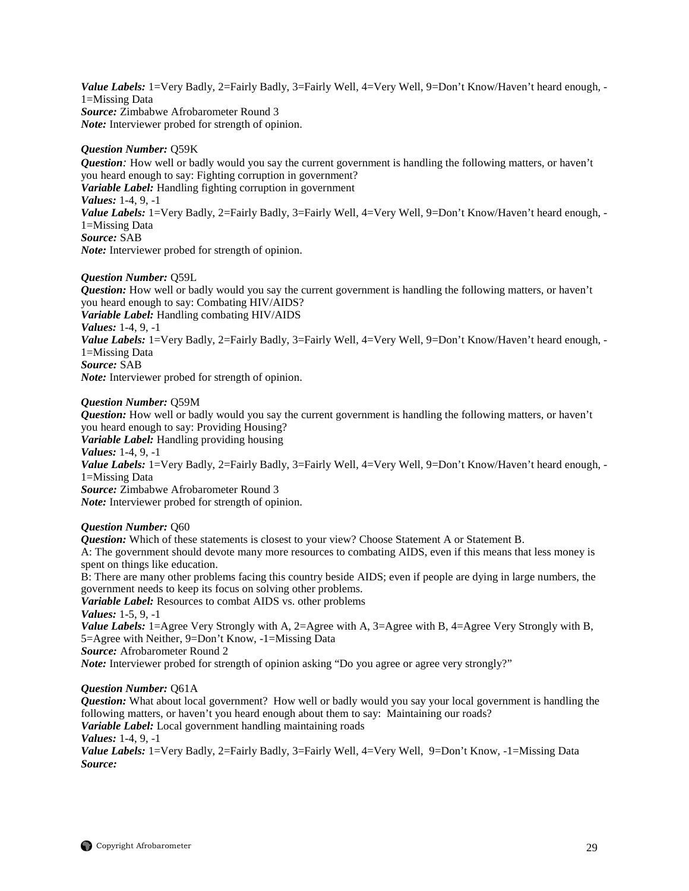***Value Labels:*** 1=Very Badly, 2=Fairly Badly, 3=Fairly Well, 4=Very Well, 9=Don't Know/Haven't heard enough, -1=Missing Data
***Source:*** Zimbabwe Afrobarometer Round 3
***Note:*** Interviewer probed for strength of opinion.

***Question Number:*** Q59K
***Question:*** How well or badly would you say the current government is handling the following matters, or haven't you heard enough to say: Fighting corruption in government?
***Variable Label:*** Handling fighting corruption in government
***Values:*** 1-4, 9, -1
***Value Labels:*** 1=Very Badly, 2=Fairly Badly, 3=Fairly Well, 4=Very Well, 9=Don't Know/Haven't heard enough, -1=Missing Data
***Source:*** SAB
***Note:*** Interviewer probed for strength of opinion.

***Question Number:*** Q59L
***Question:*** How well or badly would you say the current government is handling the following matters, or haven't you heard enough to say: Combating HIV/AIDS?
***Variable Label:*** Handling combating HIV/AIDS
***Values:*** 1-4, 9, -1
***Value Labels:*** 1=Very Badly, 2=Fairly Badly, 3=Fairly Well, 4=Very Well, 9=Don't Know/Haven't heard enough, -1=Missing Data
***Source:*** SAB
***Note:*** Interviewer probed for strength of opinion.

***Question Number:*** Q59M
***Question:*** How well or badly would you say the current government is handling the following matters, or haven't you heard enough to say: Providing Housing?
***Variable Label:*** Handling providing housing
***Values:*** 1-4, 9, -1
***Value Labels:*** 1=Very Badly, 2=Fairly Badly, 3=Fairly Well, 4=Very Well, 9=Don't Know/Haven't heard enough, -1=Missing Data
***Source:*** Zimbabwe Afrobarometer Round 3
***Note:*** Interviewer probed for strength of opinion.

***Question Number:*** Q60
***Question:*** Which of these statements is closest to your view? Choose Statement A or Statement B.
A: The government should devote many more resources to combating AIDS, even if this means that less money is spent on things like education.
B: There are many other problems facing this country beside AIDS; even if people are dying in large numbers, the government needs to keep its focus on solving other problems.
***Variable Label:*** Resources to combat AIDS vs. other problems
***Values:*** 1-5, 9, -1
***Value Labels:*** 1=Agree Very Strongly with A, 2=Agree with A, 3=Agree with B, 4=Agree Very Strongly with B, 5=Agree with Neither, 9=Don't Know, -1=Missing Data
***Source:*** Afrobarometer Round 2
***Note:*** Interviewer probed for strength of opinion asking "Do you agree or agree very strongly?"

***Question Number:*** Q61A
***Question:*** What about local government? How well or badly would you say your local government is handling the following matters, or haven't you heard enough about them to say: Maintaining our roads?
***Variable Label:*** Local government handling maintaining roads
***Values:*** 1-4, 9, -1
***Value Labels:*** 1=Very Badly, 2=Fairly Badly, 3=Fairly Well, 4=Very Well, 9=Don't Know, -1=Missing Data
***Source:***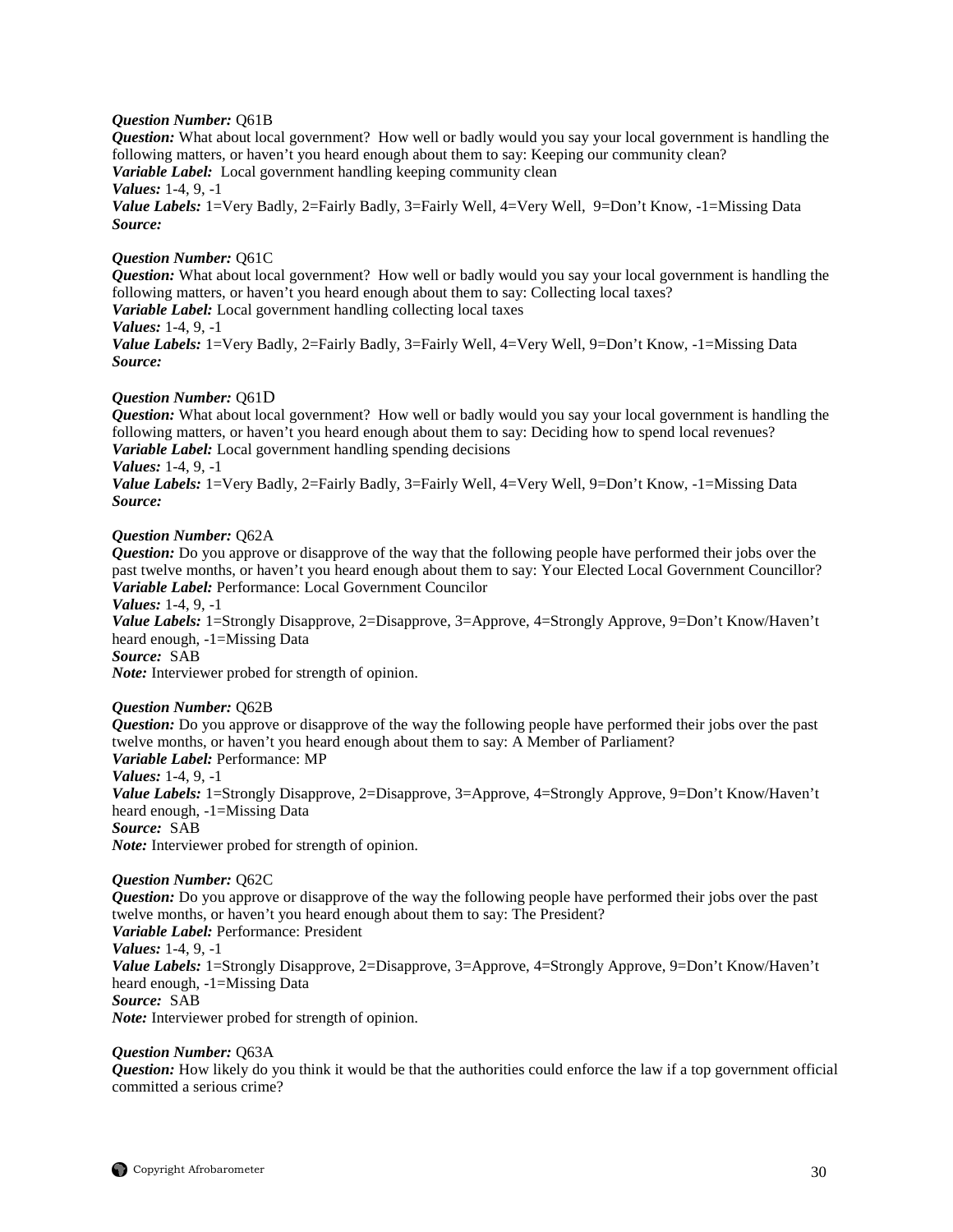***Question Number:*** Q61B
***Question:*** What about local government? How well or badly would you say your local government is handling the following matters, or haven't you heard enough about them to say: Keeping our community clean?
***Variable Label:*** Local government handling keeping community clean
***Values:*** 1-4, 9, -1
***Value Labels:*** 1=Very Badly, 2=Fairly Badly, 3=Fairly Well, 4=Very Well, 9=Don't Know, -1=Missing Data
***Source:***

***Question Number:*** Q61C
***Question:*** What about local government? How well or badly would you say your local government is handling the following matters, or haven't you heard enough about them to say: Collecting local taxes?
***Variable Label:*** Local government handling collecting local taxes
***Values:*** 1-4, 9, -1
***Value Labels:*** 1=Very Badly, 2=Fairly Badly, 3=Fairly Well, 4=Very Well, 9=Don't Know, -1=Missing Data
***Source:***

***Question Number:*** Q61D
***Question:*** What about local government? How well or badly would you say your local government is handling the following matters, or haven't you heard enough about them to say: Deciding how to spend local revenues?
***Variable Label:*** Local government handling spending decisions
***Values:*** 1-4, 9, -1
***Value Labels:*** 1=Very Badly, 2=Fairly Badly, 3=Fairly Well, 4=Very Well, 9=Don't Know, -1=Missing Data
***Source:***

***Question Number:*** Q62A
***Question:*** Do you approve or disapprove of the way that the following people have performed their jobs over the past twelve months, or haven't you heard enough about them to say: Your Elected Local Government Councillor?
***Variable Label:*** Performance: Local Government Councilor
***Values:*** 1-4, 9, -1
***Value Labels:*** 1=Strongly Disapprove, 2=Disapprove, 3=Approve, 4=Strongly Approve, 9=Don't Know/Haven't heard enough, -1=Missing Data
***Source:*** SAB
***Note:*** Interviewer probed for strength of opinion.

***Question Number:*** Q62B
***Question:*** Do you approve or disapprove of the way the following people have performed their jobs over the past twelve months, or haven't you heard enough about them to say: A Member of Parliament?
***Variable Label:*** Performance: MP
***Values:*** 1-4, 9, -1
***Value Labels:*** 1=Strongly Disapprove, 2=Disapprove, 3=Approve, 4=Strongly Approve, 9=Don't Know/Haven't heard enough, -1=Missing Data
***Source:*** SAB
***Note:*** Interviewer probed for strength of opinion.

***Question Number:*** Q62C
***Question:*** Do you approve or disapprove of the way the following people have performed their jobs over the past twelve months, or haven't you heard enough about them to say: The President?
***Variable Label:*** Performance: President
***Values:*** 1-4, 9, -1
***Value Labels:*** 1=Strongly Disapprove, 2=Disapprove, 3=Approve, 4=Strongly Approve, 9=Don't Know/Haven't heard enough, -1=Missing Data
***Source:*** SAB
***Note:*** Interviewer probed for strength of opinion.

***Question Number:*** Q63A
***Question:*** How likely do you think it would be that the authorities could enforce the law if a top government official committed a serious crime?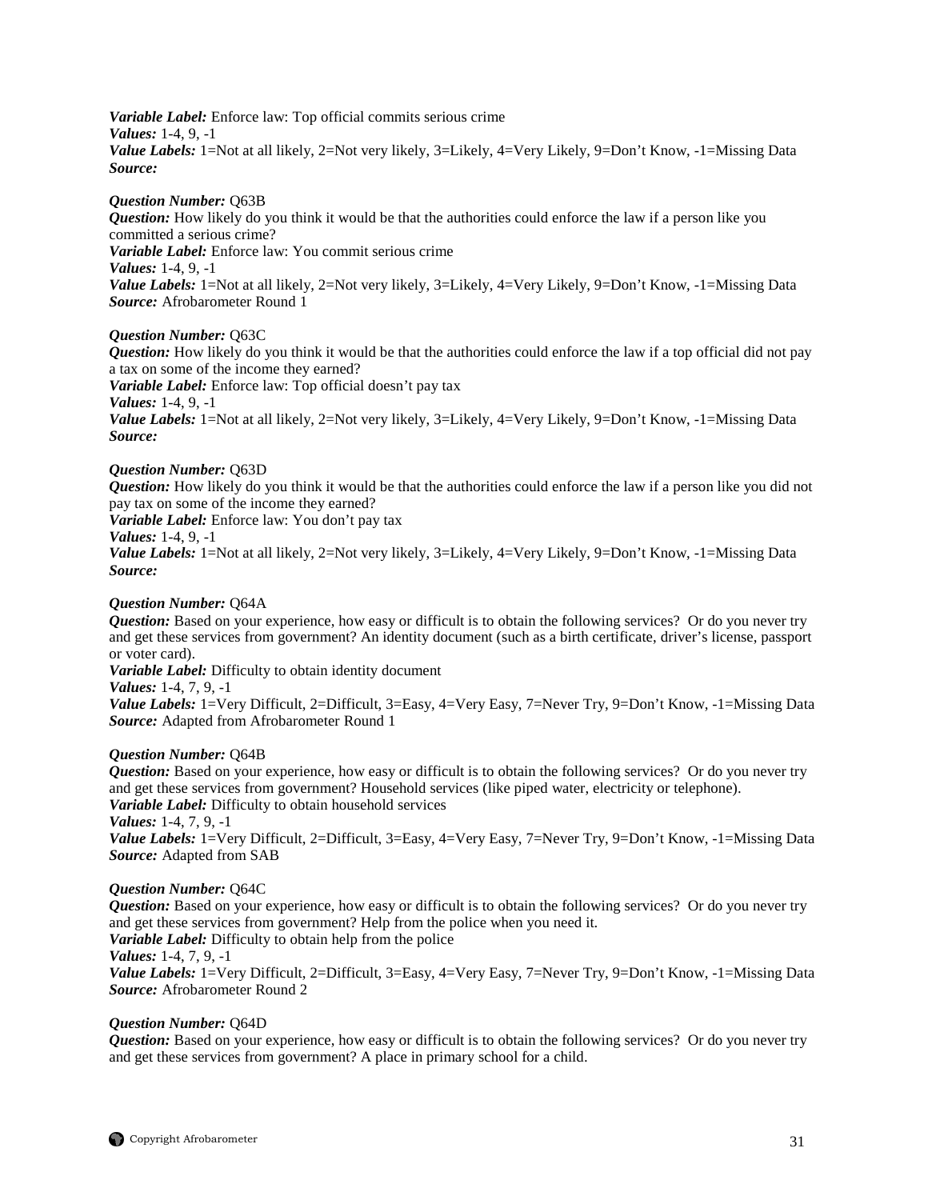***Variable Label:*** Enforce law: Top official commits serious crime
***Values:*** 1-4, 9, -1
***Value Labels:*** 1=Not at all likely, 2=Not very likely, 3=Likely, 4=Very Likely, 9=Don't Know, -1=Missing Data
***Source:***

***Question Number:*** Q63B
***Question:*** How likely do you think it would be that the authorities could enforce the law if a person like you committed a serious crime?
***Variable Label:*** Enforce law: You commit serious crime
***Values:*** 1-4, 9, -1
***Value Labels:*** 1=Not at all likely, 2=Not very likely, 3=Likely, 4=Very Likely, 9=Don't Know, -1=Missing Data
***Source:*** Afrobarometer Round 1

***Question Number:*** Q63C
***Question:*** How likely do you think it would be that the authorities could enforce the law if a top official did not pay a tax on some of the income they earned?
***Variable Label:*** Enforce law: Top official doesn't pay tax
***Values:*** 1-4, 9, -1
***Value Labels:*** 1=Not at all likely, 2=Not very likely, 3=Likely, 4=Very Likely, 9=Don't Know, -1=Missing Data
***Source:***

***Question Number:*** Q63D
***Question:*** How likely do you think it would be that the authorities could enforce the law if a person like you did not pay tax on some of the income they earned?
***Variable Label:*** Enforce law: You don't pay tax
***Values:*** 1-4, 9, -1
***Value Labels:*** 1=Not at all likely, 2=Not very likely, 3=Likely, 4=Very Likely, 9=Don't Know, -1=Missing Data
***Source:***

***Question Number:*** Q64A
***Question:*** Based on your experience, how easy or difficult is to obtain the following services? Or do you never try and get these services from government? An identity document (such as a birth certificate, driver's license, passport or voter card).
***Variable Label:*** Difficulty to obtain identity document
***Values:*** 1-4, 7, 9, -1
***Value Labels:*** 1=Very Difficult, 2=Difficult, 3=Easy, 4=Very Easy, 7=Never Try, 9=Don't Know, -1=Missing Data
***Source:*** Adapted from Afrobarometer Round 1

***Question Number:*** Q64B
***Question:*** Based on your experience, how easy or difficult is to obtain the following services? Or do you never try and get these services from government? Household services (like piped water, electricity or telephone).
***Variable Label:*** Difficulty to obtain household services
***Values:*** 1-4, 7, 9, -1
***Value Labels:*** 1=Very Difficult, 2=Difficult, 3=Easy, 4=Very Easy, 7=Never Try, 9=Don't Know, -1=Missing Data
***Source:*** Adapted from SAB

***Question Number:*** Q64C
***Question:*** Based on your experience, how easy or difficult is to obtain the following services? Or do you never try and get these services from government? Help from the police when you need it.
***Variable Label:*** Difficulty to obtain help from the police
***Values:*** 1-4, 7, 9, -1
***Value Labels:*** 1=Very Difficult, 2=Difficult, 3=Easy, 4=Very Easy, 7=Never Try, 9=Don't Know, -1=Missing Data
***Source:*** Afrobarometer Round 2

***Question Number:*** Q64D
***Question:*** Based on your experience, how easy or difficult is to obtain the following services? Or do you never try and get these services from government? A place in primary school for a child.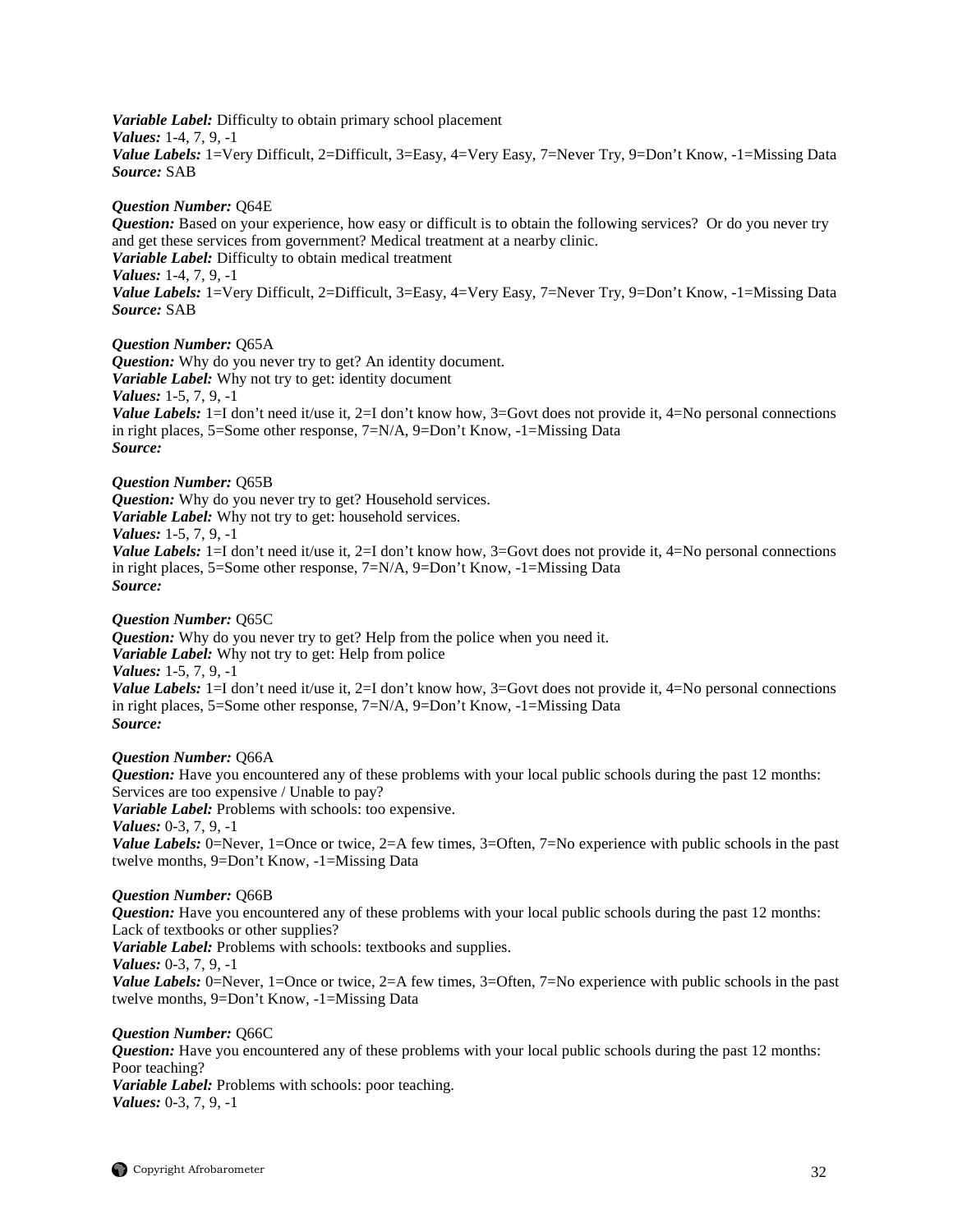***Variable Label:*** Difficulty to obtain primary school placement
***Values:*** 1-4, 7, 9, -1
***Value Labels:*** 1=Very Difficult, 2=Difficult, 3=Easy, 4=Very Easy, 7=Never Try, 9=Don't Know, -1=Missing Data
***Source:*** SAB

***Question Number:*** Q64E
***Question:*** Based on your experience, how easy or difficult is to obtain the following services? Or do you never try and get these services from government? Medical treatment at a nearby clinic.
***Variable Label:*** Difficulty to obtain medical treatment
***Values:*** 1-4, 7, 9, -1
***Value Labels:*** 1=Very Difficult, 2=Difficult, 3=Easy, 4=Very Easy, 7=Never Try, 9=Don't Know, -1=Missing Data
***Source:*** SAB

***Question Number:*** Q65A
***Question:*** Why do you never try to get? An identity document.
***Variable Label:*** Why not try to get: identity document
***Values:*** 1-5, 7, 9, -1
***Value Labels:*** 1=I don't need it/use it, 2=I don't know how, 3=Govt does not provide it, 4=No personal connections in right places, 5=Some other response, 7=N/A, 9=Don't Know, -1=Missing Data
***Source:***

***Question Number:*** Q65B
***Question:*** Why do you never try to get? Household services.
***Variable Label:*** Why not try to get: household services.
***Values:*** 1-5, 7, 9, -1
***Value Labels:*** 1=I don't need it/use it, 2=I don't know how, 3=Govt does not provide it, 4=No personal connections in right places, 5=Some other response, 7=N/A, 9=Don't Know, -1=Missing Data
***Source:***

***Question Number:*** Q65C
***Question:*** Why do you never try to get? Help from the police when you need it.
***Variable Label:*** Why not try to get: Help from police
***Values:*** 1-5, 7, 9, -1
***Value Labels:*** 1=I don't need it/use it, 2=I don't know how, 3=Govt does not provide it, 4=No personal connections in right places, 5=Some other response, 7=N/A, 9=Don't Know, -1=Missing Data
***Source:***

***Question Number:*** Q66A
***Question:*** Have you encountered any of these problems with your local public schools during the past 12 months: Services are too expensive / Unable to pay?
***Variable Label:*** Problems with schools: too expensive.
***Values:*** 0-3, 7, 9, -1
***Value Labels:*** 0=Never, 1=Once or twice, 2=A few times, 3=Often, 7=No experience with public schools in the past twelve months, 9=Don't Know, -1=Missing Data

***Question Number:*** Q66B
***Question:*** Have you encountered any of these problems with your local public schools during the past 12 months: Lack of textbooks or other supplies?
***Variable Label:*** Problems with schools: textbooks and supplies.
***Values:*** 0-3, 7, 9, -1
***Value Labels:*** 0=Never, 1=Once or twice, 2=A few times, 3=Often, 7=No experience with public schools in the past twelve months, 9=Don't Know, -1=Missing Data

***Question Number:*** Q66C
***Question:*** Have you encountered any of these problems with your local public schools during the past 12 months: Poor teaching?
***Variable Label:*** Problems with schools: poor teaching.
***Values:*** 0-3, 7, 9, -1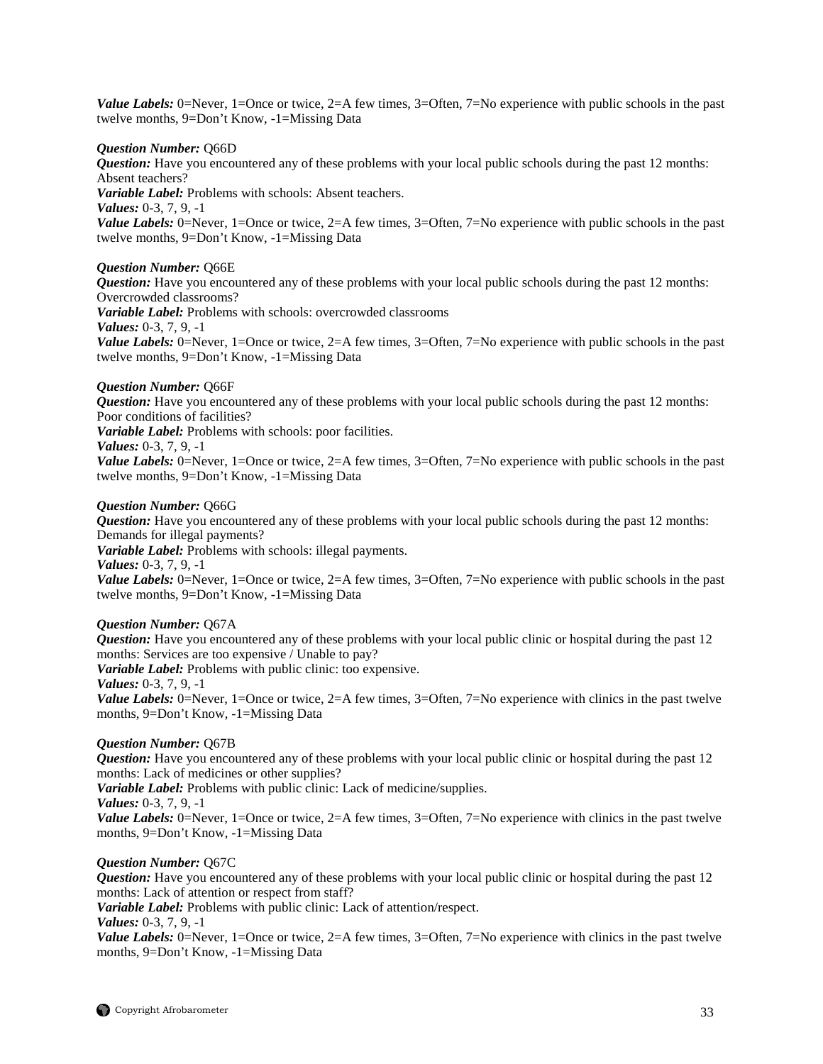***Value Labels:*** 0=Never, 1=Once or twice, 2=A few times, 3=Often, 7=No experience with public schools in the past twelve months, 9=Don't Know, -1=Missing Data

***Question Number:*** Q66D
***Question:*** Have you encountered any of these problems with your local public schools during the past 12 months: Absent teachers?
***Variable Label:*** Problems with schools: Absent teachers.
***Values:*** 0-3, 7, 9, -1
***Value Labels:*** 0=Never, 1=Once or twice, 2=A few times, 3=Often, 7=No experience with public schools in the past twelve months, 9=Don't Know, -1=Missing Data

***Question Number:*** Q66E
***Question:*** Have you encountered any of these problems with your local public schools during the past 12 months: Overcrowded classrooms?
***Variable Label:*** Problems with schools: overcrowded classrooms
***Values:*** 0-3, 7, 9, -1
***Value Labels:*** 0=Never, 1=Once or twice, 2=A few times, 3=Often, 7=No experience with public schools in the past twelve months, 9=Don't Know, -1=Missing Data

***Question Number:*** Q66F
***Question:*** Have you encountered any of these problems with your local public schools during the past 12 months: Poor conditions of facilities?
***Variable Label:*** Problems with schools: poor facilities.
***Values:*** 0-3, 7, 9, -1
***Value Labels:*** 0=Never, 1=Once or twice, 2=A few times, 3=Often, 7=No experience with public schools in the past twelve months, 9=Don't Know, -1=Missing Data

***Question Number:*** Q66G
***Question:*** Have you encountered any of these problems with your local public schools during the past 12 months: Demands for illegal payments?
***Variable Label:*** Problems with schools: illegal payments.
***Values:*** 0-3, 7, 9, -1
***Value Labels:*** 0=Never, 1=Once or twice, 2=A few times, 3=Often, 7=No experience with public schools in the past twelve months, 9=Don't Know, -1=Missing Data

***Question Number:*** Q67A
***Question:*** Have you encountered any of these problems with your local public clinic or hospital during the past 12 months: Services are too expensive / Unable to pay?
***Variable Label:*** Problems with public clinic: too expensive.
***Values:*** 0-3, 7, 9, -1
***Value Labels:*** 0=Never, 1=Once or twice, 2=A few times, 3=Often, 7=No experience with clinics in the past twelve months, 9=Don't Know, -1=Missing Data

***Question Number:*** Q67B
***Question:*** Have you encountered any of these problems with your local public clinic or hospital during the past 12 months: Lack of medicines or other supplies?
***Variable Label:*** Problems with public clinic: Lack of medicine/supplies.
***Values:*** 0-3, 7, 9, -1
***Value Labels:*** 0=Never, 1=Once or twice, 2=A few times, 3=Often, 7=No experience with clinics in the past twelve months, 9=Don't Know, -1=Missing Data

***Question Number:*** Q67C
***Question:*** Have you encountered any of these problems with your local public clinic or hospital during the past 12 months: Lack of attention or respect from staff?
***Variable Label:*** Problems with public clinic: Lack of attention/respect.
***Values:*** 0-3, 7, 9, -1
***Value Labels:*** 0=Never, 1=Once or twice, 2=A few times, 3=Often, 7=No experience with clinics in the past twelve months, 9=Don't Know, -1=Missing Data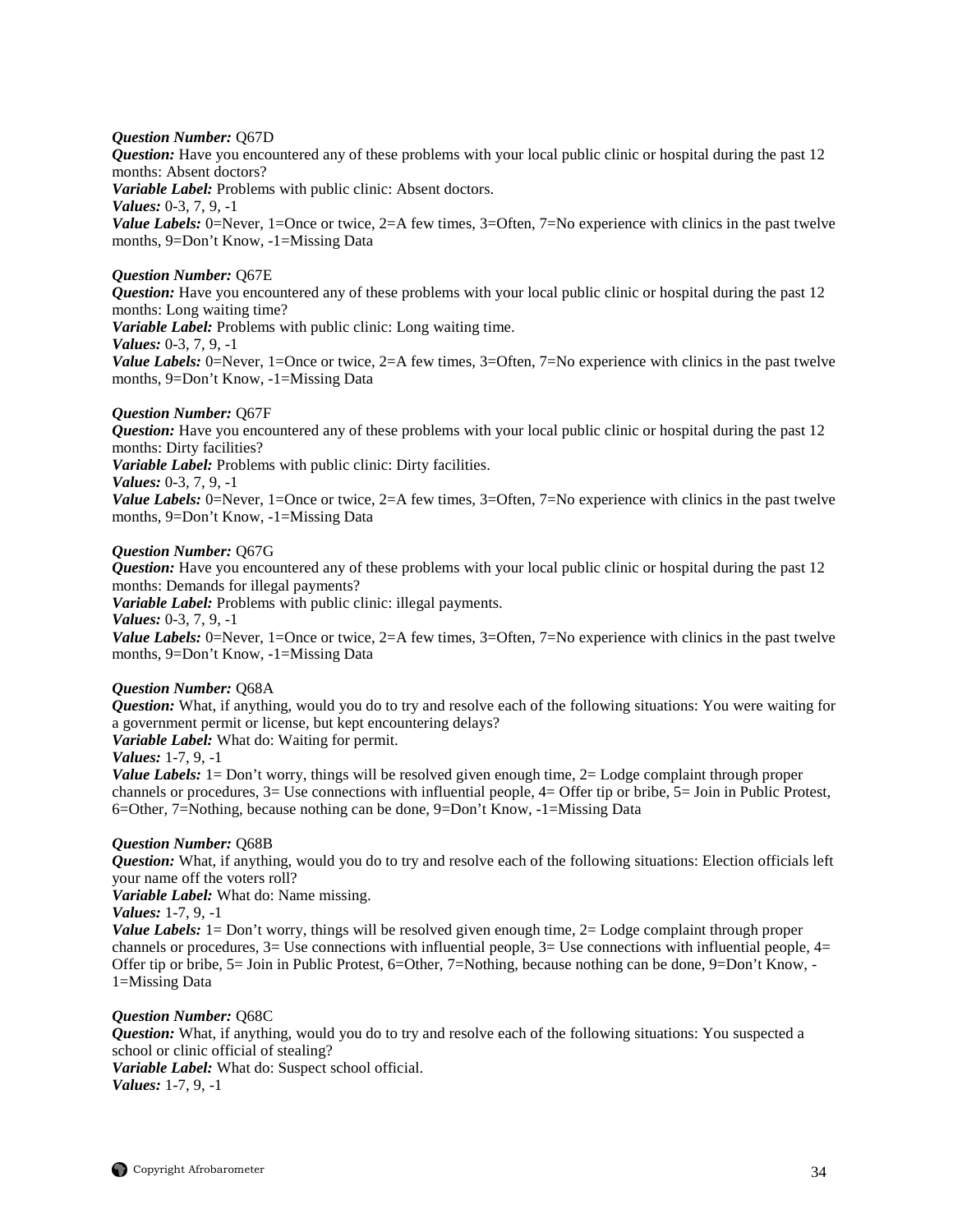***Question Number:*** Q67D
***Question:*** Have you encountered any of these problems with your local public clinic or hospital during the past 12 months: Absent doctors?
***Variable Label:*** Problems with public clinic: Absent doctors.
***Values:*** 0-3, 7, 9, -1
***Value Labels:*** 0=Never, 1=Once or twice, 2=A few times, 3=Often, 7=No experience with clinics in the past twelve months, 9=Don't Know, -1=Missing Data

***Question Number:*** Q67E
***Question:*** Have you encountered any of these problems with your local public clinic or hospital during the past 12 months: Long waiting time?
***Variable Label:*** Problems with public clinic: Long waiting time.
***Values:*** 0-3, 7, 9, -1
***Value Labels:*** 0=Never, 1=Once or twice, 2=A few times, 3=Often, 7=No experience with clinics in the past twelve months, 9=Don't Know, -1=Missing Data

***Question Number:*** Q67F
***Question:*** Have you encountered any of these problems with your local public clinic or hospital during the past 12 months: Dirty facilities?
***Variable Label:*** Problems with public clinic: Dirty facilities.
***Values:*** 0-3, 7, 9, -1
***Value Labels:*** 0=Never, 1=Once or twice, 2=A few times, 3=Often, 7=No experience with clinics in the past twelve months, 9=Don't Know, -1=Missing Data

***Question Number:*** Q67G
***Question:*** Have you encountered any of these problems with your local public clinic or hospital during the past 12 months: Demands for illegal payments?
***Variable Label:*** Problems with public clinic: illegal payments.
***Values:*** 0-3, 7, 9, -1
***Value Labels:*** 0=Never, 1=Once or twice, 2=A few times, 3=Often, 7=No experience with clinics in the past twelve months, 9=Don't Know, -1=Missing Data

***Question Number:*** Q68A
***Question:*** What, if anything, would you do to try and resolve each of the following situations: You were waiting for a government permit or license, but kept encountering delays?
***Variable Label:*** What do: Waiting for permit.
***Values:*** 1-7, 9, -1
***Value Labels:*** 1= Don't worry, things will be resolved given enough time, 2= Lodge complaint through proper channels or procedures, 3= Use connections with influential people, 4= Offer tip or bribe, 5= Join in Public Protest, 6=Other, 7=Nothing, because nothing can be done, 9=Don't Know, -1=Missing Data

***Question Number:*** Q68B
***Question:*** What, if anything, would you do to try and resolve each of the following situations: Election officials left your name off the voters roll?
***Variable Label:*** What do: Name missing.
***Values:*** 1-7, 9, -1
***Value Labels:*** 1= Don't worry, things will be resolved given enough time, 2= Lodge complaint through proper channels or procedures, 3= Use connections with influential people, 3= Use connections with influential people, 4= Offer tip or bribe, 5= Join in Public Protest, 6=Other, 7=Nothing, because nothing can be done, 9=Don't Know, -1=Missing Data

***Question Number:*** Q68C
***Question:*** What, if anything, would you do to try and resolve each of the following situations: You suspected a school or clinic official of stealing?
***Variable Label:*** What do: Suspect school official.
***Values:*** 1-7, 9, -1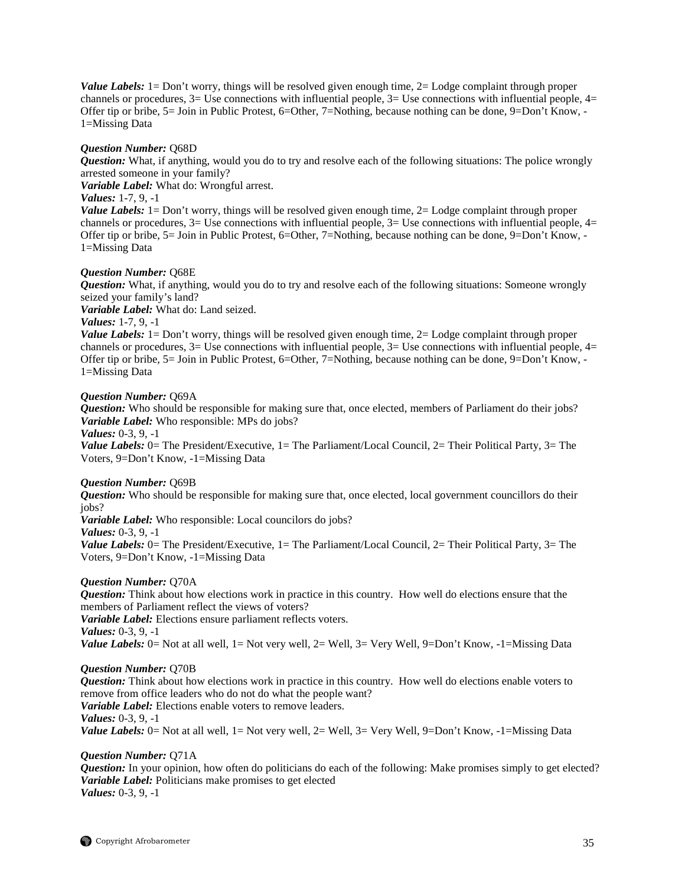***Value Labels:*** 1= Don't worry, things will be resolved given enough time, 2= Lodge complaint through proper channels or procedures, 3= Use connections with influential people, 3= Use connections with influential people, 4= Offer tip or bribe, 5= Join in Public Protest, 6=Other, 7=Nothing, because nothing can be done, 9=Don't Know, -1=Missing Data

***Question Number:*** Q68D
***Question:*** What, if anything, would you do to try and resolve each of the following situations: The police wrongly arrested someone in your family?
***Variable Label:*** What do: Wrongful arrest.
***Values:*** 1-7, 9, -1
***Value Labels:*** 1= Don't worry, things will be resolved given enough time, 2= Lodge complaint through proper channels or procedures, 3= Use connections with influential people, 3= Use connections with influential people, 4= Offer tip or bribe, 5= Join in Public Protest, 6=Other, 7=Nothing, because nothing can be done, 9=Don't Know, -1=Missing Data

***Question Number:*** Q68E
***Question:*** What, if anything, would you do to try and resolve each of the following situations: Someone wrongly seized your family's land?
***Variable Label:*** What do: Land seized.
***Values:*** 1-7, 9, -1
***Value Labels:*** 1= Don't worry, things will be resolved given enough time, 2= Lodge complaint through proper channels or procedures, 3= Use connections with influential people, 3= Use connections with influential people, 4= Offer tip or bribe, 5= Join in Public Protest, 6=Other, 7=Nothing, because nothing can be done, 9=Don't Know, -1=Missing Data

***Question Number:*** Q69A
***Question:*** Who should be responsible for making sure that, once elected, members of Parliament do their jobs?
***Variable Label:*** Who responsible: MPs do jobs?
***Values:*** 0-3, 9, -1
***Value Labels:*** 0= The President/Executive, 1= The Parliament/Local Council, 2= Their Political Party, 3= The Voters, 9=Don't Know, -1=Missing Data

***Question Number:*** Q69B
***Question:*** Who should be responsible for making sure that, once elected, local government councillors do their jobs?
***Variable Label:*** Who responsible: Local councilors do jobs?
***Values:*** 0-3, 9, -1
***Value Labels:*** 0= The President/Executive, 1= The Parliament/Local Council, 2= Their Political Party, 3= The Voters, 9=Don't Know, -1=Missing Data

***Question Number:*** Q70A
***Question:*** Think about how elections work in practice in this country. How well do elections ensure that the members of Parliament reflect the views of voters?
***Variable Label:*** Elections ensure parliament reflects voters.
***Values:*** 0-3, 9, -1
***Value Labels:*** 0= Not at all well, 1= Not very well, 2= Well, 3= Very Well, 9=Don't Know, -1=Missing Data

***Question Number:*** Q70B
***Question:*** Think about how elections work in practice in this country. How well do elections enable voters to remove from office leaders who do not do what the people want?
***Variable Label:*** Elections enable voters to remove leaders.
***Values:*** 0-3, 9, -1
***Value Labels:*** 0= Not at all well, 1= Not very well, 2= Well, 3= Very Well, 9=Don't Know, -1=Missing Data

***Question Number:*** Q71A
***Question:*** In your opinion, how often do politicians do each of the following: Make promises simply to get elected?
***Variable Label:*** Politicians make promises to get elected
***Values:*** 0-3, 9, -1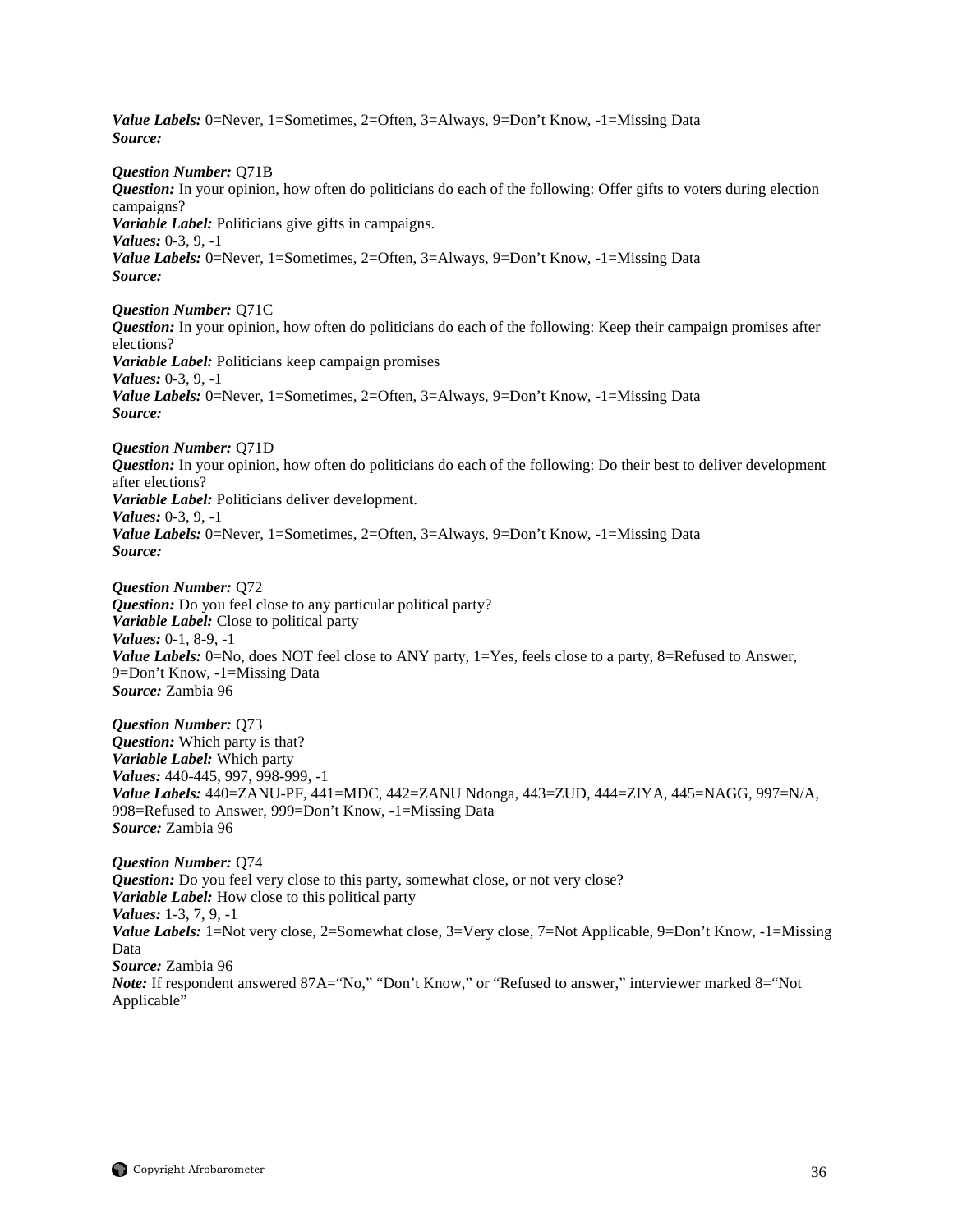***Value Labels:*** 0=Never, 1=Sometimes, 2=Often, 3=Always, 9=Don't Know, -1=Missing Data
***Source:***

***Question Number:*** Q71B
***Question:*** In your opinion, how often do politicians do each of the following: Offer gifts to voters during election campaigns?
***Variable Label:*** Politicians give gifts in campaigns.
***Values:*** 0-3, 9, -1
***Value Labels:*** 0=Never, 1=Sometimes, 2=Often, 3=Always, 9=Don't Know, -1=Missing Data
***Source:***

***Question Number:*** Q71C
***Question:*** In your opinion, how often do politicians do each of the following: Keep their campaign promises after elections?
***Variable Label:*** Politicians keep campaign promises
***Values:*** 0-3, 9, -1
***Value Labels:*** 0=Never, 1=Sometimes, 2=Often, 3=Always, 9=Don't Know, -1=Missing Data
***Source:***

***Question Number:*** Q71D
***Question:*** In your opinion, how often do politicians do each of the following: Do their best to deliver development after elections?
***Variable Label:*** Politicians deliver development.
***Values:*** 0-3, 9, -1
***Value Labels:*** 0=Never, 1=Sometimes, 2=Often, 3=Always, 9=Don't Know, -1=Missing Data
***Source:***

***Question Number:*** Q72
***Question:*** Do you feel close to any particular political party?
***Variable Label:*** Close to political party
***Values:*** 0-1, 8-9, -1
***Value Labels:*** 0=No, does NOT feel close to ANY party, 1=Yes, feels close to a party, 8=Refused to Answer, 9=Don't Know, -1=Missing Data
***Source:*** Zambia 96

***Question Number:*** Q73
***Question:*** Which party is that?
***Variable Label:*** Which party
***Values:*** 440-445, 997, 998-999, -1
***Value Labels:*** 440=ZANU-PF, 441=MDC, 442=ZANU Ndonga, 443=ZUD, 444=ZIYA, 445=NAGG, 997=N/A, 998=Refused to Answer, 999=Don't Know, -1=Missing Data
***Source:*** Zambia 96

***Question Number:*** Q74
***Question:*** Do you feel very close to this party, somewhat close, or not very close?
***Variable Label:*** How close to this political party
***Values:*** 1-3, 7, 9, -1
***Value Labels:*** 1=Not very close, 2=Somewhat close, 3=Very close, 7=Not Applicable, 9=Don't Know, -1=Missing Data
***Source:*** Zambia 96
***Note:*** If respondent answered 87A="No," "Don't Know," or "Refused to answer," interviewer marked 8="Not Applicable"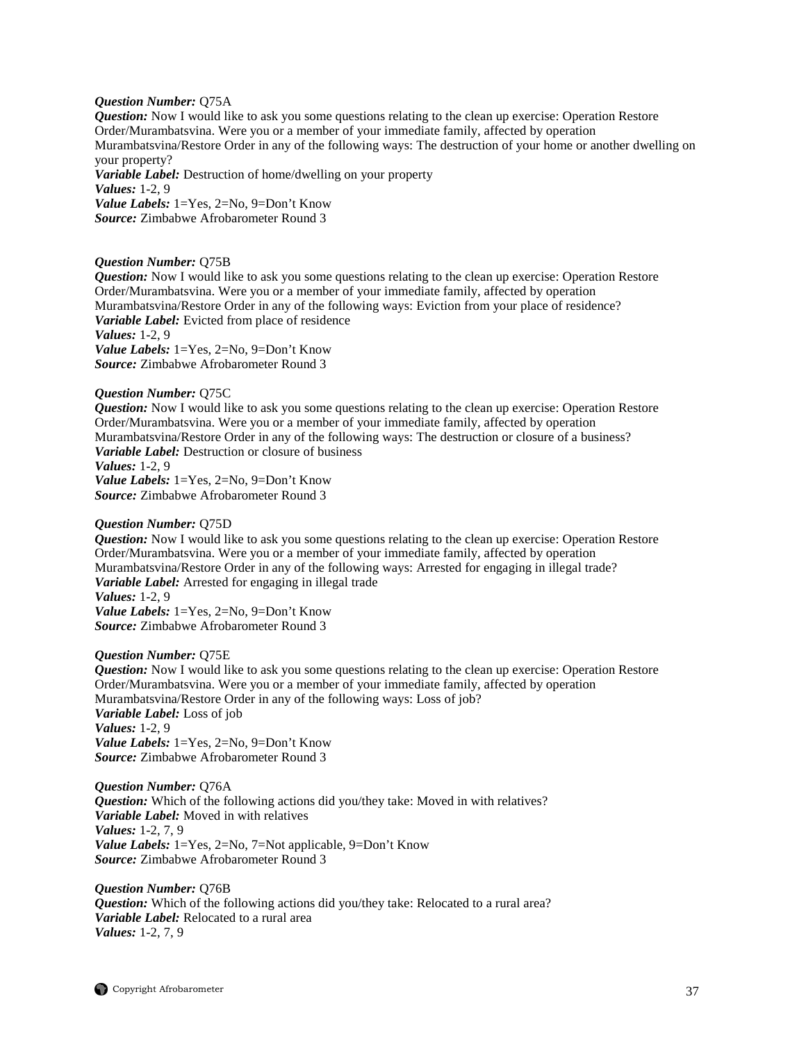***Question Number:*** Q75A
***Question:*** Now I would like to ask you some questions relating to the clean up exercise: Operation Restore Order/Murambatsvina. Were you or a member of your immediate family, affected by operation Murambatsvina/Restore Order in any of the following ways: The destruction of your home or another dwelling on your property?
***Variable Label:*** Destruction of home/dwelling on your property
***Values:*** 1-2, 9
***Value Labels:*** 1=Yes, 2=No, 9=Don't Know
***Source:*** Zimbabwe Afrobarometer Round 3

***Question Number:*** Q75B
***Question:*** Now I would like to ask you some questions relating to the clean up exercise: Operation Restore Order/Murambatsvina. Were you or a member of your immediate family, affected by operation Murambatsvina/Restore Order in any of the following ways: Eviction from your place of residence?
***Variable Label:*** Evicted from place of residence
***Values:*** 1-2, 9
***Value Labels:*** 1=Yes, 2=No, 9=Don't Know
***Source:*** Zimbabwe Afrobarometer Round 3

***Question Number:*** Q75C
***Question:*** Now I would like to ask you some questions relating to the clean up exercise: Operation Restore Order/Murambatsvina. Were you or a member of your immediate family, affected by operation Murambatsvina/Restore Order in any of the following ways: The destruction or closure of a business?
***Variable Label:*** Destruction or closure of business
***Values:*** 1-2, 9
***Value Labels:*** 1=Yes, 2=No, 9=Don't Know
***Source:*** Zimbabwe Afrobarometer Round 3

***Question Number:*** Q75D
***Question:*** Now I would like to ask you some questions relating to the clean up exercise: Operation Restore Order/Murambatsvina. Were you or a member of your immediate family, affected by operation Murambatsvina/Restore Order in any of the following ways: Arrested for engaging in illegal trade?
***Variable Label:*** Arrested for engaging in illegal trade
***Values:*** 1-2, 9
***Value Labels:*** 1=Yes, 2=No, 9=Don't Know
***Source:*** Zimbabwe Afrobarometer Round 3

***Question Number:*** Q75E
***Question:*** Now I would like to ask you some questions relating to the clean up exercise: Operation Restore Order/Murambatsvina. Were you or a member of your immediate family, affected by operation Murambatsvina/Restore Order in any of the following ways: Loss of job?
***Variable Label:*** Loss of job
***Values:*** 1-2, 9
***Value Labels:*** 1=Yes, 2=No, 9=Don't Know
***Source:*** Zimbabwe Afrobarometer Round 3

***Question Number:*** Q76A
***Question:*** Which of the following actions did you/they take: Moved in with relatives?
***Variable Label:*** Moved in with relatives
***Values:*** 1-2, 7, 9
***Value Labels:*** 1=Yes, 2=No, 7=Not applicable, 9=Don't Know
***Source:*** Zimbabwe Afrobarometer Round 3

***Question Number:*** Q76B
***Question:*** Which of the following actions did you/they take: Relocated to a rural area?
***Variable Label:*** Relocated to a rural area
***Values:*** 1-2, 7, 9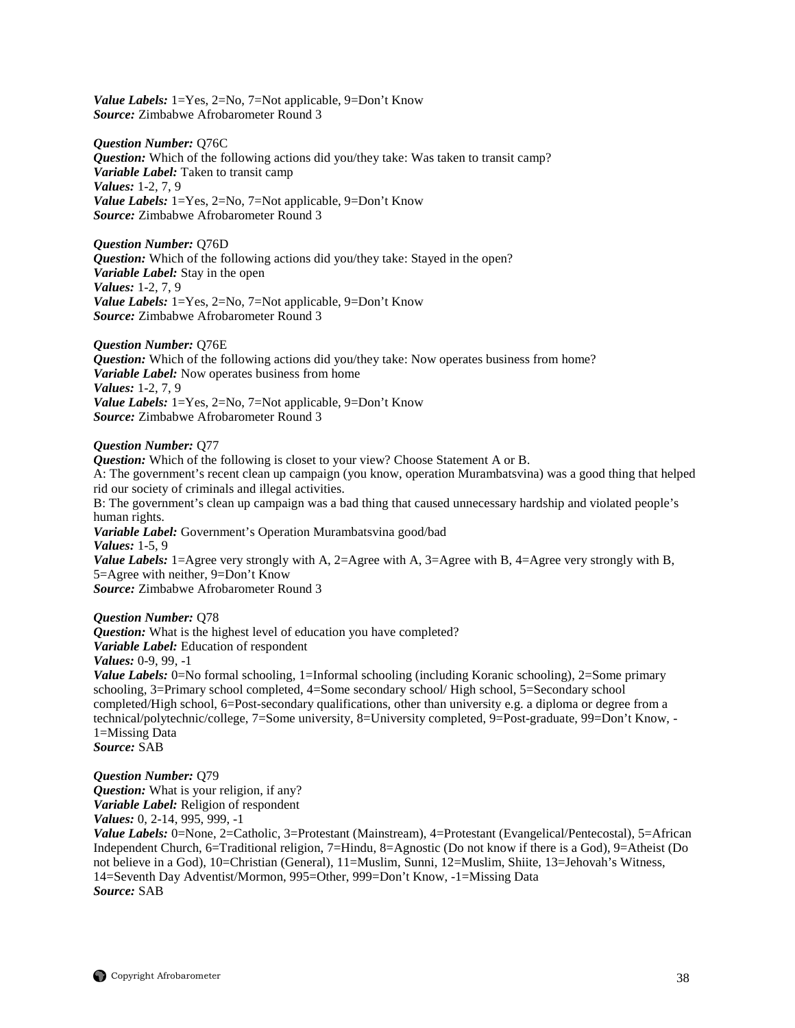***Value Labels:*** 1=Yes, 2=No, 7=Not applicable, 9=Don't Know
***Source:*** Zimbabwe Afrobarometer Round 3

***Question Number:*** Q76C
***Question:*** Which of the following actions did you/they take: Was taken to transit camp?
***Variable Label:*** Taken to transit camp
***Values:*** 1-2, 7, 9
***Value Labels:*** 1=Yes, 2=No, 7=Not applicable, 9=Don't Know
***Source:*** Zimbabwe Afrobarometer Round 3

***Question Number:*** Q76D
***Question:*** Which of the following actions did you/they take: Stayed in the open?
***Variable Label:*** Stay in the open
***Values:*** 1-2, 7, 9
***Value Labels:*** 1=Yes, 2=No, 7=Not applicable, 9=Don't Know
***Source:*** Zimbabwe Afrobarometer Round 3

***Question Number:*** Q76E
***Question:*** Which of the following actions did you/they take: Now operates business from home?
***Variable Label:*** Now operates business from home
***Values:*** 1-2, 7, 9
***Value Labels:*** 1=Yes, 2=No, 7=Not applicable, 9=Don't Know
***Source:*** Zimbabwe Afrobarometer Round 3

***Question Number:*** Q77
***Question:*** Which of the following is closet to your view? Choose Statement A or B.
A: The government's recent clean up campaign (you know, operation Murambatsvina) was a good thing that helped rid our society of criminals and illegal activities.
B: The government's clean up campaign was a bad thing that caused unnecessary hardship and violated people's human rights.
***Variable Label:*** Government's Operation Murambatsvina good/bad
***Values:*** 1-5, 9
***Value Labels:*** 1=Agree very strongly with A, 2=Agree with A, 3=Agree with B, 4=Agree very strongly with B, 5=Agree with neither, 9=Don't Know
***Source:*** Zimbabwe Afrobarometer Round 3

***Question Number:*** Q78
***Question:*** What is the highest level of education you have completed?
***Variable Label:*** Education of respondent
***Values:*** 0-9, 99, -1
***Value Labels:*** 0=No formal schooling, 1=Informal schooling (including Koranic schooling), 2=Some primary schooling, 3=Primary school completed, 4=Some secondary school/ High school, 5=Secondary school completed/High school, 6=Post-secondary qualifications, other than university e.g. a diploma or degree from a technical/polytechnic/college, 7=Some university, 8=University completed, 9=Post-graduate, 99=Don't Know, -1=Missing Data
***Source:*** SAB

***Question Number:*** Q79
***Question:*** What is your religion, if any?
***Variable Label:*** Religion of respondent
***Values:*** 0, 2-14, 995, 999, -1
***Value Labels:*** 0=None, 2=Catholic, 3=Protestant (Mainstream), 4=Protestant (Evangelical/Pentecostal), 5=African Independent Church, 6=Traditional religion, 7=Hindu, 8=Agnostic (Do not know if there is a God), 9=Atheist (Do not believe in a God), 10=Christian (General), 11=Muslim, Sunni, 12=Muslim, Shiite, 13=Jehovah's Witness, 14=Seventh Day Adventist/Mormon, 995=Other, 999=Don't Know, -1=Missing Data
***Source:*** SAB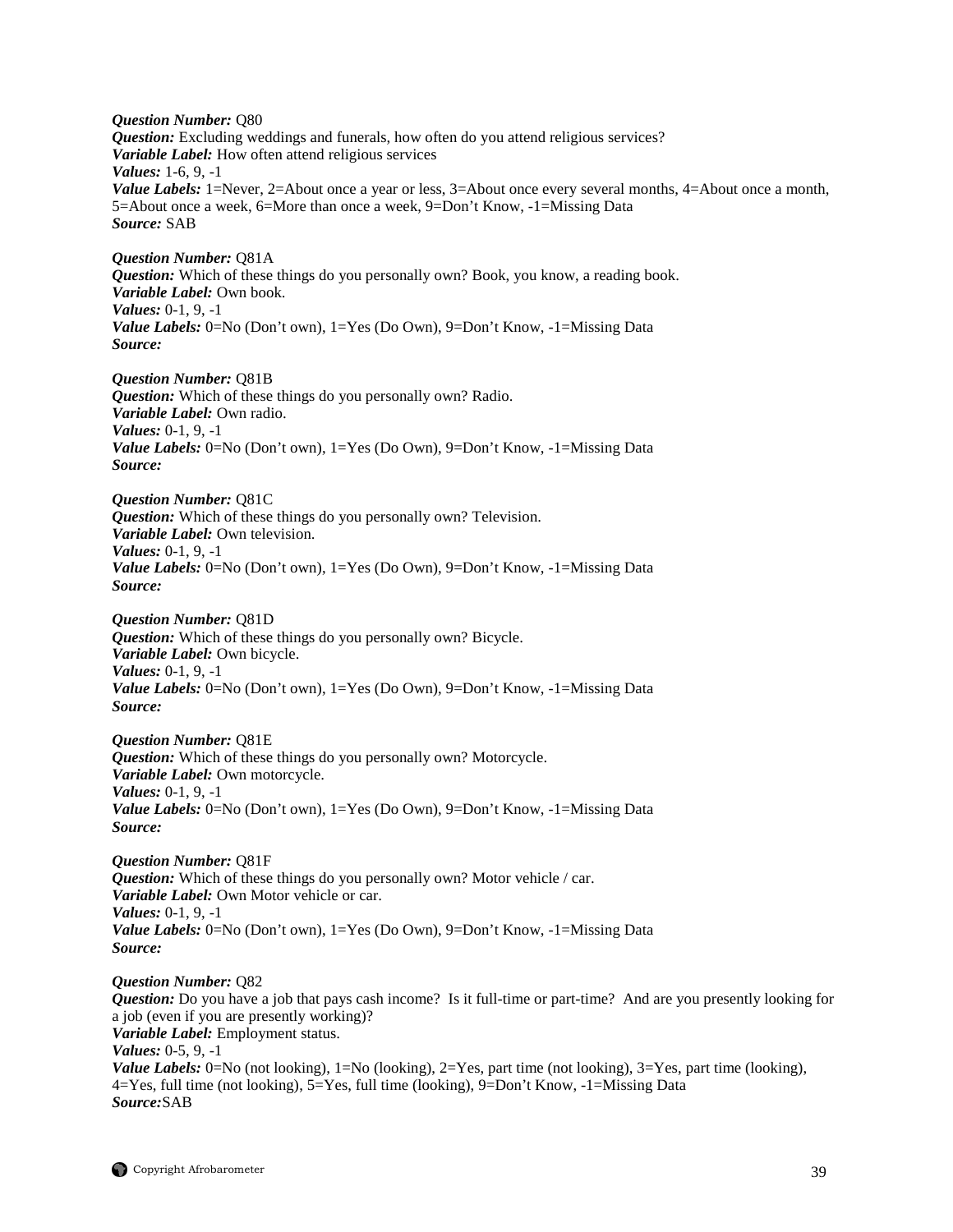***Question Number:*** Q80
***Question:*** Excluding weddings and funerals, how often do you attend religious services?
***Variable Label:*** How often attend religious services
***Values:*** 1-6, 9, -1
***Value Labels:*** 1=Never, 2=About once a year or less, 3=About once every several months, 4=About once a month, 5=About once a week, 6=More than once a week, 9=Don't Know, -1=Missing Data
***Source:*** SAB

***Question Number:*** Q81A
***Question:*** Which of these things do you personally own? Book, you know, a reading book.
***Variable Label:*** Own book.
***Values:*** 0-1, 9, -1
***Value Labels:*** 0=No (Don't own), 1=Yes (Do Own), 9=Don't Know, -1=Missing Data
***Source:***

***Question Number:*** Q81B
***Question:*** Which of these things do you personally own? Radio.
***Variable Label:*** Own radio.
***Values:*** 0-1, 9, -1
***Value Labels:*** 0=No (Don't own), 1=Yes (Do Own), 9=Don't Know, -1=Missing Data
***Source:***

***Question Number:*** Q81C
***Question:*** Which of these things do you personally own? Television.
***Variable Label:*** Own television.
***Values:*** 0-1, 9, -1
***Value Labels:*** 0=No (Don't own), 1=Yes (Do Own), 9=Don't Know, -1=Missing Data
***Source:***

***Question Number:*** Q81D
***Question:*** Which of these things do you personally own? Bicycle.
***Variable Label:*** Own bicycle.
***Values:*** 0-1, 9, -1
***Value Labels:*** 0=No (Don't own), 1=Yes (Do Own), 9=Don't Know, -1=Missing Data
***Source:***

***Question Number:*** Q81E
***Question:*** Which of these things do you personally own? Motorcycle.
***Variable Label:*** Own motorcycle.
***Values:*** 0-1, 9, -1
***Value Labels:*** 0=No (Don't own), 1=Yes (Do Own), 9=Don't Know, -1=Missing Data
***Source:***

***Question Number:*** Q81F
***Question:*** Which of these things do you personally own? Motor vehicle / car.
***Variable Label:*** Own Motor vehicle or car.
***Values:*** 0-1, 9, -1
***Value Labels:*** 0=No (Don't own), 1=Yes (Do Own), 9=Don't Know, -1=Missing Data
***Source:***

***Question Number:*** Q82
***Question:*** Do you have a job that pays cash income? Is it full-time or part-time? And are you presently looking for a job (even if you are presently working)?
***Variable Label:*** Employment status.
***Values:*** 0-5, 9, -1
***Value Labels:*** 0=No (not looking), 1=No (looking), 2=Yes, part time (not looking), 3=Yes, part time (looking), 4=Yes, full time (not looking), 5=Yes, full time (looking), 9=Don't Know, -1=Missing Data
***Source:***SAB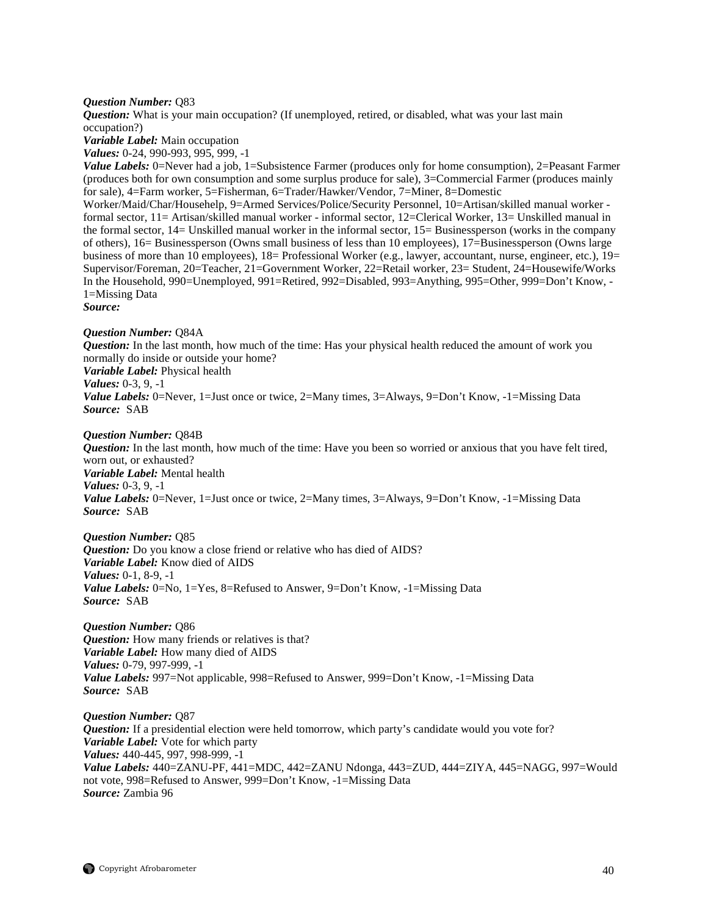***Question Number:*** Q83
***Question:*** What is your main occupation? (If unemployed, retired, or disabled, what was your last main occupation?)
***Variable Label:*** Main occupation
***Values:*** 0-24, 990-993, 995, 999, -1
***Value Labels:*** 0=Never had a job, 1=Subsistence Farmer (produces only for home consumption), 2=Peasant Farmer (produces both for own consumption and some surplus produce for sale), 3=Commercial Farmer (produces mainly for sale), 4=Farm worker, 5=Fisherman, 6=Trader/Hawker/Vendor, 7=Miner, 8=Domestic Worker/Maid/Char/Househelp, 9=Armed Services/Police/Security Personnel, 10=Artisan/skilled manual worker - formal sector, 11= Artisan/skilled manual worker - informal sector, 12=Clerical Worker, 13= Unskilled manual in the formal sector, 14= Unskilled manual worker in the informal sector, 15= Businessperson (works in the company of others), 16= Businessperson (Owns small business of less than 10 employees), 17=Businessperson (Owns large business of more than 10 employees), 18= Professional Worker (e.g., lawyer, accountant, nurse, engineer, etc.), 19= Supervisor/Foreman, 20=Teacher, 21=Government Worker, 22=Retail worker, 23= Student, 24=Housewife/Works In the Household, 990=Unemployed, 991=Retired, 992=Disabled, 993=Anything, 995=Other, 999=Don't Know, -1=Missing Data
***Source:***

***Question Number:*** Q84A
***Question:*** In the last month, how much of the time: Has your physical health reduced the amount of work you normally do inside or outside your home?
***Variable Label:*** Physical health
***Values:*** 0-3, 9, -1
***Value Labels:*** 0=Never, 1=Just once or twice, 2=Many times, 3=Always, 9=Don't Know, -1=Missing Data
***Source:*** SAB

***Question Number:*** Q84B
***Question:*** In the last month, how much of the time: Have you been so worried or anxious that you have felt tired, worn out, or exhausted?
***Variable Label:*** Mental health
***Values:*** 0-3, 9, -1
***Value Labels:*** 0=Never, 1=Just once or twice, 2=Many times, 3=Always, 9=Don't Know, -1=Missing Data
***Source:*** SAB

***Question Number:*** Q85
***Question:*** Do you know a close friend or relative who has died of AIDS?
***Variable Label:*** Know died of AIDS
***Values:*** 0-1, 8-9, -1
***Value Labels:*** 0=No, 1=Yes, 8=Refused to Answer, 9=Don't Know, -1=Missing Data
***Source:*** SAB

***Question Number:*** Q86
***Question:*** How many friends or relatives is that?
***Variable Label:*** How many died of AIDS
***Values:*** 0-79, 997-999, -1
***Value Labels:*** 997=Not applicable, 998=Refused to Answer, 999=Don't Know, -1=Missing Data
***Source:*** SAB

***Question Number:*** Q87
***Question:*** If a presidential election were held tomorrow, which party's candidate would you vote for?
***Variable Label:*** Vote for which party
***Values:*** 440-445, 997, 998-999, -1
***Value Labels:*** 440=ZANU-PF, 441=MDC, 442=ZANU Ndonga, 443=ZUD, 444=ZIYA, 445=NAGG, 997=Would not vote, 998=Refused to Answer, 999=Don't Know, -1=Missing Data
***Source:*** Zambia 96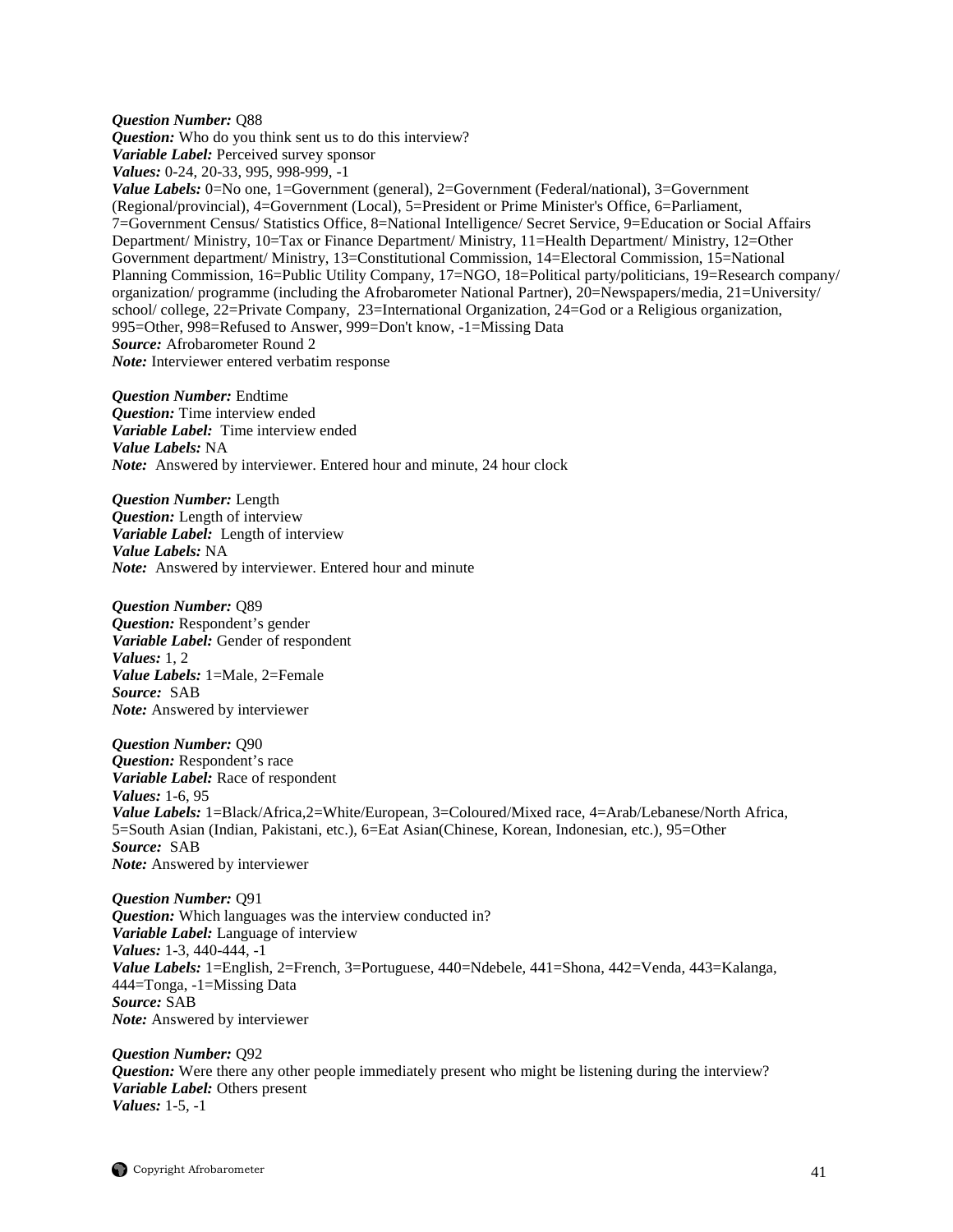***Question Number:*** Q88
***Question:*** Who do you think sent us to do this interview?
***Variable Label:*** Perceived survey sponsor
***Values:*** 0-24, 20-33, 995, 998-999, -1
***Value Labels:*** 0=No one, 1=Government (general), 2=Government (Federal/national), 3=Government (Regional/provincial), 4=Government (Local), 5=President or Prime Minister's Office, 6=Parliament, 7=Government Census/ Statistics Office, 8=National Intelligence/ Secret Service, 9=Education or Social Affairs Department/ Ministry, 10=Tax or Finance Department/ Ministry, 11=Health Department/ Ministry, 12=Other Government department/ Ministry, 13=Constitutional Commission, 14=Electoral Commission, 15=National Planning Commission, 16=Public Utility Company, 17=NGO, 18=Political party/politicians, 19=Research company/ organization/ programme (including the Afrobarometer National Partner), 20=Newspapers/media, 21=University/ school/ college, 22=Private Company, 23=International Organization, 24=God or a Religious organization, 995=Other, 998=Refused to Answer, 999=Don't know, -1=Missing Data
***Source:*** Afrobarometer Round 2
***Note:*** Interviewer entered verbatim response

***Question Number:*** Endtime
***Question:*** Time interview ended
***Variable Label:*** Time interview ended
***Value Labels:*** NA
***Note:*** Answered by interviewer. Entered hour and minute, 24 hour clock

***Question Number:*** Length
***Question:*** Length of interview
***Variable Label:*** Length of interview
***Value Labels:*** NA
***Note:*** Answered by interviewer. Entered hour and minute

***Question Number:*** Q89
***Question:*** Respondent's gender
***Variable Label:*** Gender of respondent
***Values:*** 1, 2
***Value Labels:*** 1=Male, 2=Female
***Source:*** SAB
***Note:*** Answered by interviewer

***Question Number:*** Q90
***Question:*** Respondent's race
***Variable Label:*** Race of respondent
***Values:*** 1-6, 95
***Value Labels:*** 1=Black/Africa,2=White/European, 3=Coloured/Mixed race, 4=Arab/Lebanese/North Africa, 5=South Asian (Indian, Pakistani, etc.), 6=Eat Asian(Chinese, Korean, Indonesian, etc.), 95=Other
***Source:*** SAB
***Note:*** Answered by interviewer

***Question Number:*** Q91
***Question:*** Which languages was the interview conducted in?
***Variable Label:*** Language of interview
***Values:*** 1-3, 440-444, -1
***Value Labels:*** 1=English, 2=French, 3=Portuguese, 440=Ndebele, 441=Shona, 442=Venda, 443=Kalanga, 444=Tonga, -1=Missing Data
***Source:*** SAB
***Note:*** Answered by interviewer

***Question Number:*** Q92
***Question:*** Were there any other people immediately present who might be listening during the interview?
***Variable Label:*** Others present
***Values:*** 1-5, -1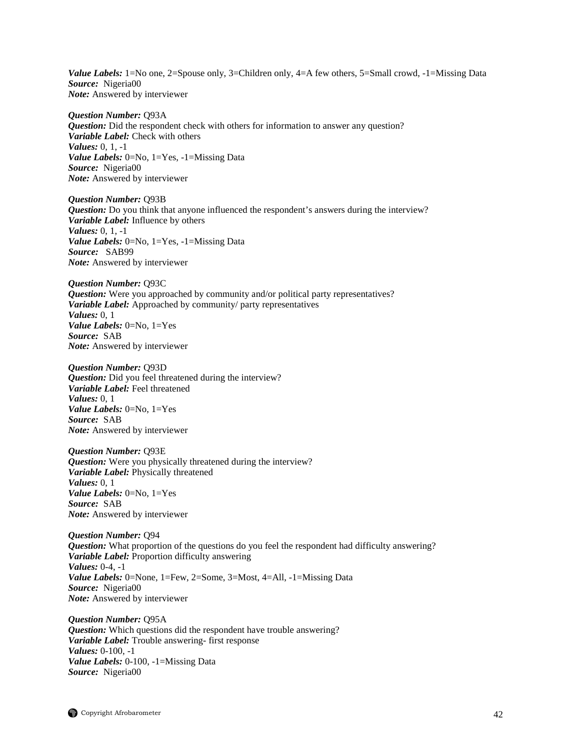***Value Labels:*** 1=No one, 2=Spouse only, 3=Children only, 4=A few others, 5=Small crowd, -1=Missing Data
***Source:*** Nigeria00
***Note:*** Answered by interviewer

***Question Number:*** Q93A
***Question:*** Did the respondent check with others for information to answer any question?
***Variable Label:*** Check with others
***Values:*** 0, 1, -1
***Value Labels:*** 0=No, 1=Yes, -1=Missing Data
***Source:*** Nigeria00
***Note:*** Answered by interviewer

***Question Number:*** Q93B
***Question:*** Do you think that anyone influenced the respondent's answers during the interview?
***Variable Label:*** Influence by others
***Values:*** 0, 1, -1
***Value Labels:*** 0=No, 1=Yes, -1=Missing Data
***Source:*** SAB99
***Note:*** Answered by interviewer

***Question Number:*** Q93C
***Question:*** Were you approached by community and/or political party representatives?
***Variable Label:*** Approached by community/ party representatives
***Values:*** 0, 1
***Value Labels:*** 0=No, 1=Yes
***Source:*** SAB
***Note:*** Answered by interviewer

***Question Number:*** Q93D
***Question:*** Did you feel threatened during the interview?
***Variable Label:*** Feel threatened
***Values:*** 0, 1
***Value Labels:*** 0=No, 1=Yes
***Source:*** SAB
***Note:*** Answered by interviewer

***Question Number:*** Q93E
***Question:*** Were you physically threatened during the interview?
***Variable Label:*** Physically threatened
***Values:*** 0, 1
***Value Labels:*** 0=No, 1=Yes
***Source:*** SAB
***Note:*** Answered by interviewer

***Question Number:*** Q94
***Question:*** What proportion of the questions do you feel the respondent had difficulty answering?
***Variable Label:*** Proportion difficulty answering
***Values:*** 0-4, -1
***Value Labels:*** 0=None, 1=Few, 2=Some, 3=Most, 4=All, -1=Missing Data
***Source:*** Nigeria00
***Note:*** Answered by interviewer

***Question Number:*** Q95A
***Question:*** Which questions did the respondent have trouble answering?
***Variable Label:*** Trouble answering- first response
***Values:*** 0-100, -1
***Value Labels:*** 0-100, -1=Missing Data
***Source:*** Nigeria00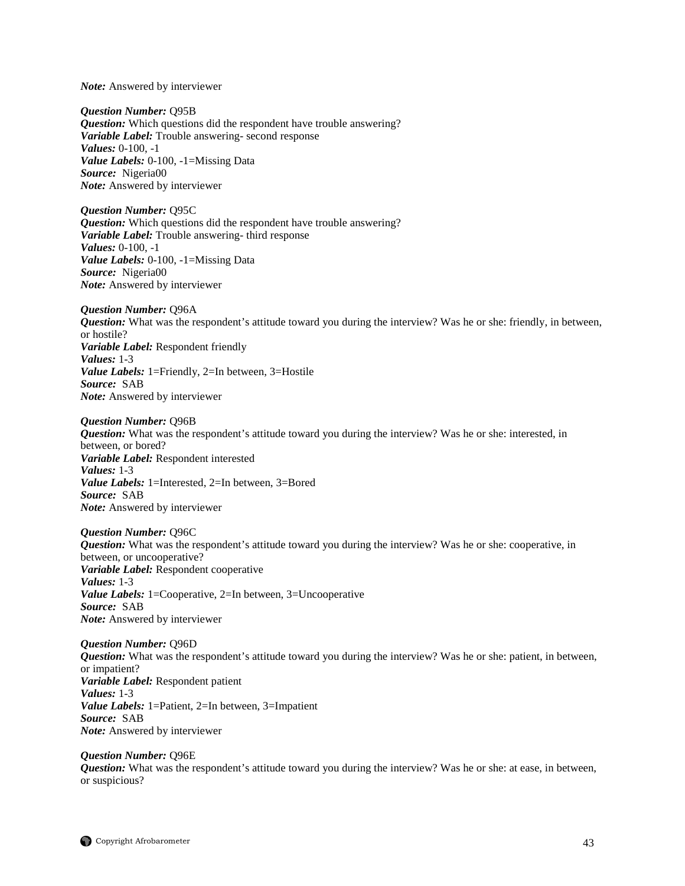*Note:* Answered by interviewer

***Question Number:*** Q95B
***Question:*** Which questions did the respondent have trouble answering?
***Variable Label:*** Trouble answering- second response
***Values:*** 0-100, -1
***Value Labels:*** 0-100, -1=Missing Data
***Source:*** Nigeria00
***Note:*** Answered by interviewer

***Question Number:*** Q95C
***Question:*** Which questions did the respondent have trouble answering?
***Variable Label:*** Trouble answering- third response
***Values:*** 0-100, -1
***Value Labels:*** 0-100, -1=Missing Data
***Source:*** Nigeria00
***Note:*** Answered by interviewer

***Question Number:*** Q96A
***Question:*** What was the respondent's attitude toward you during the interview? Was he or she: friendly, in between, or hostile?
***Variable Label:*** Respondent friendly
***Values:*** 1-3
***Value Labels:*** 1=Friendly, 2=In between, 3=Hostile
***Source:*** SAB
***Note:*** Answered by interviewer

***Question Number:*** Q96B
***Question:*** What was the respondent's attitude toward you during the interview? Was he or she: interested, in between, or bored?
***Variable Label:*** Respondent interested
***Values:*** 1-3
***Value Labels:*** 1=Interested, 2=In between, 3=Bored
***Source:*** SAB
***Note:*** Answered by interviewer

***Question Number:*** Q96C
***Question:*** What was the respondent's attitude toward you during the interview? Was he or she: cooperative, in between, or uncooperative?
***Variable Label:*** Respondent cooperative
***Values:*** 1-3
***Value Labels:*** 1=Cooperative, 2=In between, 3=Uncooperative
***Source:*** SAB
***Note:*** Answered by interviewer

***Question Number:*** Q96D
***Question:*** What was the respondent's attitude toward you during the interview? Was he or she: patient, in between, or impatient?
***Variable Label:*** Respondent patient
***Values:*** 1-3
***Value Labels:*** 1=Patient, 2=In between, 3=Impatient
***Source:*** SAB
***Note:*** Answered by interviewer

***Question Number:*** Q96E
***Question:*** What was the respondent's attitude toward you during the interview? Was he or she: at ease, in between, or suspicious?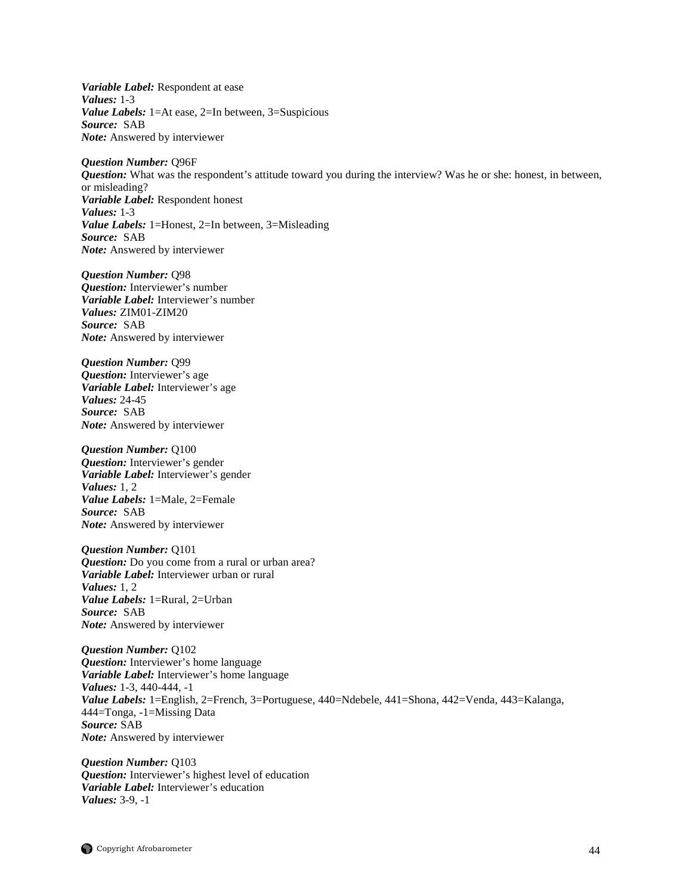***Variable Label:*** Respondent at ease
***Values:*** 1-3
***Value Labels:*** 1=At ease, 2=In between, 3=Suspicious
***Source:*** SAB
***Note:*** Answered by interviewer

***Question Number:*** Q96F
***Question:*** What was the respondent's attitude toward you during the interview? Was he or she: honest, in between, or misleading?
***Variable Label:*** Respondent honest
***Values:*** 1-3
***Value Labels:*** 1=Honest, 2=In between, 3=Misleading
***Source:*** SAB
***Note:*** Answered by interviewer

***Question Number:*** Q98
***Question:*** Interviewer's number
***Variable Label:*** Interviewer's number
***Values:*** ZIM01-ZIM20
***Source:*** SAB
***Note:*** Answered by interviewer

***Question Number:*** Q99
***Question:*** Interviewer's age
***Variable Label:*** Interviewer's age
***Values:*** 24-45
***Source:*** SAB
***Note:*** Answered by interviewer

***Question Number:*** Q100
***Question:*** Interviewer's gender
***Variable Label:*** Interviewer's gender
***Values:*** 1, 2
***Value Labels:*** 1=Male, 2=Female
***Source:*** SAB
***Note:*** Answered by interviewer

***Question Number:*** Q101
***Question:*** Do you come from a rural or urban area?
***Variable Label:*** Interviewer urban or rural
***Values:*** 1, 2
***Value Labels:*** 1=Rural, 2=Urban
***Source:*** SAB
***Note:*** Answered by interviewer

***Question Number:*** Q102
***Question:*** Interviewer's home language
***Variable Label:*** Interviewer's home language
***Values:*** 1-3, 440-444, -1
***Value Labels:*** 1=English, 2=French, 3=Portuguese, 440=Ndebele, 441=Shona, 442=Venda, 443=Kalanga, 444=Tonga, -1=Missing Data
***Source:*** SAB
***Note:*** Answered by interviewer

***Question Number:*** Q103
***Question:*** Interviewer's highest level of education
***Variable Label:*** Interviewer's education
***Values:*** 3-9, -1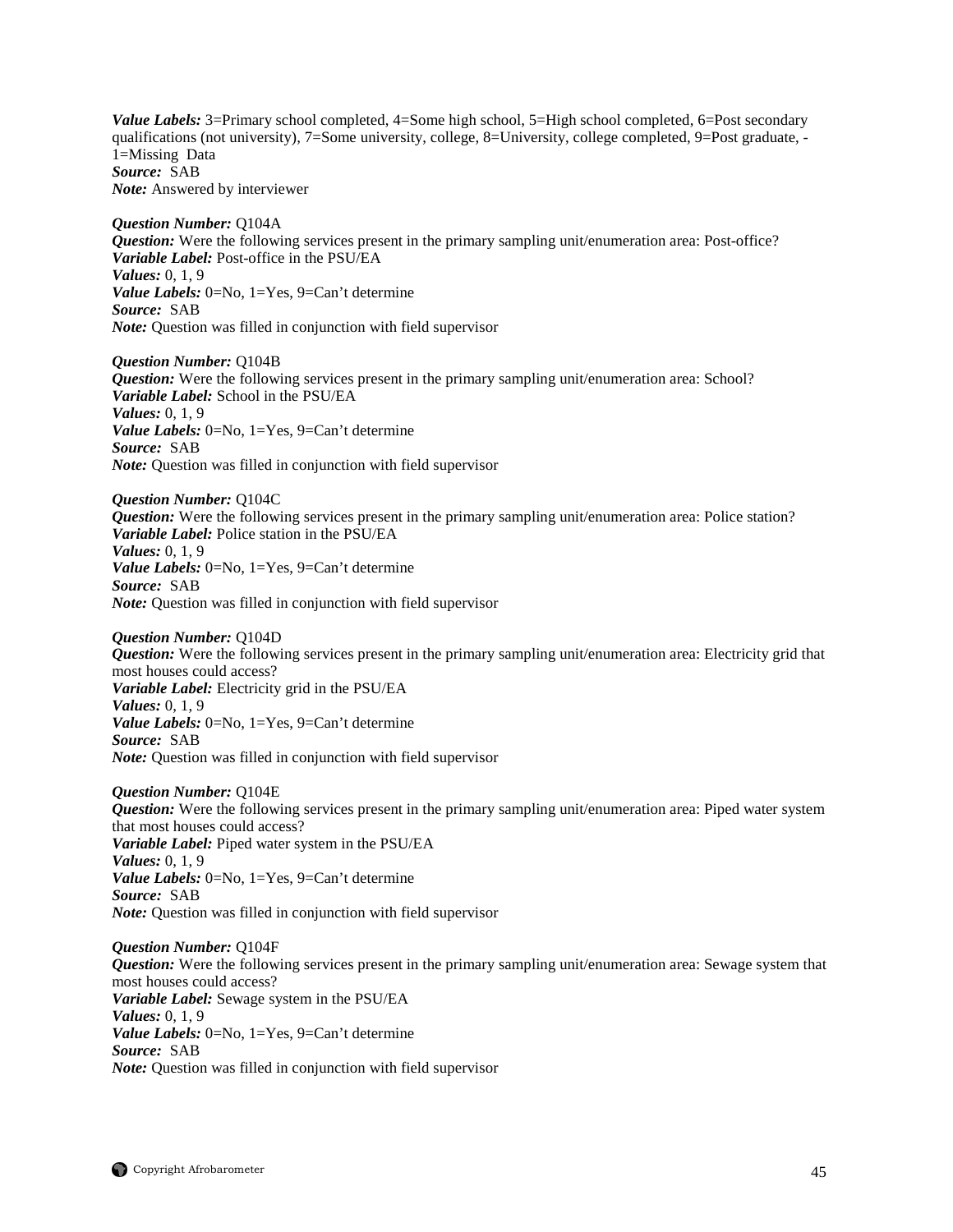*Value Labels:* 3=Primary school completed, 4=Some high school, 5=High school completed, 6=Post secondary qualifications (not university), 7=Some university, college, 8=University, college completed, 9=Post graduate, -1=Missing Data
*Source:* SAB
*Note:* Answered by interviewer

*Question Number:* Q104A
*Question:* Were the following services present in the primary sampling unit/enumeration area: Post-office?
*Variable Label:* Post-office in the PSU/EA
*Values:* 0, 1, 9
*Value Labels:* 0=No, 1=Yes, 9=Can't determine
*Source:* SAB
*Note:* Question was filled in conjunction with field supervisor

*Question Number:* Q104B
*Question:* Were the following services present in the primary sampling unit/enumeration area: School?
*Variable Label:* School in the PSU/EA
*Values:* 0, 1, 9
*Value Labels:* 0=No, 1=Yes, 9=Can't determine
*Source:* SAB
*Note:* Question was filled in conjunction with field supervisor

*Question Number:* Q104C
*Question:* Were the following services present in the primary sampling unit/enumeration area: Police station?
*Variable Label:* Police station in the PSU/EA
*Values:* 0, 1, 9
*Value Labels:* 0=No, 1=Yes, 9=Can't determine
*Source:* SAB
*Note:* Question was filled in conjunction with field supervisor

*Question Number:* Q104D
*Question:* Were the following services present in the primary sampling unit/enumeration area: Electricity grid that most houses could access?
*Variable Label:* Electricity grid in the PSU/EA
*Values:* 0, 1, 9
*Value Labels:* 0=No, 1=Yes, 9=Can't determine
*Source:* SAB
*Note:* Question was filled in conjunction with field supervisor

*Question Number:* Q104E
*Question:* Were the following services present in the primary sampling unit/enumeration area: Piped water system that most houses could access?
*Variable Label:* Piped water system in the PSU/EA
*Values:* 0, 1, 9
*Value Labels:* 0=No, 1=Yes, 9=Can't determine
*Source:* SAB
*Note:* Question was filled in conjunction with field supervisor

*Question Number:* Q104F
*Question:* Were the following services present in the primary sampling unit/enumeration area: Sewage system that most houses could access?
*Variable Label:* Sewage system in the PSU/EA
*Values:* 0, 1, 9
*Value Labels:* 0=No, 1=Yes, 9=Can't determine
*Source:* SAB
*Note:* Question was filled in conjunction with field supervisor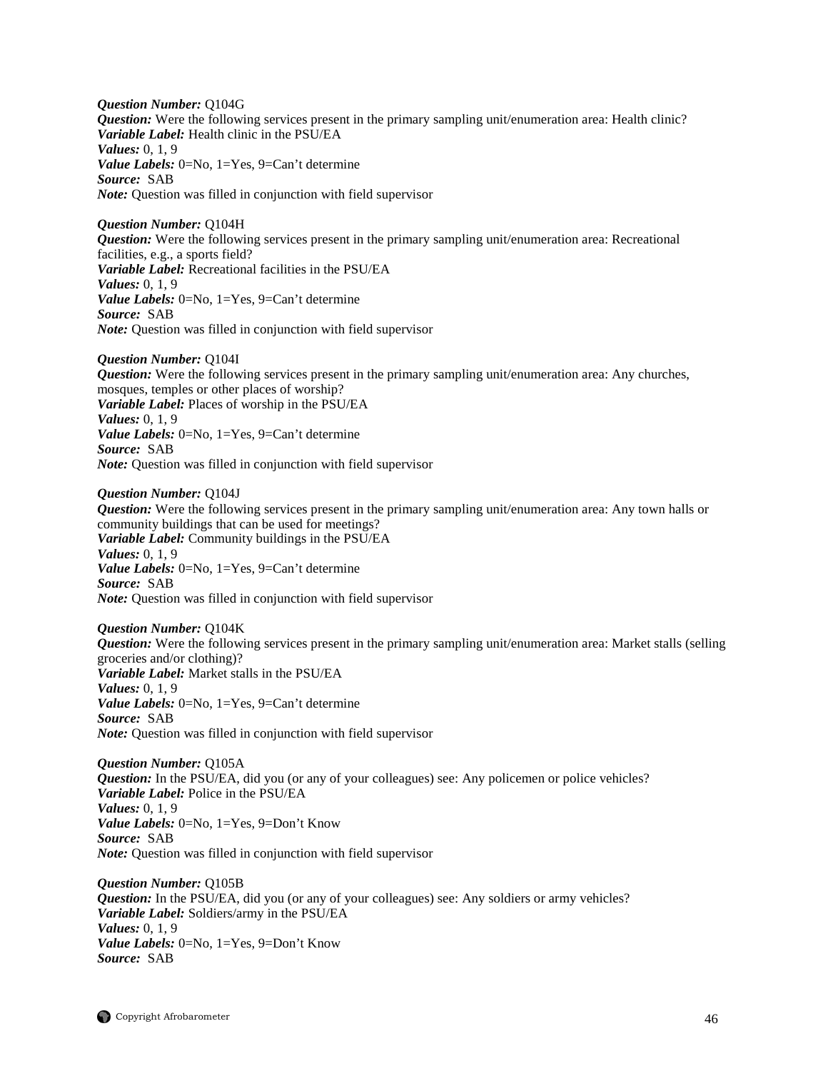***Question Number:*** Q104G
***Question:*** Were the following services present in the primary sampling unit/enumeration area: Health clinic?
***Variable Label:*** Health clinic in the PSU/EA
***Values:*** 0, 1, 9
***Value Labels:*** 0=No, 1=Yes, 9=Can't determine
***Source:*** SAB
***Note:*** Question was filled in conjunction with field supervisor

***Question Number:*** Q104H
***Question:*** Were the following services present in the primary sampling unit/enumeration area: Recreational facilities, e.g., a sports field?
***Variable Label:*** Recreational facilities in the PSU/EA
***Values:*** 0, 1, 9
***Value Labels:*** 0=No, 1=Yes, 9=Can't determine
***Source:*** SAB
***Note:*** Question was filled in conjunction with field supervisor

***Question Number:*** Q104I
***Question:*** Were the following services present in the primary sampling unit/enumeration area: Any churches, mosques, temples or other places of worship?
***Variable Label:*** Places of worship in the PSU/EA
***Values:*** 0, 1, 9
***Value Labels:*** 0=No, 1=Yes, 9=Can't determine
***Source:*** SAB
***Note:*** Question was filled in conjunction with field supervisor

***Question Number:*** Q104J
***Question:*** Were the following services present in the primary sampling unit/enumeration area: Any town halls or community buildings that can be used for meetings?
***Variable Label:*** Community buildings in the PSU/EA
***Values:*** 0, 1, 9
***Value Labels:*** 0=No, 1=Yes, 9=Can't determine
***Source:*** SAB
***Note:*** Question was filled in conjunction with field supervisor

***Question Number:*** Q104K
***Question:*** Were the following services present in the primary sampling unit/enumeration area: Market stalls (selling groceries and/or clothing)?
***Variable Label:*** Market stalls in the PSU/EA
***Values:*** 0, 1, 9
***Value Labels:*** 0=No, 1=Yes, 9=Can't determine
***Source:*** SAB
***Note:*** Question was filled in conjunction with field supervisor

***Question Number:*** Q105A
***Question:*** In the PSU/EA, did you (or any of your colleagues) see: Any policemen or police vehicles?
***Variable Label:*** Police in the PSU/EA
***Values:*** 0, 1, 9
***Value Labels:*** 0=No, 1=Yes, 9=Don't Know
***Source:*** SAB
***Note:*** Question was filled in conjunction with field supervisor

***Question Number:*** Q105B
***Question:*** In the PSU/EA, did you (or any of your colleagues) see: Any soldiers or army vehicles?
***Variable Label:*** Soldiers/army in the PSU/EA
***Values:*** 0, 1, 9
***Value Labels:*** 0=No, 1=Yes, 9=Don't Know
***Source:*** SAB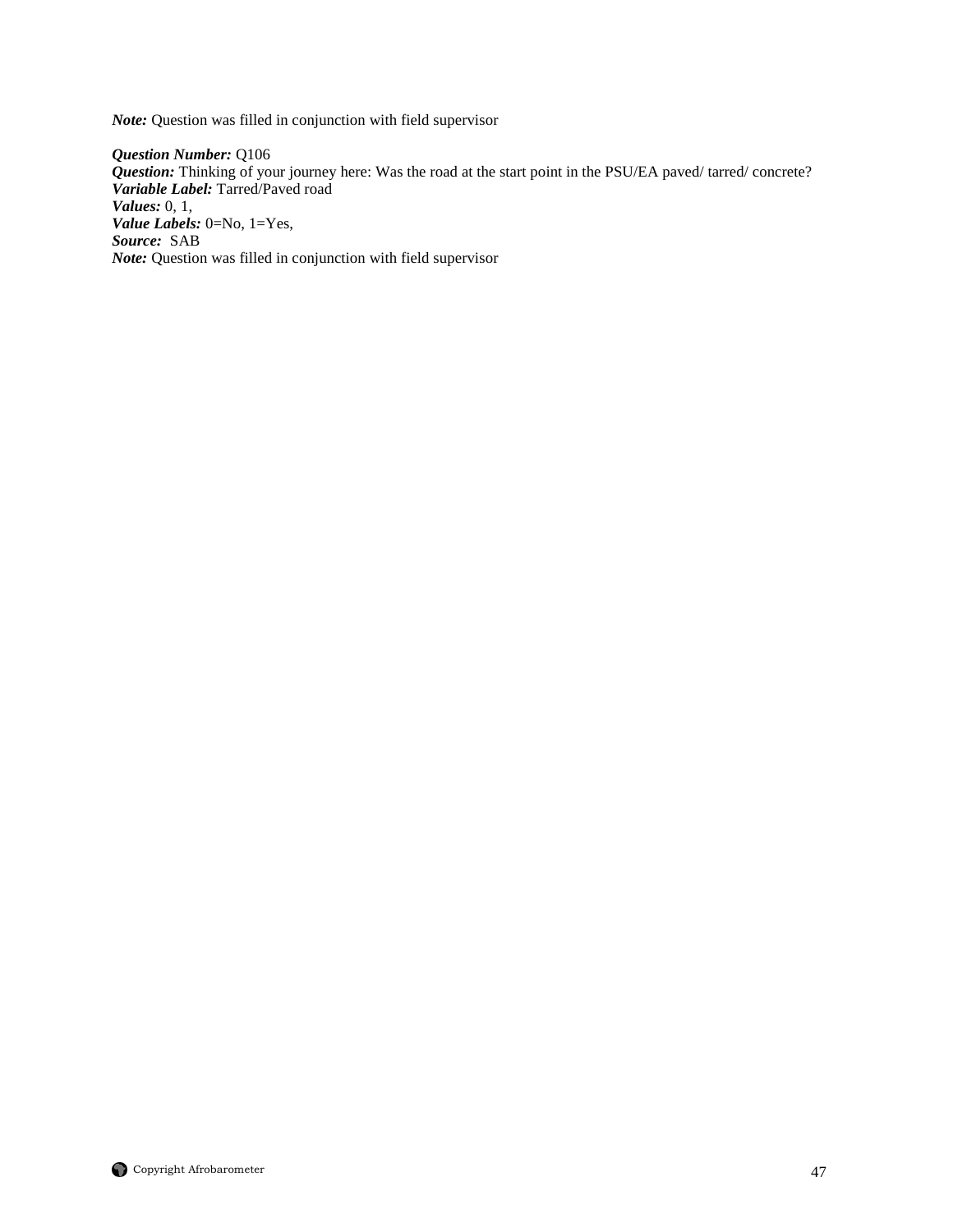***Note:*** Question was filled in conjunction with field supervisor

***Question Number:*** Q106
***Question:*** Thinking of your journey here: Was the road at the start point in the PSU/EA paved/ tarred/ concrete?
***Variable Label:*** Tarred/Paved road
***Values:*** 0, 1,
***Value Labels:*** 0=No, 1=Yes,
***Source:*** SAB
***Note:*** Question was filled in conjunction with field supervisor